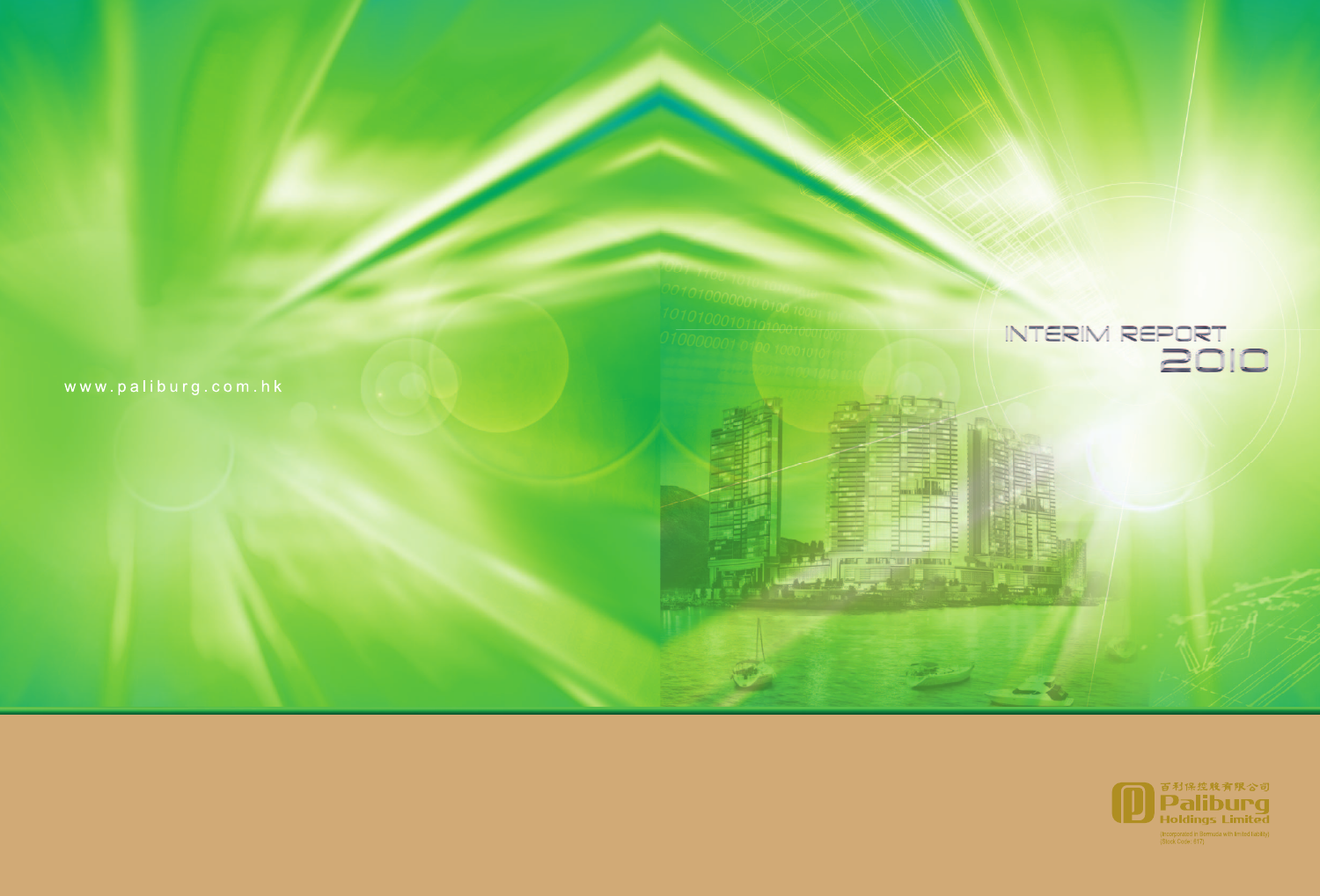www.paliburg.com.hk

# INTERIM REPORT 2010

百利保控股有限公司

**Paliburg Holdings Limited**

(Incorporated in Bermuda with limited liability)
(Stock Code: 617)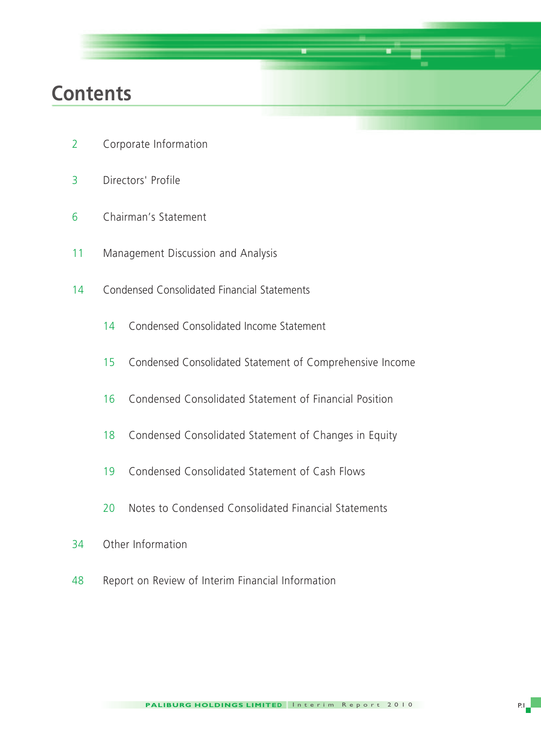# Contents

2 Corporate Information

3 Directors' Profile

6 Chairman's Statement

11 Management Discussion and Analysis

14 Condensed Consolidated Financial Statements

- 14 Condensed Consolidated Income Statement
- 15 Condensed Consolidated Statement of Comprehensive Income
- 16 Condensed Consolidated Statement of Financial Position
- 18 Condensed Consolidated Statement of Changes in Equity
- 19 Condensed Consolidated Statement of Cash Flows
- 20 Notes to Condensed Consolidated Financial Statements

34 Other Information

48 Report on Review of Interim Financial Information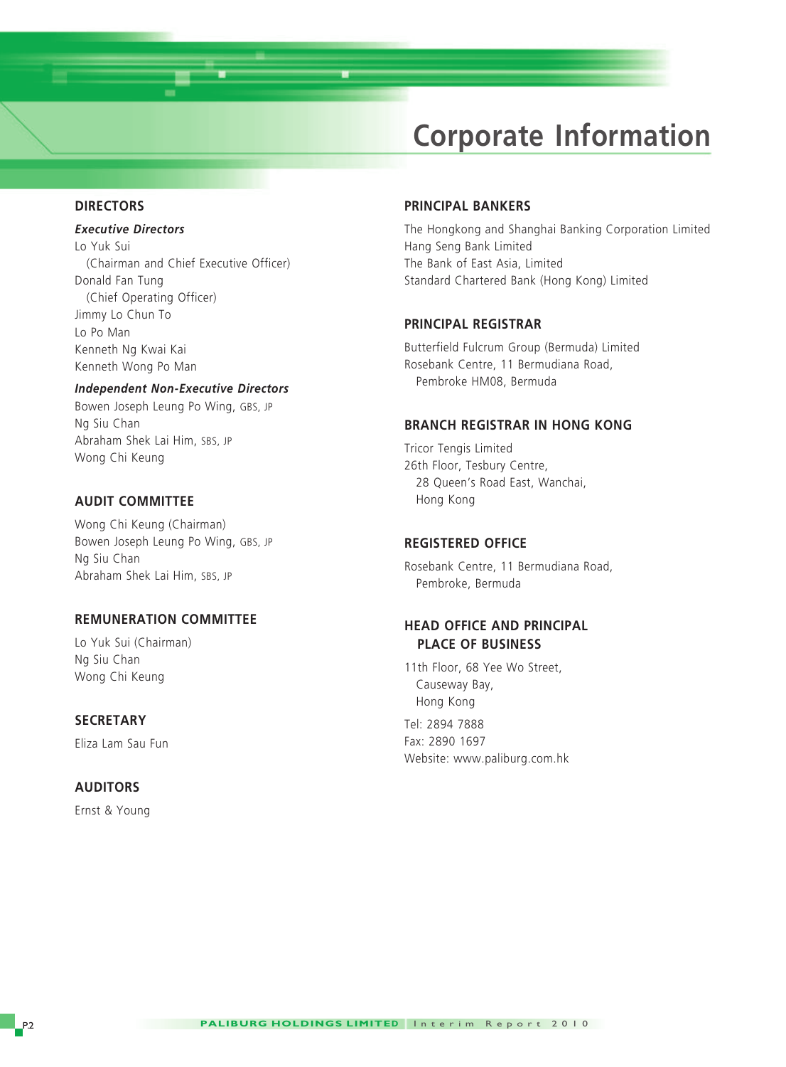# Corporate Information

## DIRECTORS

***Executive Directors***

Lo Yuk Sui
(Chairman and Chief Executive Officer)
Donald Fan Tung
(Chief Operating Officer)
Jimmy Lo Chun To
Lo Po Man
Kenneth Ng Kwai Kai
Kenneth Wong Po Man

***Independent Non-Executive Directors***

Bowen Joseph Leung Po Wing, GBS, JP
Ng Siu Chan
Abraham Shek Lai Him, SBS, JP
Wong Chi Keung

## AUDIT COMMITTEE

Wong Chi Keung (Chairman)
Bowen Joseph Leung Po Wing, GBS, JP
Ng Siu Chan
Abraham Shek Lai Him, SBS, JP

## REMUNERATION COMMITTEE

Lo Yuk Sui (Chairman)
Ng Siu Chan
Wong Chi Keung

## SECRETARY

Eliza Lam Sau Fun

## AUDITORS

Ernst & Young

## PRINCIPAL BANKERS

The Hongkong and Shanghai Banking Corporation Limited
Hang Seng Bank Limited
The Bank of East Asia, Limited
Standard Chartered Bank (Hong Kong) Limited

## PRINCIPAL REGISTRAR

Butterfield Fulcrum Group (Bermuda) Limited
Rosebank Centre, 11 Bermudiana Road,
Pembroke HM08, Bermuda

## BRANCH REGISTRAR IN HONG KONG

Tricor Tengis Limited
26th Floor, Tesbury Centre,
28 Queen's Road East, Wanchai,
Hong Kong

## REGISTERED OFFICE

Rosebank Centre, 11 Bermudiana Road,
Pembroke, Bermuda

## HEAD OFFICE AND PRINCIPAL PLACE OF BUSINESS

11th Floor, 68 Yee Wo Street,
Causeway Bay,
Hong Kong

Tel: 2894 7888
Fax: 2890 1697
Website: www.paliburg.com.hk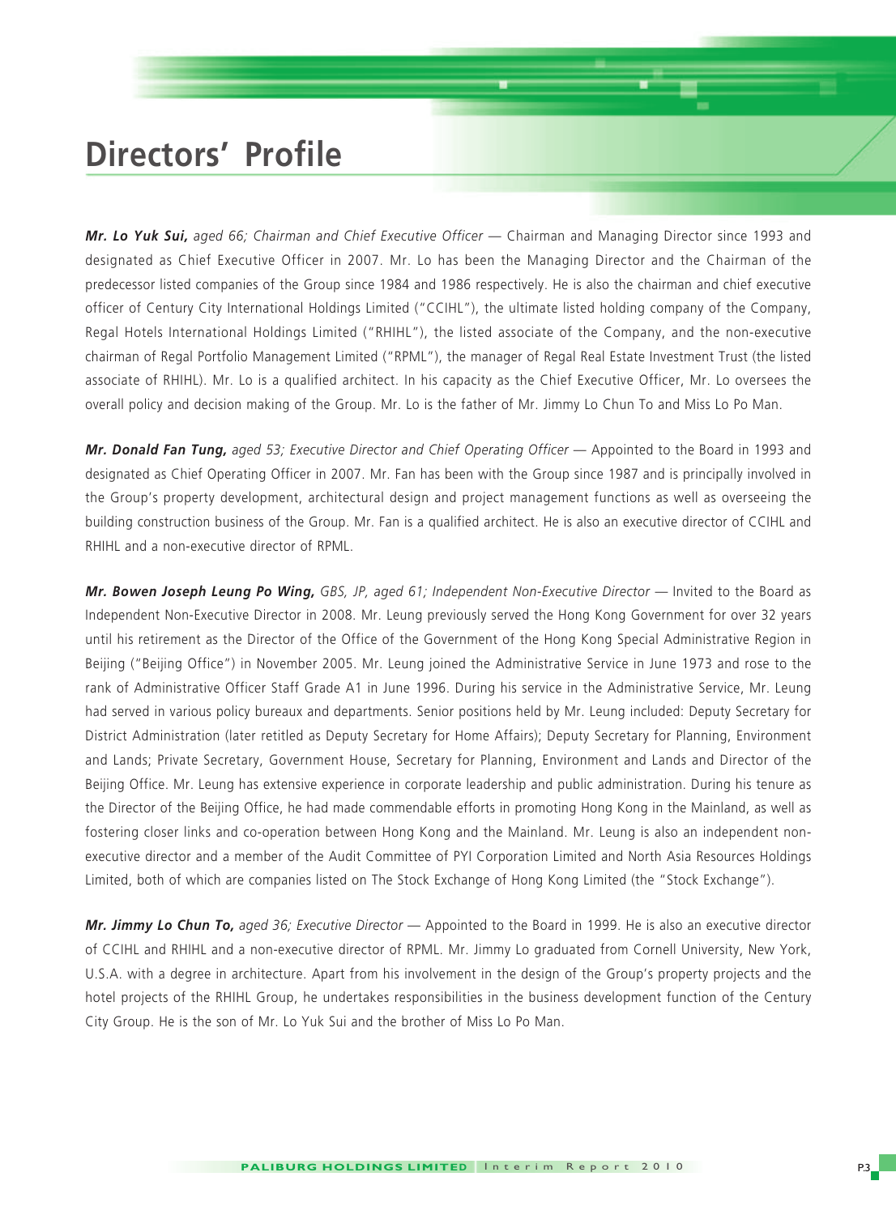# Directors' Profile

***Mr. Lo Yuk Sui,*** *aged 66; Chairman and Chief Executive Officer* — Chairman and Managing Director since 1993 and designated as Chief Executive Officer in 2007. Mr. Lo has been the Managing Director and the Chairman of the predecessor listed companies of the Group since 1984 and 1986 respectively. He is also the chairman and chief executive officer of Century City International Holdings Limited ("CCIHL"), the ultimate listed holding company of the Company, Regal Hotels International Holdings Limited ("RHIHL"), the listed associate of the Company, and the non-executive chairman of Regal Portfolio Management Limited ("RPML"), the manager of Regal Real Estate Investment Trust (the listed associate of RHIHL). Mr. Lo is a qualified architect. In his capacity as the Chief Executive Officer, Mr. Lo oversees the overall policy and decision making of the Group. Mr. Lo is the father of Mr. Jimmy Lo Chun To and Miss Lo Po Man.

***Mr. Donald Fan Tung,*** *aged 53; Executive Director and Chief Operating Officer* — Appointed to the Board in 1993 and designated as Chief Operating Officer in 2007. Mr. Fan has been with the Group since 1987 and is principally involved in the Group's property development, architectural design and project management functions as well as overseeing the building construction business of the Group. Mr. Fan is a qualified architect. He is also an executive director of CCIHL and RHIHL and a non-executive director of RPML.

***Mr. Bowen Joseph Leung Po Wing,*** *GBS, JP, aged 61; Independent Non-Executive Director* — Invited to the Board as Independent Non-Executive Director in 2008. Mr. Leung previously served the Hong Kong Government for over 32 years until his retirement as the Director of the Office of the Government of the Hong Kong Special Administrative Region in Beijing ("Beijing Office") in November 2005. Mr. Leung joined the Administrative Service in June 1973 and rose to the rank of Administrative Officer Staff Grade A1 in June 1996. During his service in the Administrative Service, Mr. Leung had served in various policy bureaux and departments. Senior positions held by Mr. Leung included: Deputy Secretary for District Administration (later retitled as Deputy Secretary for Home Affairs); Deputy Secretary for Planning, Environment and Lands; Private Secretary, Government House, Secretary for Planning, Environment and Lands and Director of the Beijing Office. Mr. Leung has extensive experience in corporate leadership and public administration. During his tenure as the Director of the Beijing Office, he had made commendable efforts in promoting Hong Kong in the Mainland, as well as fostering closer links and co-operation between Hong Kong and the Mainland. Mr. Leung is also an independent non-executive director and a member of the Audit Committee of PYI Corporation Limited and North Asia Resources Holdings Limited, both of which are companies listed on The Stock Exchange of Hong Kong Limited (the "Stock Exchange").

***Mr. Jimmy Lo Chun To,*** *aged 36; Executive Director* — Appointed to the Board in 1999. He is also an executive director of CCIHL and RHIHL and a non-executive director of RPML. Mr. Jimmy Lo graduated from Cornell University, New York, U.S.A. with a degree in architecture. Apart from his involvement in the design of the Group's property projects and the hotel projects of the RHIHL Group, he undertakes responsibilities in the business development function of the Century City Group. He is the son of Mr. Lo Yuk Sui and the brother of Miss Lo Po Man.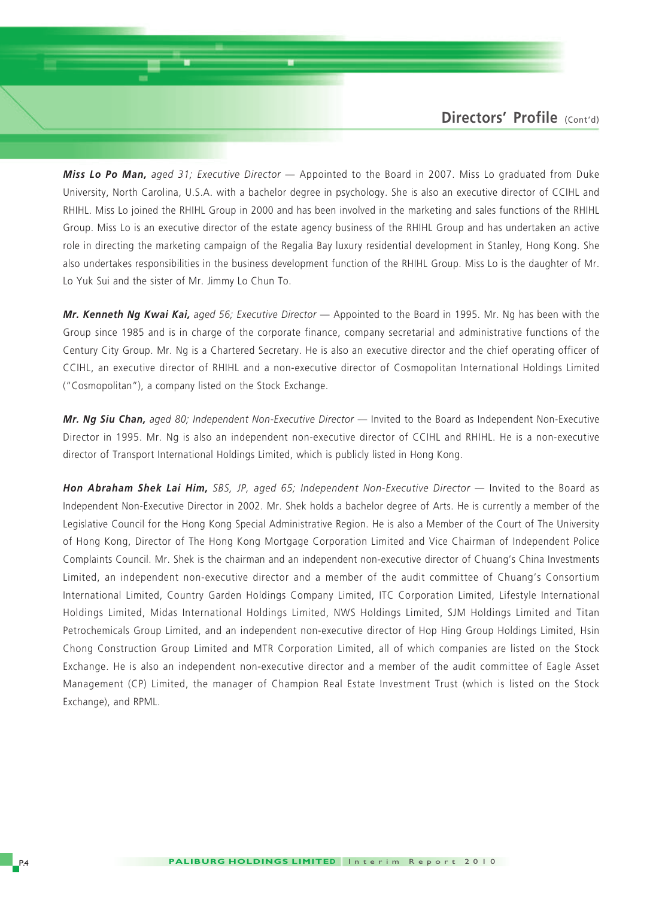## Directors' Profile (Cont'd)

***Miss Lo Po Man,*** *aged 31; Executive Director* — Appointed to the Board in 2007. Miss Lo graduated from Duke University, North Carolina, U.S.A. with a bachelor degree in psychology. She is also an executive director of CCIHL and RHIHL. Miss Lo joined the RHIHL Group in 2000 and has been involved in the marketing and sales functions of the RHIHL Group. Miss Lo is an executive director of the estate agency business of the RHIHL Group and has undertaken an active role in directing the marketing campaign of the Regalia Bay luxury residential development in Stanley, Hong Kong. She also undertakes responsibilities in the business development function of the RHIHL Group. Miss Lo is the daughter of Mr. Lo Yuk Sui and the sister of Mr. Jimmy Lo Chun To.

***Mr. Kenneth Ng Kwai Kai,*** *aged 56; Executive Director* — Appointed to the Board in 1995. Mr. Ng has been with the Group since 1985 and is in charge of the corporate finance, company secretarial and administrative functions of the Century City Group. Mr. Ng is a Chartered Secretary. He is also an executive director and the chief operating officer of CCIHL, an executive director of RHIHL and a non-executive director of Cosmopolitan International Holdings Limited ("Cosmopolitan"), a company listed on the Stock Exchange.

***Mr. Ng Siu Chan,*** *aged 80; Independent Non-Executive Director* — Invited to the Board as Independent Non-Executive Director in 1995. Mr. Ng is also an independent non-executive director of CCIHL and RHIHL. He is a non-executive director of Transport International Holdings Limited, which is publicly listed in Hong Kong.

***Hon Abraham Shek Lai Him,*** *SBS, JP, aged 65; Independent Non-Executive Director* — Invited to the Board as Independent Non-Executive Director in 2002. Mr. Shek holds a bachelor degree of Arts. He is currently a member of the Legislative Council for the Hong Kong Special Administrative Region. He is also a Member of the Court of The University of Hong Kong, Director of The Hong Kong Mortgage Corporation Limited and Vice Chairman of Independent Police Complaints Council. Mr. Shek is the chairman and an independent non-executive director of Chuang's China Investments Limited, an independent non-executive director and a member of the audit committee of Chuang's Consortium International Limited, Country Garden Holdings Company Limited, ITC Corporation Limited, Lifestyle International Holdings Limited, Midas International Holdings Limited, NWS Holdings Limited, SJM Holdings Limited and Titan Petrochemicals Group Limited, and an independent non-executive director of Hop Hing Group Holdings Limited, Hsin Chong Construction Group Limited and MTR Corporation Limited, all of which companies are listed on the Stock Exchange. He is also an independent non-executive director and a member of the audit committee of Eagle Asset Management (CP) Limited, the manager of Champion Real Estate Investment Trust (which is listed on the Stock Exchange), and RPML.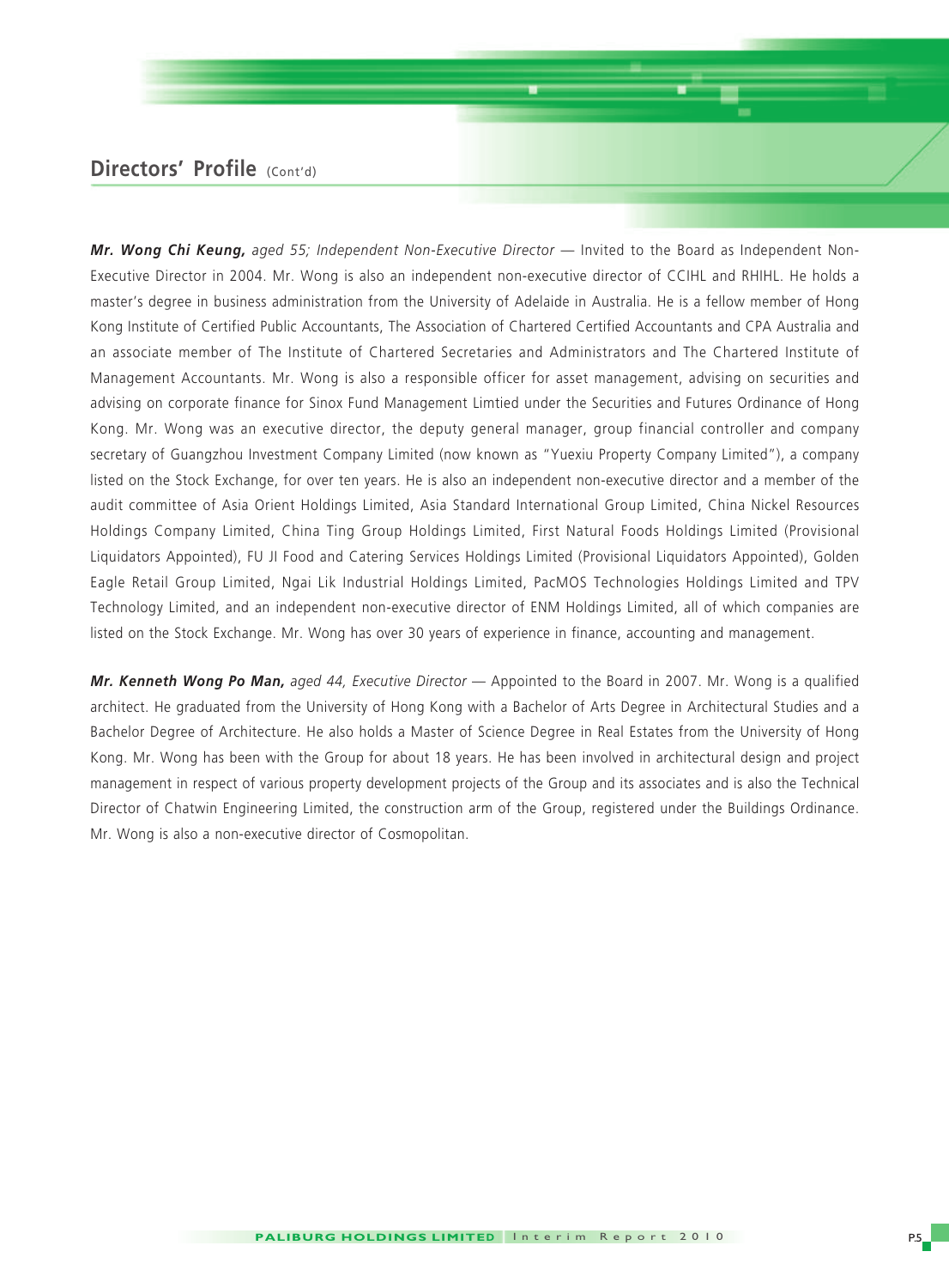## Directors' Profile (Cont'd)

***Mr. Wong Chi Keung,*** *aged 55; Independent Non-Executive Director* — Invited to the Board as Independent Non-Executive Director in 2004. Mr. Wong is also an independent non-executive director of CCIHL and RHIHL. He holds a master's degree in business administration from the University of Adelaide in Australia. He is a fellow member of Hong Kong Institute of Certified Public Accountants, The Association of Chartered Certified Accountants and CPA Australia and an associate member of The Institute of Chartered Secretaries and Administrators and The Chartered Institute of Management Accountants. Mr. Wong is also a responsible officer for asset management, advising on securities and advising on corporate finance for Sinox Fund Management Limtied under the Securities and Futures Ordinance of Hong Kong. Mr. Wong was an executive director, the deputy general manager, group financial controller and company secretary of Guangzhou Investment Company Limited (now known as "Yuexiu Property Company Limited"), a company listed on the Stock Exchange, for over ten years. He is also an independent non-executive director and a member of the audit committee of Asia Orient Holdings Limited, Asia Standard International Group Limited, China Nickel Resources Holdings Company Limited, China Ting Group Holdings Limited, First Natural Foods Holdings Limited (Provisional Liquidators Appointed), FU JI Food and Catering Services Holdings Limited (Provisional Liquidators Appointed), Golden Eagle Retail Group Limited, Ngai Lik Industrial Holdings Limited, PacMOS Technologies Holdings Limited and TPV Technology Limited, and an independent non-executive director of ENM Holdings Limited, all of which companies are listed on the Stock Exchange. Mr. Wong has over 30 years of experience in finance, accounting and management.

***Mr. Kenneth Wong Po Man,*** *aged 44, Executive Director* — Appointed to the Board in 2007. Mr. Wong is a qualified architect. He graduated from the University of Hong Kong with a Bachelor of Arts Degree in Architectural Studies and a Bachelor Degree of Architecture. He also holds a Master of Science Degree in Real Estates from the University of Hong Kong. Mr. Wong has been with the Group for about 18 years. He has been involved in architectural design and project management in respect of various property development projects of the Group and its associates and is also the Technical Director of Chatwin Engineering Limited, the construction arm of the Group, registered under the Buildings Ordinance. Mr. Wong is also a non-executive director of Cosmopolitan.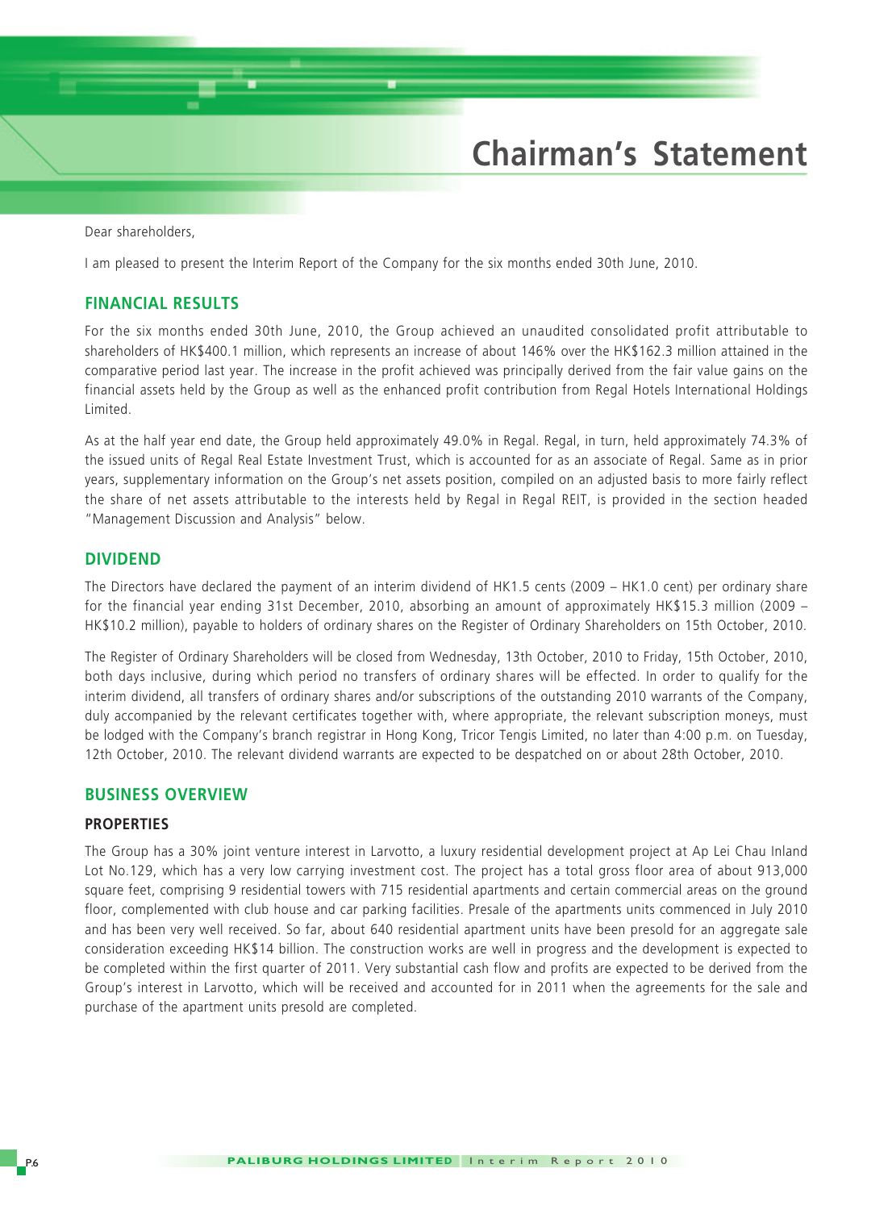# Chairman's Statement

Dear shareholders,

I am pleased to present the Interim Report of the Company for the six months ended 30th June, 2010.

## FINANCIAL RESULTS

For the six months ended 30th June, 2010, the Group achieved an unaudited consolidated profit attributable to shareholders of HK$400.1 million, which represents an increase of about 146% over the HK$162.3 million attained in the comparative period last year. The increase in the profit achieved was principally derived from the fair value gains on the financial assets held by the Group as well as the enhanced profit contribution from Regal Hotels International Holdings Limited.

As at the half year end date, the Group held approximately 49.0% in Regal. Regal, in turn, held approximately 74.3% of the issued units of Regal Real Estate Investment Trust, which is accounted for as an associate of Regal. Same as in prior years, supplementary information on the Group's net assets position, compiled on an adjusted basis to more fairly reflect the share of net assets attributable to the interests held by Regal in Regal REIT, is provided in the section headed "Management Discussion and Analysis" below.

## DIVIDEND

The Directors have declared the payment of an interim dividend of HK1.5 cents (2009 – HK1.0 cent) per ordinary share for the financial year ending 31st December, 2010, absorbing an amount of approximately HK$15.3 million (2009 – HK$10.2 million), payable to holders of ordinary shares on the Register of Ordinary Shareholders on 15th October, 2010.

The Register of Ordinary Shareholders will be closed from Wednesday, 13th October, 2010 to Friday, 15th October, 2010, both days inclusive, during which period no transfers of ordinary shares will be effected. In order to qualify for the interim dividend, all transfers of ordinary shares and/or subscriptions of the outstanding 2010 warrants of the Company, duly accompanied by the relevant certificates together with, where appropriate, the relevant subscription moneys, must be lodged with the Company's branch registrar in Hong Kong, Tricor Tengis Limited, no later than 4:00 p.m. on Tuesday, 12th October, 2010. The relevant dividend warrants are expected to be despatched on or about 28th October, 2010.

## BUSINESS OVERVIEW

### PROPERTIES

The Group has a 30% joint venture interest in Larvotto, a luxury residential development project at Ap Lei Chau Inland Lot No.129, which has a very low carrying investment cost. The project has a total gross floor area of about 913,000 square feet, comprising 9 residential towers with 715 residential apartments and certain commercial areas on the ground floor, complemented with club house and car parking facilities. Presale of the apartments units commenced in July 2010 and has been very well received. So far, about 640 residential apartment units have been presold for an aggregate sale consideration exceeding HK$14 billion. The construction works are well in progress and the development is expected to be completed within the first quarter of 2011. Very substantial cash flow and profits are expected to be derived from the Group's interest in Larvotto, which will be received and accounted for in 2011 when the agreements for the sale and purchase of the apartment units presold are completed.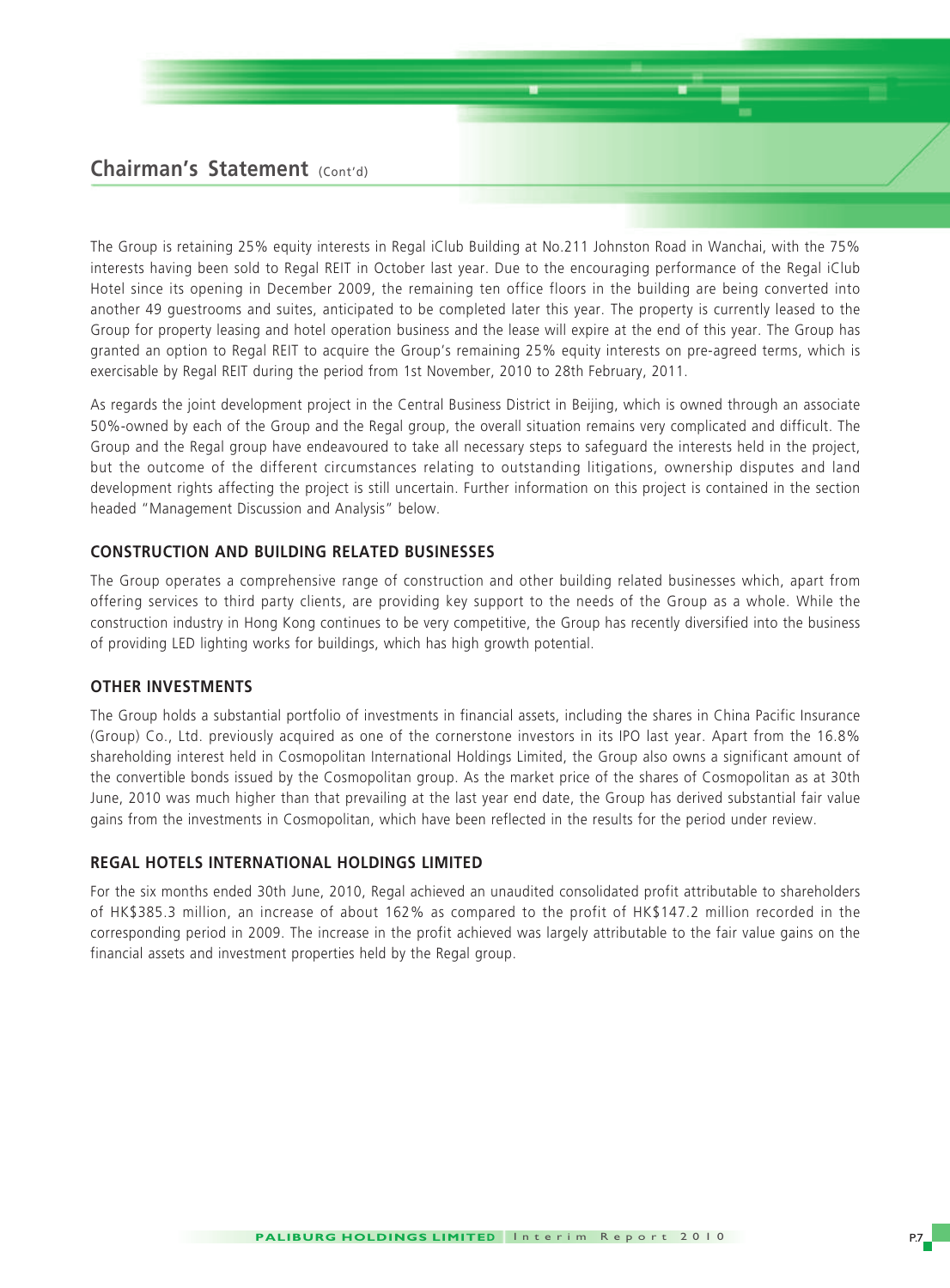## Chairman's Statement (Cont'd)

The Group is retaining 25% equity interests in Regal iClub Building at No.211 Johnston Road in Wanchai, with the 75% interests having been sold to Regal REIT in October last year. Due to the encouraging performance of the Regal iClub Hotel since its opening in December 2009, the remaining ten office floors in the building are being converted into another 49 guestrooms and suites, anticipated to be completed later this year. The property is currently leased to the Group for property leasing and hotel operation business and the lease will expire at the end of this year. The Group has granted an option to Regal REIT to acquire the Group's remaining 25% equity interests on pre-agreed terms, which is exercisable by Regal REIT during the period from 1st November, 2010 to 28th February, 2011.

As regards the joint development project in the Central Business District in Beijing, which is owned through an associate 50%-owned by each of the Group and the Regal group, the overall situation remains very complicated and difficult. The Group and the Regal group have endeavoured to take all necessary steps to safeguard the interests held in the project, but the outcome of the different circumstances relating to outstanding litigations, ownership disputes and land development rights affecting the project is still uncertain. Further information on this project is contained in the section headed "Management Discussion and Analysis" below.

### CONSTRUCTION AND BUILDING RELATED BUSINESSES

The Group operates a comprehensive range of construction and other building related businesses which, apart from offering services to third party clients, are providing key support to the needs of the Group as a whole. While the construction industry in Hong Kong continues to be very competitive, the Group has recently diversified into the business of providing LED lighting works for buildings, which has high growth potential.

### OTHER INVESTMENTS

The Group holds a substantial portfolio of investments in financial assets, including the shares in China Pacific Insurance (Group) Co., Ltd. previously acquired as one of the cornerstone investors in its IPO last year. Apart from the 16.8% shareholding interest held in Cosmopolitan International Holdings Limited, the Group also owns a significant amount of the convertible bonds issued by the Cosmopolitan group. As the market price of the shares of Cosmopolitan as at 30th June, 2010 was much higher than that prevailing at the last year end date, the Group has derived substantial fair value gains from the investments in Cosmopolitan, which have been reflected in the results for the period under review.

### REGAL HOTELS INTERNATIONAL HOLDINGS LIMITED

For the six months ended 30th June, 2010, Regal achieved an unaudited consolidated profit attributable to shareholders of HK$385.3 million, an increase of about 162% as compared to the profit of HK$147.2 million recorded in the corresponding period in 2009. The increase in the profit achieved was largely attributable to the fair value gains on the financial assets and investment properties held by the Regal group.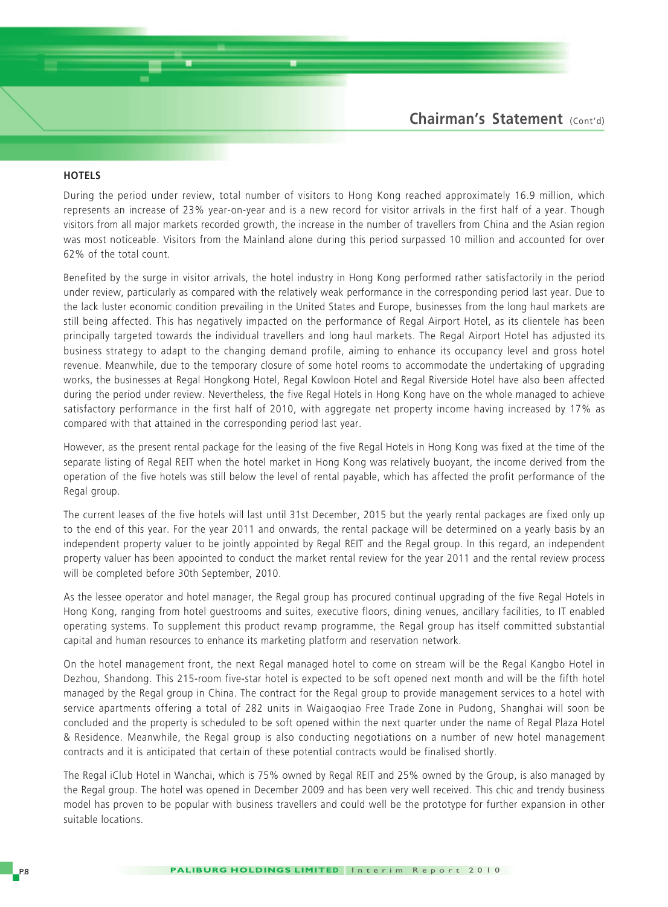## HOTELS

During the period under review, total number of visitors to Hong Kong reached approximately 16.9 million, which represents an increase of 23% year-on-year and is a new record for visitor arrivals in the first half of a year. Though visitors from all major markets recorded growth, the increase in the number of travellers from China and the Asian region was most noticeable. Visitors from the Mainland alone during this period surpassed 10 million and accounted for over 62% of the total count.

Benefited by the surge in visitor arrivals, the hotel industry in Hong Kong performed rather satisfactorily in the period under review, particularly as compared with the relatively weak performance in the corresponding period last year. Due to the lack luster economic condition prevailing in the United States and Europe, businesses from the long haul markets are still being affected. This has negatively impacted on the performance of Regal Airport Hotel, as its clientele has been principally targeted towards the individual travellers and long haul markets. The Regal Airport Hotel has adjusted its business strategy to adapt to the changing demand profile, aiming to enhance its occupancy level and gross hotel revenue. Meanwhile, due to the temporary closure of some hotel rooms to accommodate the undertaking of upgrading works, the businesses at Regal Hongkong Hotel, Regal Kowloon Hotel and Regal Riverside Hotel have also been affected during the period under review. Nevertheless, the five Regal Hotels in Hong Kong have on the whole managed to achieve satisfactory performance in the first half of 2010, with aggregate net property income having increased by 17% as compared with that attained in the corresponding period last year.

However, as the present rental package for the leasing of the five Regal Hotels in Hong Kong was fixed at the time of the separate listing of Regal REIT when the hotel market in Hong Kong was relatively buoyant, the income derived from the operation of the five hotels was still below the level of rental payable, which has affected the profit performance of the Regal group.

The current leases of the five hotels will last until 31st December, 2015 but the yearly rental packages are fixed only up to the end of this year. For the year 2011 and onwards, the rental package will be determined on a yearly basis by an independent property valuer to be jointly appointed by Regal REIT and the Regal group. In this regard, an independent property valuer has been appointed to conduct the market rental review for the year 2011 and the rental review process will be completed before 30th September, 2010.

As the lessee operator and hotel manager, the Regal group has procured continual upgrading of the five Regal Hotels in Hong Kong, ranging from hotel guestrooms and suites, executive floors, dining venues, ancillary facilities, to IT enabled operating systems. To supplement this product revamp programme, the Regal group has itself committed substantial capital and human resources to enhance its marketing platform and reservation network.

On the hotel management front, the next Regal managed hotel to come on stream will be the Regal Kangbo Hotel in Dezhou, Shandong. This 215-room five-star hotel is expected to be soft opened next month and will be the fifth hotel managed by the Regal group in China. The contract for the Regal group to provide management services to a hotel with service apartments offering a total of 282 units in Waigaoqiao Free Trade Zone in Pudong, Shanghai will soon be concluded and the property is scheduled to be soft opened within the next quarter under the name of Regal Plaza Hotel & Residence. Meanwhile, the Regal group is also conducting negotiations on a number of new hotel management contracts and it is anticipated that certain of these potential contracts would be finalised shortly.

The Regal iClub Hotel in Wanchai, which is 75% owned by Regal REIT and 25% owned by the Group, is also managed by the Regal group. The hotel was opened in December 2009 and has been very well received. This chic and trendy business model has proven to be popular with business travellers and could well be the prototype for further expansion in other suitable locations.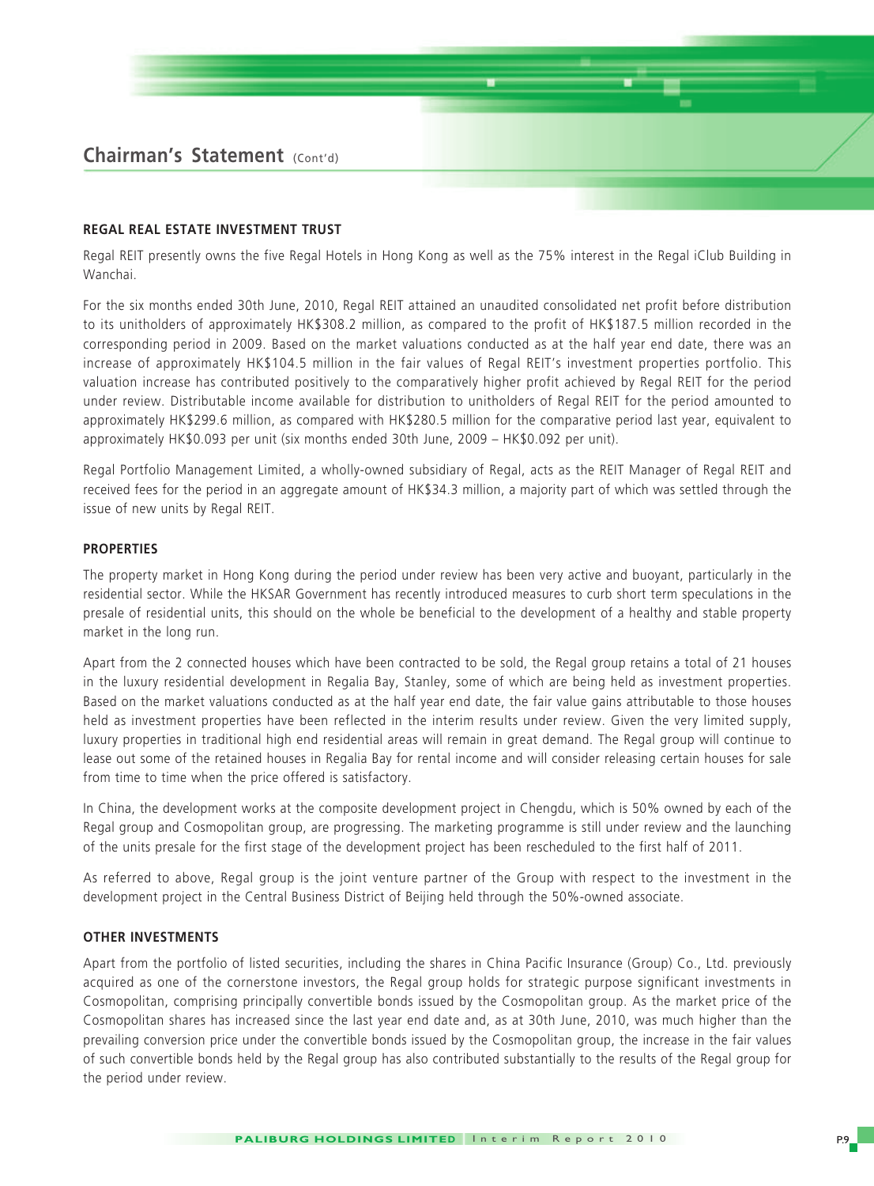## Chairman's Statement (Cont'd)

### REGAL REAL ESTATE INVESTMENT TRUST

Regal REIT presently owns the five Regal Hotels in Hong Kong as well as the 75% interest in the Regal iClub Building in Wanchai.

For the six months ended 30th June, 2010, Regal REIT attained an unaudited consolidated net profit before distribution to its unitholders of approximately HK$308.2 million, as compared to the profit of HK$187.5 million recorded in the corresponding period in 2009. Based on the market valuations conducted as at the half year end date, there was an increase of approximately HK$104.5 million in the fair values of Regal REIT's investment properties portfolio. This valuation increase has contributed positively to the comparatively higher profit achieved by Regal REIT for the period under review. Distributable income available for distribution to unitholders of Regal REIT for the period amounted to approximately HK$299.6 million, as compared with HK$280.5 million for the comparative period last year, equivalent to approximately HK$0.093 per unit (six months ended 30th June, 2009 – HK$0.092 per unit).

Regal Portfolio Management Limited, a wholly-owned subsidiary of Regal, acts as the REIT Manager of Regal REIT and received fees for the period in an aggregate amount of HK$34.3 million, a majority part of which was settled through the issue of new units by Regal REIT.

### PROPERTIES

The property market in Hong Kong during the period under review has been very active and buoyant, particularly in the residential sector. While the HKSAR Government has recently introduced measures to curb short term speculations in the presale of residential units, this should on the whole be beneficial to the development of a healthy and stable property market in the long run.

Apart from the 2 connected houses which have been contracted to be sold, the Regal group retains a total of 21 houses in the luxury residential development in Regalia Bay, Stanley, some of which are being held as investment properties. Based on the market valuations conducted as at the half year end date, the fair value gains attributable to those houses held as investment properties have been reflected in the interim results under review. Given the very limited supply, luxury properties in traditional high end residential areas will remain in great demand. The Regal group will continue to lease out some of the retained houses in Regalia Bay for rental income and will consider releasing certain houses for sale from time to time when the price offered is satisfactory.

In China, the development works at the composite development project in Chengdu, which is 50% owned by each of the Regal group and Cosmopolitan group, are progressing. The marketing programme is still under review and the launching of the units presale for the first stage of the development project has been rescheduled to the first half of 2011.

As referred to above, Regal group is the joint venture partner of the Group with respect to the investment in the development project in the Central Business District of Beijing held through the 50%-owned associate.

### OTHER INVESTMENTS

Apart from the portfolio of listed securities, including the shares in China Pacific Insurance (Group) Co., Ltd. previously acquired as one of the cornerstone investors, the Regal group holds for strategic purpose significant investments in Cosmopolitan, comprising principally convertible bonds issued by the Cosmopolitan group. As the market price of the Cosmopolitan shares has increased since the last year end date and, as at 30th June, 2010, was much higher than the prevailing conversion price under the convertible bonds issued by the Cosmopolitan group, the increase in the fair values of such convertible bonds held by the Regal group has also contributed substantially to the results of the Regal group for the period under review.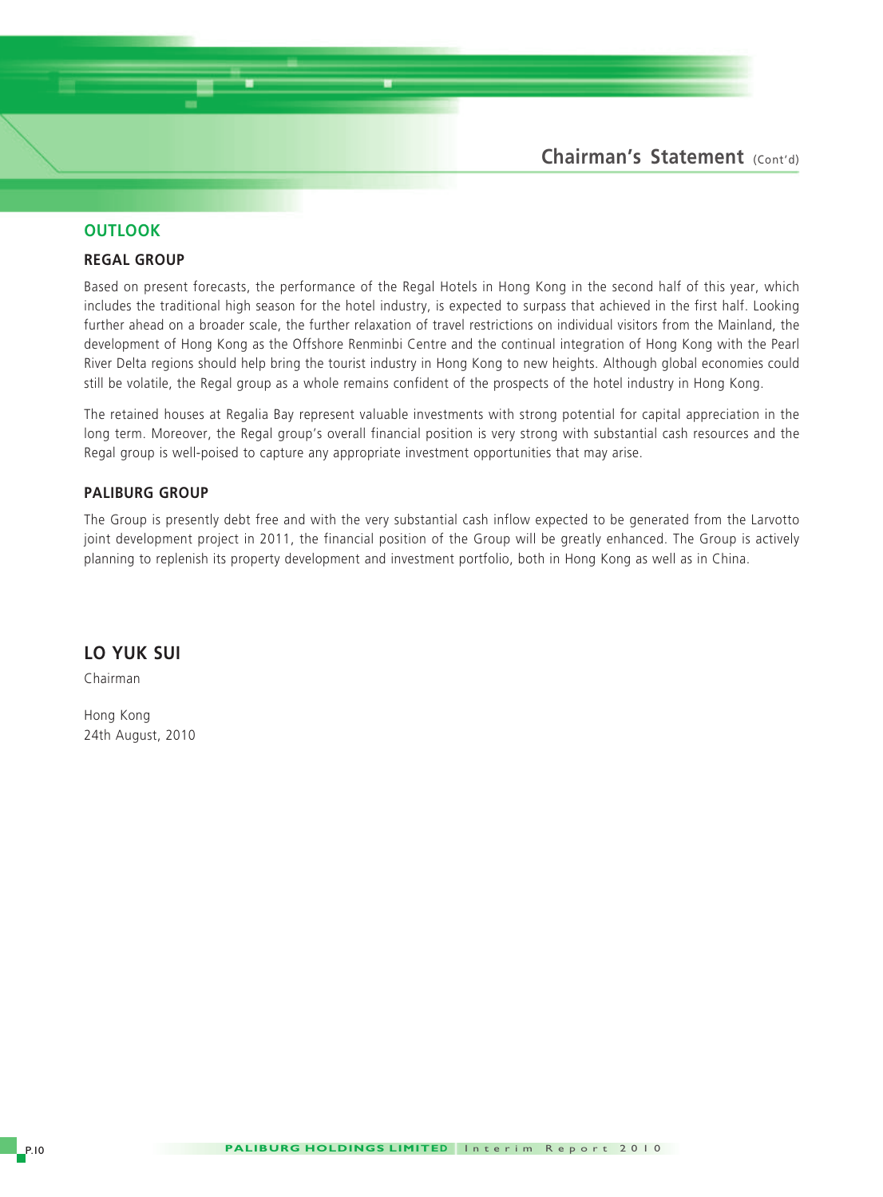## OUTLOOK

### REGAL GROUP

Based on present forecasts, the performance of the Regal Hotels in Hong Kong in the second half of this year, which includes the traditional high season for the hotel industry, is expected to surpass that achieved in the first half. Looking further ahead on a broader scale, the further relaxation of travel restrictions on individual visitors from the Mainland, the development of Hong Kong as the Offshore Renminbi Centre and the continual integration of Hong Kong with the Pearl River Delta regions should help bring the tourist industry in Hong Kong to new heights. Although global economies could still be volatile, the Regal group as a whole remains confident of the prospects of the hotel industry in Hong Kong.

The retained houses at Regalia Bay represent valuable investments with strong potential for capital appreciation in the long term. Moreover, the Regal group's overall financial position is very strong with substantial cash resources and the Regal group is well-poised to capture any appropriate investment opportunities that may arise.

### PALIBURG GROUP

The Group is presently debt free and with the very substantial cash inflow expected to be generated from the Larvotto joint development project in 2011, the financial position of the Group will be greatly enhanced. The Group is actively planning to replenish its property development and investment portfolio, both in Hong Kong as well as in China.

**LO YUK SUI**

Chairman

Hong Kong
24th August, 2010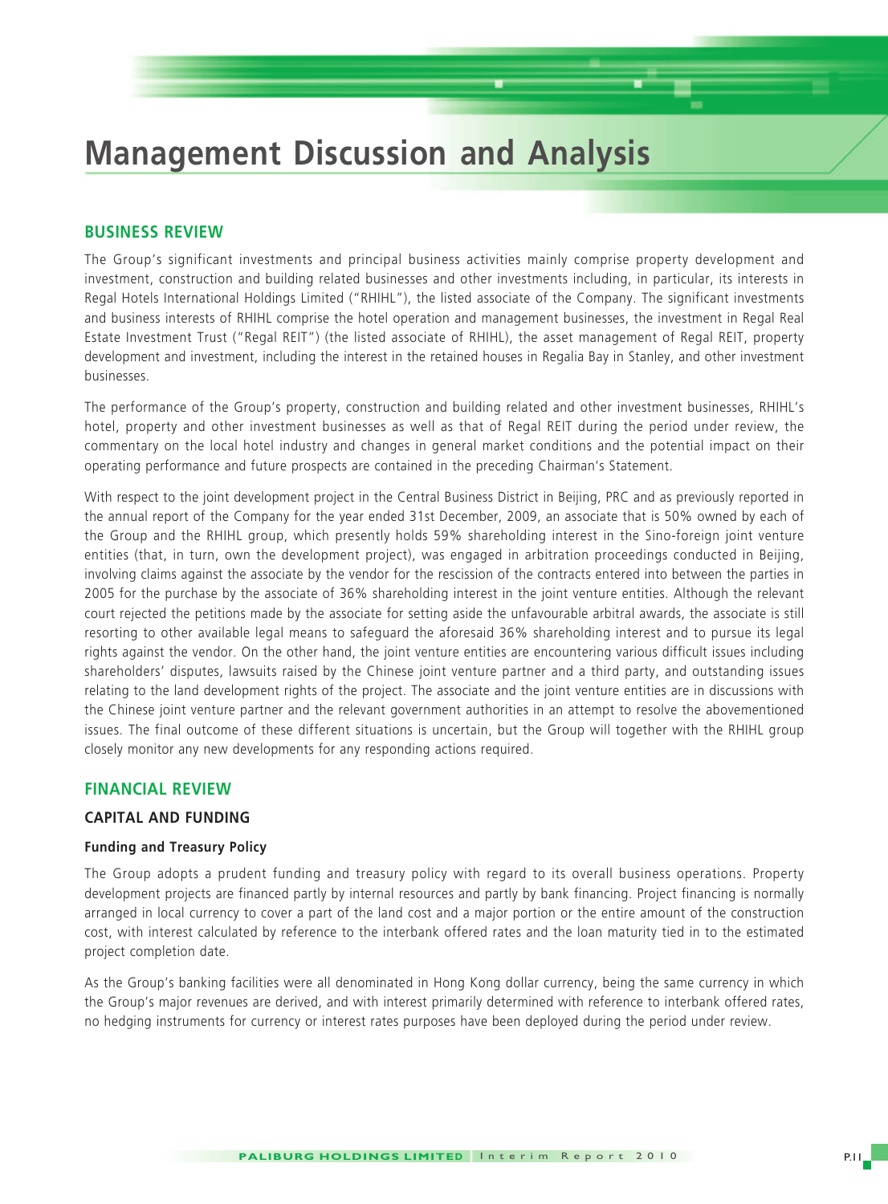# Management Discussion and Analysis

## BUSINESS REVIEW

The Group's significant investments and principal business activities mainly comprise property development and investment, construction and building related businesses and other investments including, in particular, its interests in Regal Hotels International Holdings Limited ("RHIHL"), the listed associate of the Company. The significant investments and business interests of RHIHL comprise the hotel operation and management businesses, the investment in Regal Real Estate Investment Trust ("Regal REIT") (the listed associate of RHIHL), the asset management of Regal REIT, property development and investment, including the interest in the retained houses in Regalia Bay in Stanley, and other investment businesses.

The performance of the Group's property, construction and building related and other investment businesses, RHIHL's hotel, property and other investment businesses as well as that of Regal REIT during the period under review, the commentary on the local hotel industry and changes in general market conditions and the potential impact on their operating performance and future prospects are contained in the preceding Chairman's Statement.

With respect to the joint development project in the Central Business District in Beijing, PRC and as previously reported in the annual report of the Company for the year ended 31st December, 2009, an associate that is 50% owned by each of the Group and the RHIHL group, which presently holds 59% shareholding interest in the Sino-foreign joint venture entities (that, in turn, own the development project), was engaged in arbitration proceedings conducted in Beijing, involving claims against the associate by the vendor for the rescission of the contracts entered into between the parties in 2005 for the purchase by the associate of 36% shareholding interest in the joint venture entities. Although the relevant court rejected the petitions made by the associate for setting aside the unfavourable arbitral awards, the associate is still resorting to other available legal means to safeguard the aforesaid 36% shareholding interest and to pursue its legal rights against the vendor. On the other hand, the joint venture entities are encountering various difficult issues including shareholders' disputes, lawsuits raised by the Chinese joint venture partner and a third party, and outstanding issues relating to the land development rights of the project. The associate and the joint venture entities are in discussions with the Chinese joint venture partner and the relevant government authorities in an attempt to resolve the abovementioned issues. The final outcome of these different situations is uncertain, but the Group will together with the RHIHL group closely monitor any new developments for any responding actions required.

## FINANCIAL REVIEW

### CAPITAL AND FUNDING

#### Funding and Treasury Policy

The Group adopts a prudent funding and treasury policy with regard to its overall business operations. Property development projects are financed partly by internal resources and partly by bank financing. Project financing is normally arranged in local currency to cover a part of the land cost and a major portion or the entire amount of the construction cost, with interest calculated by reference to the interbank offered rates and the loan maturity tied in to the estimated project completion date.

As the Group's banking facilities were all denominated in Hong Kong dollar currency, being the same currency in which the Group's major revenues are derived, and with interest primarily determined with reference to interbank offered rates, no hedging instruments for currency or interest rates purposes have been deployed during the period under review.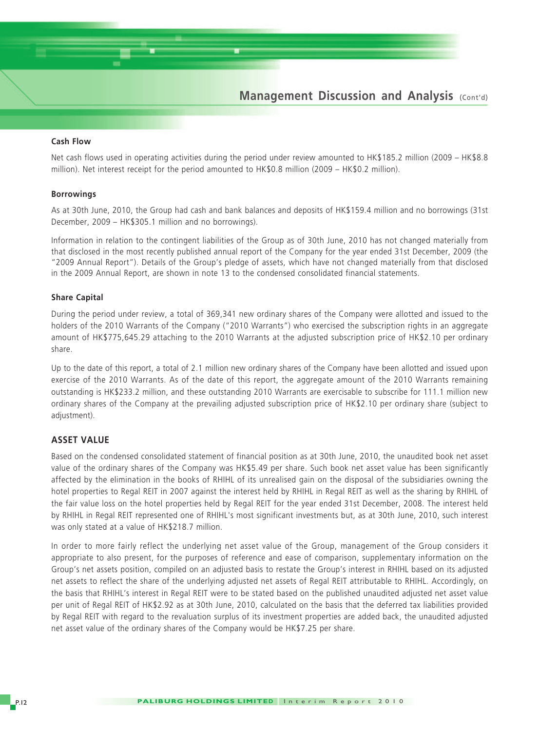### Cash Flow

Net cash flows used in operating activities during the period under review amounted to HK$185.2 million (2009 – HK$8.8 million). Net interest receipt for the period amounted to HK$0.8 million (2009 – HK$0.2 million).

### Borrowings

As at 30th June, 2010, the Group had cash and bank balances and deposits of HK$159.4 million and no borrowings (31st December, 2009 – HK$305.1 million and no borrowings).

Information in relation to the contingent liabilities of the Group as of 30th June, 2010 has not changed materially from that disclosed in the most recently published annual report of the Company for the year ended 31st December, 2009 (the "2009 Annual Report"). Details of the Group's pledge of assets, which have not changed materially from that disclosed in the 2009 Annual Report, are shown in note 13 to the condensed consolidated financial statements.

### Share Capital

During the period under review, a total of 369,341 new ordinary shares of the Company were allotted and issued to the holders of the 2010 Warrants of the Company ("2010 Warrants") who exercised the subscription rights in an aggregate amount of HK$775,645.29 attaching to the 2010 Warrants at the adjusted subscription price of HK$2.10 per ordinary share.

Up to the date of this report, a total of 2.1 million new ordinary shares of the Company have been allotted and issued upon exercise of the 2010 Warrants. As of the date of this report, the aggregate amount of the 2010 Warrants remaining outstanding is HK$233.2 million, and these outstanding 2010 Warrants are exercisable to subscribe for 111.1 million new ordinary shares of the Company at the prevailing adjusted subscription price of HK$2.10 per ordinary share (subject to adjustment).

## ASSET VALUE

Based on the condensed consolidated statement of financial position as at 30th June, 2010, the unaudited book net asset value of the ordinary shares of the Company was HK$5.49 per share. Such book net asset value has been significantly affected by the elimination in the books of RHIHL of its unrealised gain on the disposal of the subsidiaries owning the hotel properties to Regal REIT in 2007 against the interest held by RHIHL in Regal REIT as well as the sharing by RHIHL of the fair value loss on the hotel properties held by Regal REIT for the year ended 31st December, 2008. The interest held by RHIHL in Regal REIT represented one of RHIHL's most significant investments but, as at 30th June, 2010, such interest was only stated at a value of HK$218.7 million.

In order to more fairly reflect the underlying net asset value of the Group, management of the Group considers it appropriate to also present, for the purposes of reference and ease of comparison, supplementary information on the Group's net assets position, compiled on an adjusted basis to restate the Group's interest in RHIHL based on its adjusted net assets to reflect the share of the underlying adjusted net assets of Regal REIT attributable to RHIHL. Accordingly, on the basis that RHIHL's interest in Regal REIT were to be stated based on the published unaudited adjusted net asset value per unit of Regal REIT of HK$2.92 as at 30th June, 2010, calculated on the basis that the deferred tax liabilities provided by Regal REIT with regard to the revaluation surplus of its investment properties are added back, the unaudited adjusted net asset value of the ordinary shares of the Company would be HK$7.25 per share.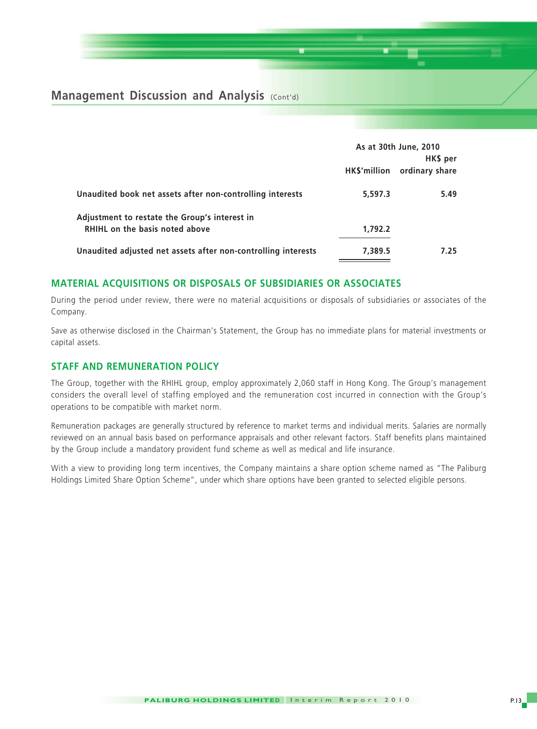|  | As at 30th June, 2010 |  |
|---|---|---|
|  | HK$'million | HK$ per ordinary share |
| **Unaudited book net assets after non-controlling interests** | **5,597.3** | **5.49** |
| **Adjustment to restate the Group's interest in RHIHL on the basis noted above** | **1,792.2** |  |
| **Unaudited adjusted net assets after non-controlling interests** | **7,389.5** | **7.25** |

## MATERIAL ACQUISITIONS OR DISPOSALS OF SUBSIDIARIES OR ASSOCIATES

During the period under review, there were no material acquisitions or disposals of subsidiaries or associates of the Company.

Save as otherwise disclosed in the Chairman's Statement, the Group has no immediate plans for material investments or capital assets.

## STAFF AND REMUNERATION POLICY

The Group, together with the RHIHL group, employ approximately 2,060 staff in Hong Kong. The Group's management considers the overall level of staffing employed and the remuneration cost incurred in connection with the Group's operations to be compatible with market norm.

Remuneration packages are generally structured by reference to market terms and individual merits. Salaries are normally reviewed on an annual basis based on performance appraisals and other relevant factors. Staff benefits plans maintained by the Group include a mandatory provident fund scheme as well as medical and life insurance.

With a view to providing long term incentives, the Company maintains a share option scheme named as "The Paliburg Holdings Limited Share Option Scheme", under which share options have been granted to selected eligible persons.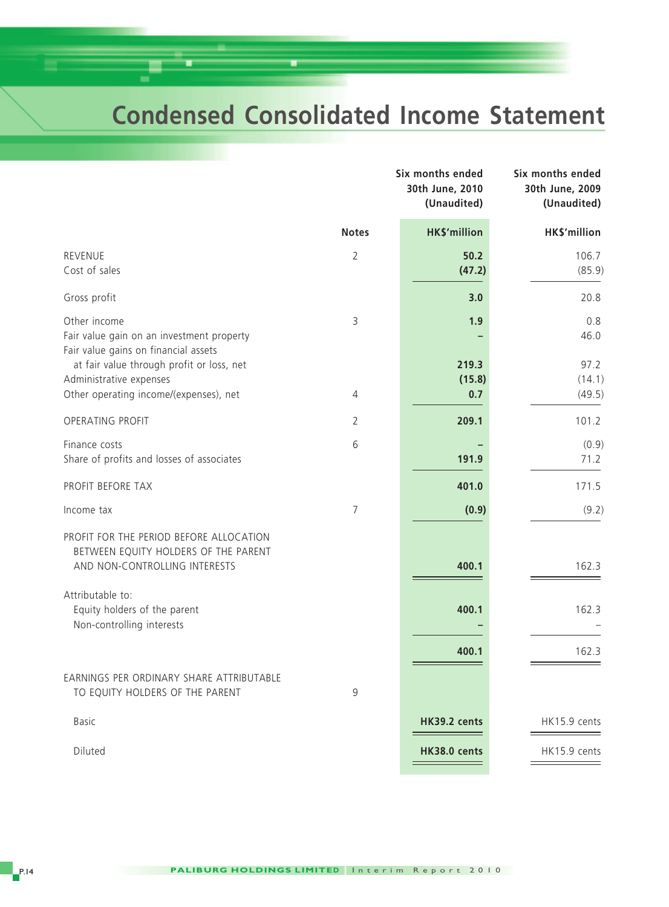# Condensed Consolidated Income Statement

| | Notes | Six months ended 30th June, 2010 (Unaudited) | Six months ended 30th June, 2009 (Unaudited) |
|---|---|---|---|
| | | **HK$'million** | **HK$'million** |
| REVENUE | 2 | **50.2** | 106.7 |
| Cost of sales | | **(47.2)** | (85.9) |
| Gross profit | | **3.0** | 20.8 |
| Other income | 3 | **1.9** | 0.8 |
| Fair value gain on an investment property | | **–** | 46.0 |
| Fair value gains on financial assets at fair value through profit or loss, net | | **219.3** | 97.2 |
| Administrative expenses | | **(15.8)** | (14.1) |
| Other operating income/(expenses), net | 4 | **0.7** | (49.5) |
| OPERATING PROFIT | 2 | **209.1** | 101.2 |
| Finance costs | 6 | **–** | (0.9) |
| Share of profits and losses of associates | | **191.9** | 71.2 |
| PROFIT BEFORE TAX | | **401.0** | 171.5 |
| Income tax | 7 | **(0.9)** | (9.2) |
| PROFIT FOR THE PERIOD BEFORE ALLOCATION BETWEEN EQUITY HOLDERS OF THE PARENT AND NON-CONTROLLING INTERESTS | | **400.1** | 162.3 |
| Attributable to: | | | |
| Equity holders of the parent | | **400.1** | 162.3 |
| Non-controlling interests | | **–** | – |
| | | **400.1** | 162.3 |
| EARNINGS PER ORDINARY SHARE ATTRIBUTABLE TO EQUITY HOLDERS OF THE PARENT | 9 | | |
| Basic | | **HK39.2 cents** | HK15.9 cents |
| Diluted | | **HK38.0 cents** | HK15.9 cents |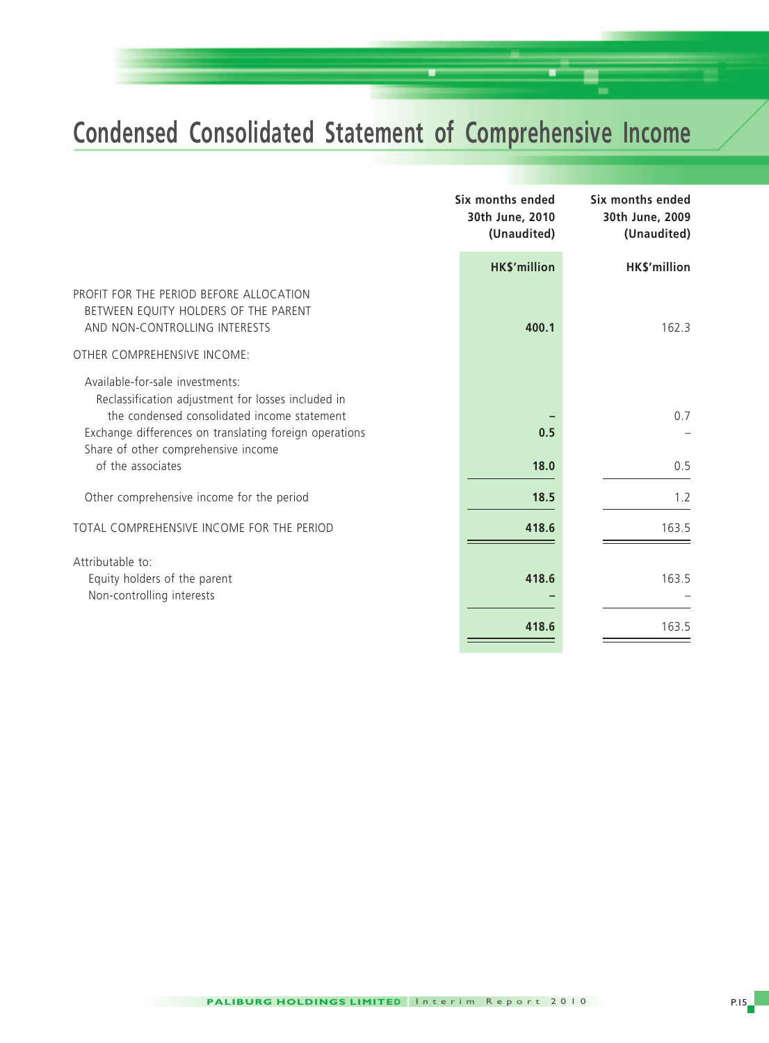# Condensed Consolidated Statement of Comprehensive Income

| | Six months ended 30th June, 2010 (Unaudited) | Six months ended 30th June, 2009 (Unaudited) |
|---|---|---|
| | **HK$'million** | **HK$'million** |
| PROFIT FOR THE PERIOD BEFORE ALLOCATION BETWEEN EQUITY HOLDERS OF THE PARENT AND NON-CONTROLLING INTERESTS | **400.1** | 162.3 |
| OTHER COMPREHENSIVE INCOME: | | |
| Available-for-sale investments: | | |
| Reclassification adjustment for losses included in the condensed consolidated income statement | **–** | 0.7 |
| Exchange differences on translating foreign operations | **0.5** | – |
| Share of other comprehensive income of the associates | **18.0** | 0.5 |
| Other comprehensive income for the period | **18.5** | 1.2 |
| TOTAL COMPREHENSIVE INCOME FOR THE PERIOD | **418.6** | 163.5 |
| Attributable to: | | |
| Equity holders of the parent | **418.6** | 163.5 |
| Non-controlling interests | **–** | – |
| | **418.6** | 163.5 |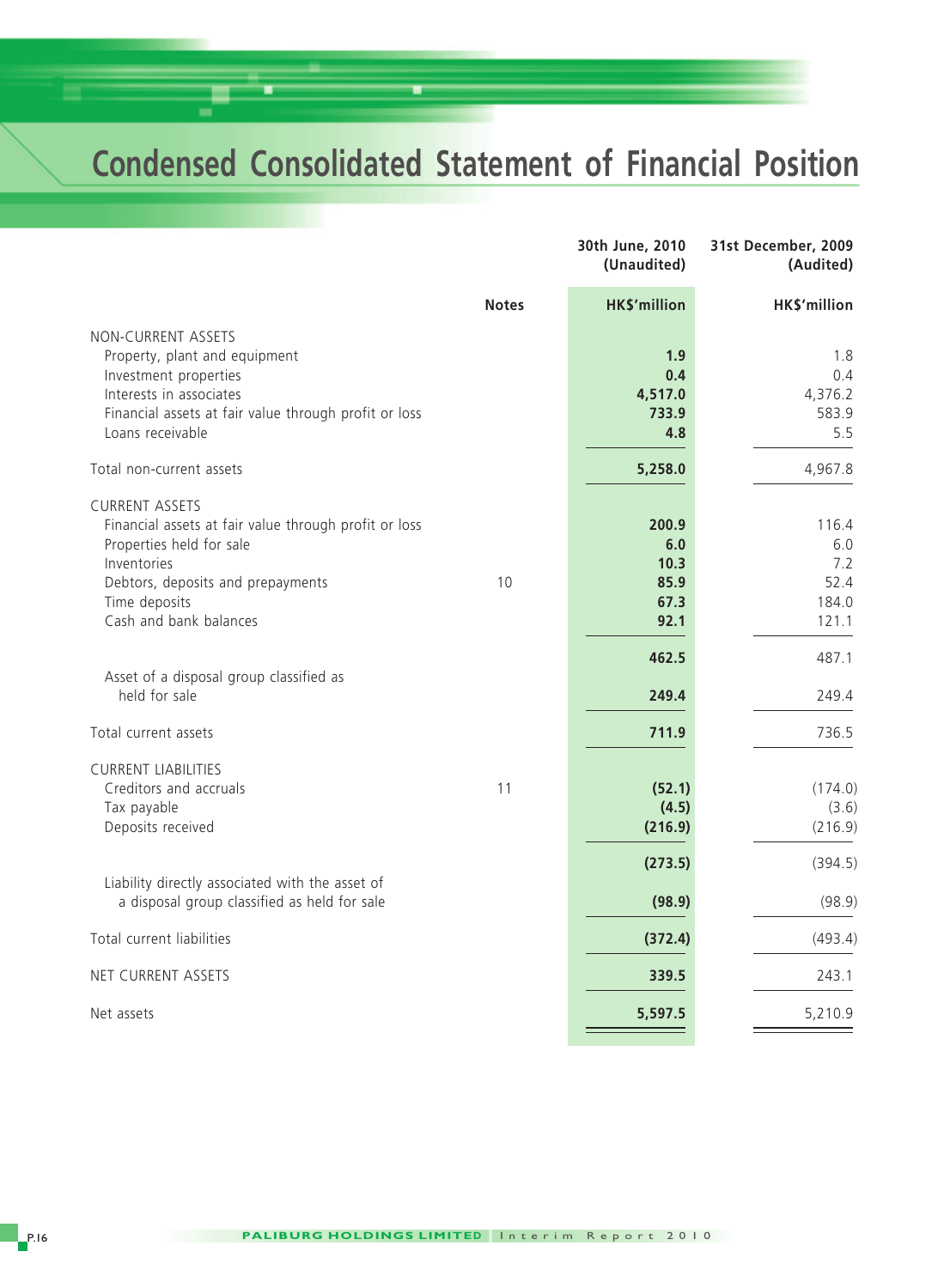# Condensed Consolidated Statement of Financial Position

| | Notes | 30th June, 2010 (Unaudited) | 31st December, 2009 (Audited) |
|---|---|---|---|
| | | HK$'million | HK$'million |
| NON-CURRENT ASSETS | | | |
| Property, plant and equipment | | **1.9** | 1.8 |
| Investment properties | | **0.4** | 0.4 |
| Interests in associates | | **4,517.0** | 4,376.2 |
| Financial assets at fair value through profit or loss | | **733.9** | 583.9 |
| Loans receivable | | **4.8** | 5.5 |
| Total non-current assets | | **5,258.0** | 4,967.8 |
| CURRENT ASSETS | | | |
| Financial assets at fair value through profit or loss | | **200.9** | 116.4 |
| Properties held for sale | | **6.0** | 6.0 |
| Inventories | | **10.3** | 7.2 |
| Debtors, deposits and prepayments | 10 | **85.9** | 52.4 |
| Time deposits | | **67.3** | 184.0 |
| Cash and bank balances | | **92.1** | 121.1 |
| | | **462.5** | 487.1 |
| Asset of a disposal group classified as held for sale | | **249.4** | 249.4 |
| Total current assets | | **711.9** | 736.5 |
| CURRENT LIABILITIES | | | |
| Creditors and accruals | 11 | **(52.1)** | (174.0) |
| Tax payable | | **(4.5)** | (3.6) |
| Deposits received | | **(216.9)** | (216.9) |
| | | **(273.5)** | (394.5) |
| Liability directly associated with the asset of a disposal group classified as held for sale | | **(98.9)** | (98.9) |
| Total current liabilities | | **(372.4)** | (493.4) |
| NET CURRENT ASSETS | | **339.5** | 243.1 |
| Net assets | | **5,597.5** | 5,210.9 |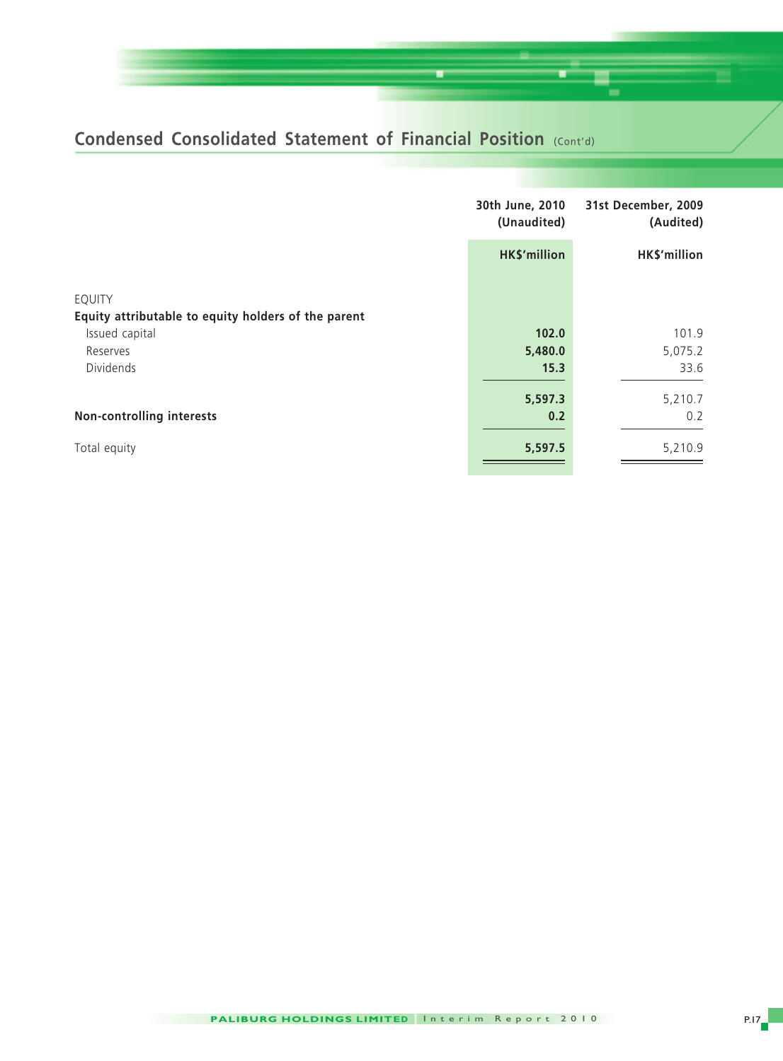## Condensed Consolidated Statement of Financial Position (Cont'd)

| | 30th June, 2010 (Unaudited) | 31st December, 2009 (Audited) |
|---|---|---|
| | HK$'million | HK$'million |
| EQUITY | | |
| **Equity attributable to equity holders of the parent** | | |
| Issued capital | **102.0** | 101.9 |
| Reserves | **5,480.0** | 5,075.2 |
| Dividends | **15.3** | 33.6 |
| | **5,597.3** | 5,210.7 |
| **Non-controlling interests** | **0.2** | 0.2 |
| Total equity | **5,597.5** | 5,210.9 |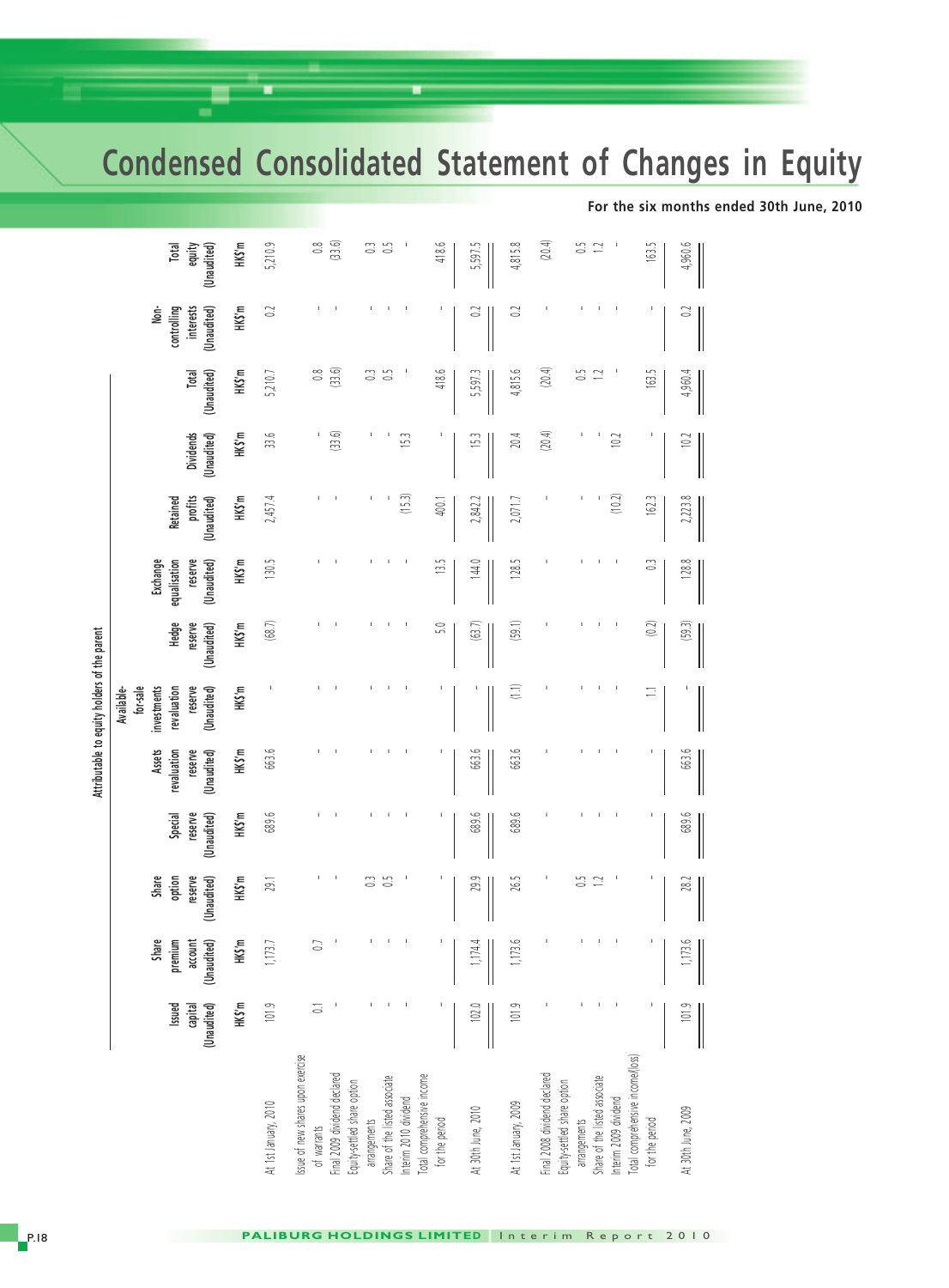# Condensed Consolidated Statement of Changes in Equity

**For the six months ended 30th June, 2010**

| | Attributable to equity holders of the parent | | | | | | | | | | | | | |
|---|---|---|---|---|---|---|---|---|---|---|---|---|---|---|
| | Issued capital (Unaudited) | Share premium account (Unaudited) | Share option reserve (Unaudited) | Special reserve (Unaudited) | Assets revaluation reserve (Unaudited) | Available-for-sale investments revaluation reserve (Unaudited) | Hedge reserve (Unaudited) | Exchange equalisation reserve (Unaudited) | Retained profits (Unaudited) | Dividends (Unaudited) | Total (Unaudited) | Non-controlling interests (Unaudited) | Total equity (Unaudited) |
| | HK$'m | HK$'m | HK$'m | HK$'m | HK$'m | HK$'m | HK$'m | HK$'m | HK$'m | HK$'m | HK$'m | HK$'m | HK$'m |
| At 1st January, 2010 | 101.9 | 1,173.7 | 29.1 | 689.6 | 663.6 | - | (68.7) | 130.5 | 2,457.4 | 33.6 | 5,210.7 | 0.2 | 5,210.9 |
| Issue of new shares upon exercise of warrants | 0.1 | 0.7 | - | - | - | - | - | - | - | - | 0.8 | - | 0.8 |
| Final 2009 dividend declared | - | - | - | - | - | - | - | - | - | (33.6) | (33.6) | - | (33.6) |
| Equity-settled share option arrangements | - | - | 0.3 | - | - | - | - | - | - | - | 0.3 | - | 0.3 |
| Share of the listed associate | - | - | 0.5 | - | - | - | - | - | - | - | 0.5 | - | 0.5 |
| Interim 2010 dividend | - | - | - | - | - | - | - | - | (15.3) | 15.3 | - | - | - |
| Total comprehensive income for the period | - | - | - | - | - | - | 5.0 | 13.5 | 400.1 | - | 418.6 | - | 418.6 |
| At 30th June, 2010 | 102.0 | 1,174.4 | 29.9 | 689.6 | 663.6 | - | (63.7) | 144.0 | 2,842.2 | 15.3 | 5,597.3 | 0.2 | 5,597.5 |
| At 1st January, 2009 | 101.9 | 1,173.6 | 26.5 | 689.6 | 663.6 | (1.1) | (59.1) | 128.5 | 2,071.7 | 20.4 | 4,815.6 | 0.2 | 4,815.8 |
| Final 2008 dividend declared | - | - | - | - | - | - | - | - | - | (20.4) | (20.4) | - | (20.4) |
| Equity-settled share option arrangements | - | - | 0.5 | - | - | - | - | - | - | - | 0.5 | - | 0.5 |
| Share of the listed associate | - | - | 1.2 | - | - | - | - | - | - | - | 1.2 | - | 1.2 |
| Interim 2009 dividend | - | - | - | - | - | - | - | - | (10.2) | 10.2 | - | - | - |
| Total comprehensive income/(loss) for the period | - | - | - | - | - | 1.1 | (0.2) | 0.3 | 162.3 | - | 163.5 | - | 163.5 |
| At 30th June, 2009 | 101.9 | 1,173.6 | 28.2 | 689.6 | 663.6 | - | (59.3) | 128.8 | 2,223.8 | 10.2 | 4,960.4 | 0.2 | 4,960.6 |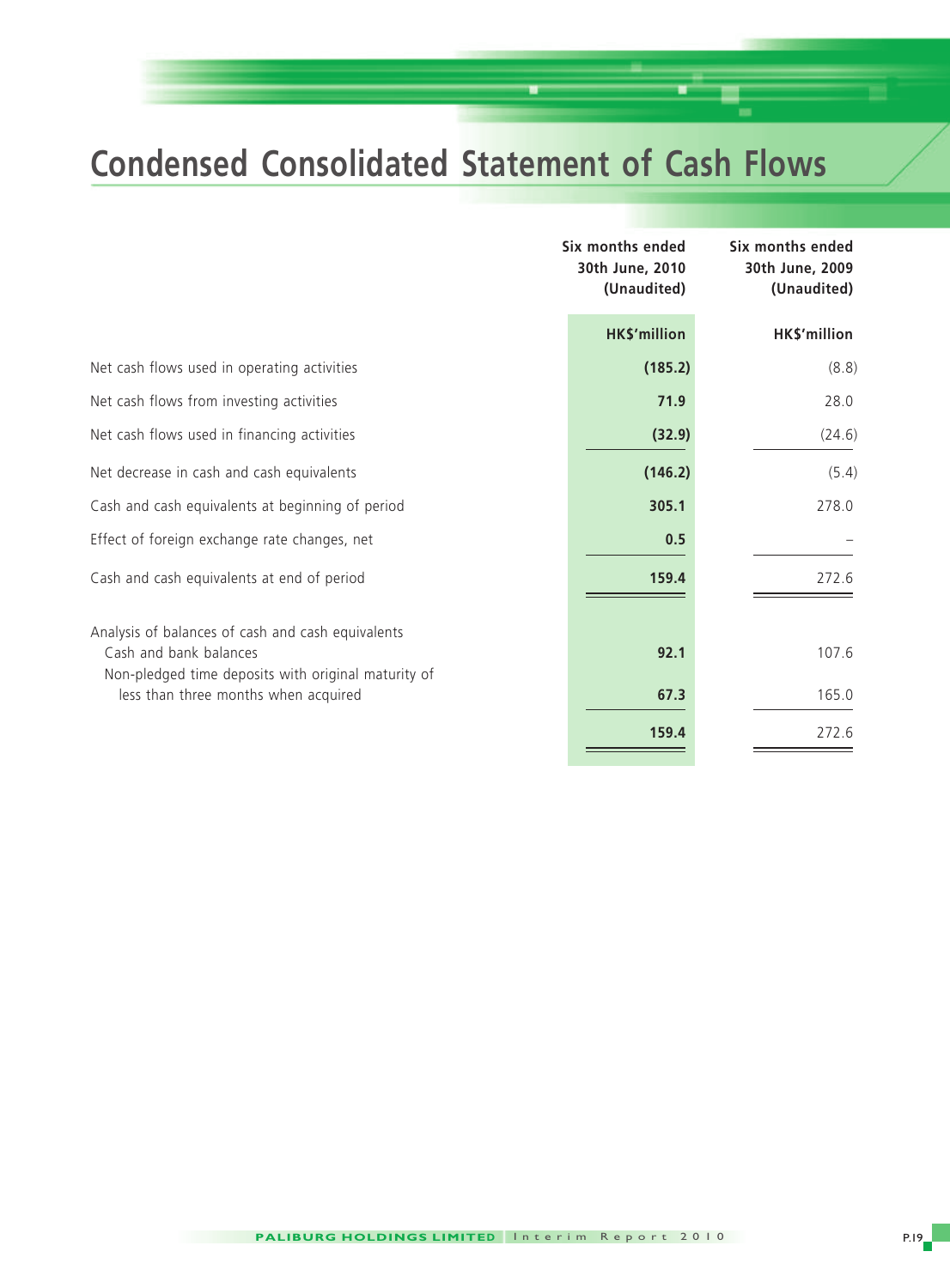# Condensed Consolidated Statement of Cash Flows

| | Six months ended 30th June, 2010 (Unaudited) | Six months ended 30th June, 2009 (Unaudited) |
|---|---|---|
| | **HK$'million** | **HK$'million** |
| Net cash flows used in operating activities | **(185.2)** | (8.8) |
| Net cash flows from investing activities | **71.9** | 28.0 |
| Net cash flows used in financing activities | **(32.9)** | (24.6) |
| Net decrease in cash and cash equivalents | **(146.2)** | (5.4) |
| Cash and cash equivalents at beginning of period | **305.1** | 278.0 |
| Effect of foreign exchange rate changes, net | **0.5** | – |
| Cash and cash equivalents at end of period | **159.4** | 272.6 |
| Analysis of balances of cash and cash equivalents | | |
| Cash and bank balances | **92.1** | 107.6 |
| Non-pledged time deposits with original maturity of less than three months when acquired | **67.3** | 165.0 |
| | **159.4** | 272.6 |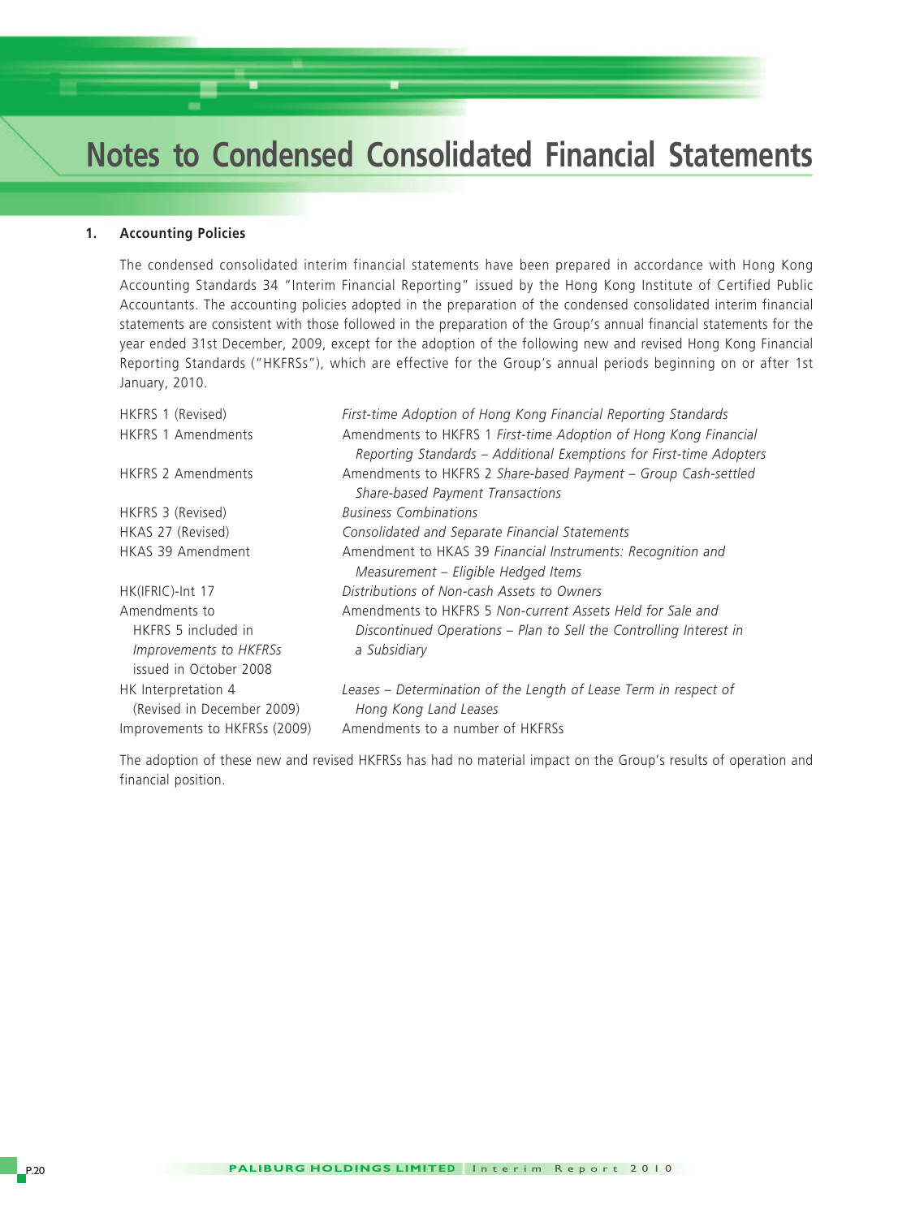# Notes to Condensed Consolidated Financial Statements

## 1. Accounting Policies

The condensed consolidated interim financial statements have been prepared in accordance with Hong Kong Accounting Standards 34 "Interim Financial Reporting" issued by the Hong Kong Institute of Certified Public Accountants. The accounting policies adopted in the preparation of the condensed consolidated interim financial statements are consistent with those followed in the preparation of the Group's annual financial statements for the year ended 31st December, 2009, except for the adoption of the following new and revised Hong Kong Financial Reporting Standards ("HKFRSs"), which are effective for the Group's annual periods beginning on or after 1st January, 2010.

| | |
|---|---|
| HKFRS 1 (Revised) | *First-time Adoption of Hong Kong Financial Reporting Standards* |
| HKFRS 1 Amendments | Amendments to HKFRS 1 *First-time Adoption of Hong Kong Financial Reporting Standards – Additional Exemptions for First-time Adopters* |
| HKFRS 2 Amendments | Amendments to HKFRS 2 *Share-based Payment – Group Cash-settled Share-based Payment Transactions* |
| HKFRS 3 (Revised) | *Business Combinations* |
| HKAS 27 (Revised) | *Consolidated and Separate Financial Statements* |
| HKAS 39 Amendment | Amendment to HKAS 39 *Financial Instruments: Recognition and Measurement – Eligible Hedged Items* |
| HK(IFRIC)-Int 17 | *Distributions of Non-cash Assets to Owners* |
| Amendments to HKFRS 5 included in *Improvements to HKFRSs* issued in October 2008 | Amendments to HKFRS 5 *Non-current Assets Held for Sale and Discontinued Operations – Plan to Sell the Controlling Interest in a Subsidiary* |
| HK Interpretation 4 (Revised in December 2009) | *Leases – Determination of the Length of Lease Term in respect of Hong Kong Land Leases* |
| Improvements to HKFRSs (2009) | Amendments to a number of HKFRSs |

The adoption of these new and revised HKFRSs has had no material impact on the Group's results of operation and financial position.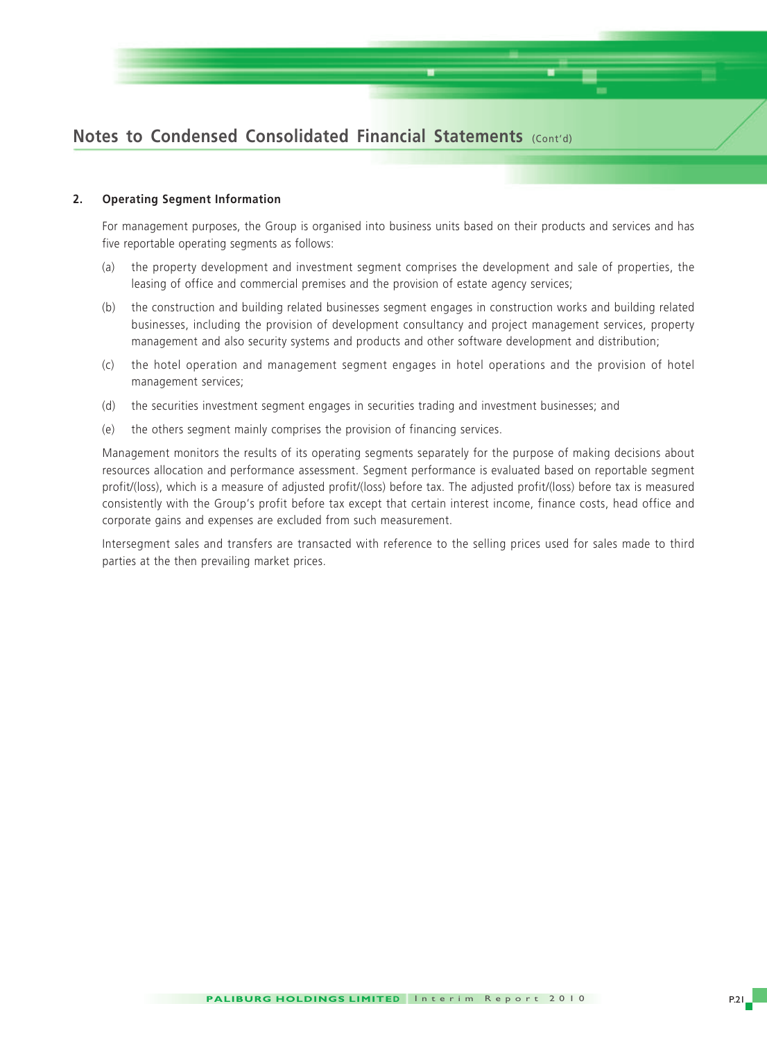# Notes to Condensed Consolidated Financial Statements (Cont'd)

## 2. Operating Segment Information

For management purposes, the Group is organised into business units based on their products and services and has five reportable operating segments as follows:

(a) the property development and investment segment comprises the development and sale of properties, the leasing of office and commercial premises and the provision of estate agency services;

(b) the construction and building related businesses segment engages in construction works and building related businesses, including the provision of development consultancy and project management services, property management and also security systems and products and other software development and distribution;

(c) the hotel operation and management segment engages in hotel operations and the provision of hotel management services;

(d) the securities investment segment engages in securities trading and investment businesses; and

(e) the others segment mainly comprises the provision of financing services.

Management monitors the results of its operating segments separately for the purpose of making decisions about resources allocation and performance assessment. Segment performance is evaluated based on reportable segment profit/(loss), which is a measure of adjusted profit/(loss) before tax. The adjusted profit/(loss) before tax is measured consistently with the Group's profit before tax except that certain interest income, finance costs, head office and corporate gains and expenses are excluded from such measurement.

Intersegment sales and transfers are transacted with reference to the selling prices used for sales made to third parties at the then prevailing market prices.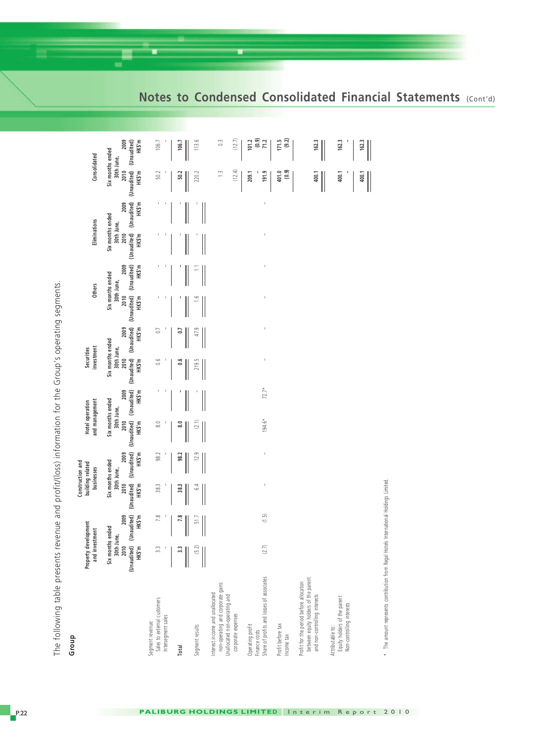## Notes to Condensed Consolidated Financial Statements (Cont'd)

The following table presents revenue and profit/(loss) information for the Group's operating segments.

**Group**

| | Property development and investment | | Construction and building related businesses | | Hotel operation and management | | Securities investment | | Others | | Eliminations | | Consolidated | |
|---|---|---|---|---|---|---|---|---|---|---|---|---|---|---|
| | Six months ended 30th June, 2010 (Unaudited) HK$'m | 2009 (Unaudited) HK$'m | Six months ended 30th June, 2010 (Unaudited) HK$'m | 2009 (Unaudited) HK$'m | Six months ended 30th June, 2010 (Unaudited) HK$'m | 2009 (Unaudited) HK$'m | Six months ended 30th June, 2010 (Unaudited) HK$'m | 2009 (Unaudited) HK$'m | Six months ended 30th June, 2010 (Unaudited) HK$'m | 2009 (Unaudited) HK$'m | Six months ended 30th June, 2010 (Unaudited) HK$'m | 2009 (Unaudited) HK$'m | Six months ended 30th June, 2010 (Unaudited) HK$'m | 2009 (Unaudited) HK$'m |
| Segment revenue: | | | | | | | | | | | | | | |
| Sales to external customers | 3.3 | 7.8 | 38.3 | 98.2 | 8.0 | - | 0.6 | 0.7 | - | - | - | - | 50.2 | 106.7 |
| Intersegment sales | - | - | - | - | - | - | - | - | - | - | - | - | - | - |
| **Total** | **3.3** | **7.8** | **38.3** | **98.2** | **8.0** | **-** | **0.6** | **0.7** | **-** | **-** | **-** | **-** | **50.2** | **106.7** |
| Segment results | (5.2) | 51.7 | 6.4 | 12.9 | (2.1) | - | 219.5 | 47.9 | 1.6 | 1.1 | - | - | 220.2 | 113.6 |
| Interest income and unallocated non-operating and corporate gains | | | | | | | | | | | | | 1.3 | 0.3 |
| Unallocated non-operating and corporate expenses | | | | | | | | | | | | | (12.4) | (12.7) |
| Operating profit | | | | | | | | | | | | | **209.1** | **101.2** |
| Finance costs | | | | | | | | | | | | | - | (0.9) |
| Share of profits and losses of associates | (2.7) | (1.5) | - | - | 194.6* | 72.7* | - | - | - | - | - | - | 191.9 | 71.2 |
| Profit before tax | | | | | | | | | | | | | **401.0** | **171.5** |
| Income tax | | | | | | | | | | | | | (0.9) | (9.2) |
| Profit for the period before allocation between equity holders of the parent and non-controlling interests | | | | | | | | | | | | | **400.1** | **162.3** |
| Attributable to: | | | | | | | | | | | | | | |
| Equity holders of the parent | | | | | | | | | | | | | 400.1 | 162.3 |
| Non-controlling interests | | | | | | | | | | | | | - | - |
| | | | | | | | | | | | | | **400.1** | **162.3** |

\* The amount represents contribution from Regal Hotels International Holdings Limited.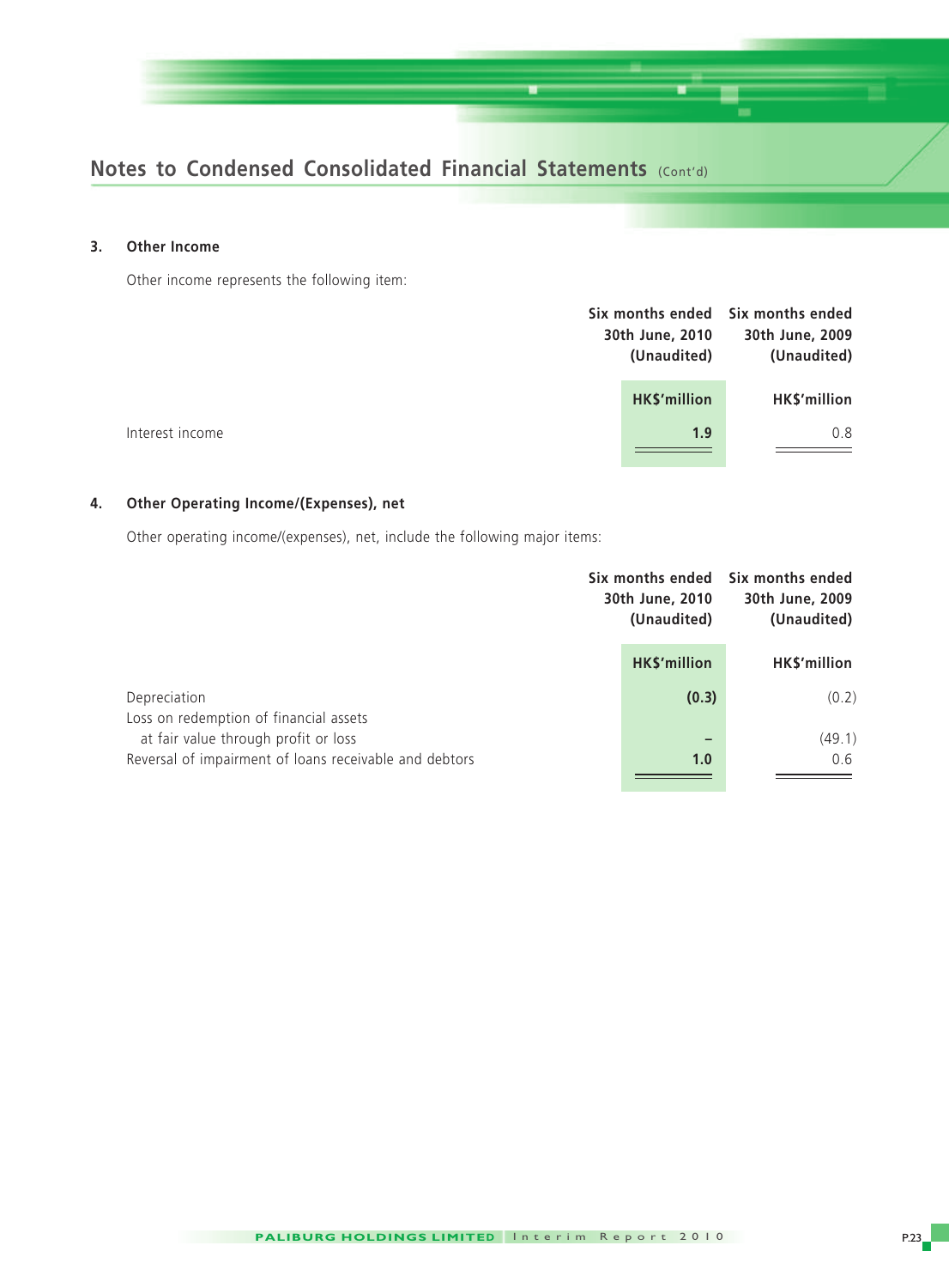## Notes to Condensed Consolidated Financial Statements (Cont'd)

### 3. Other Income

Other income represents the following item:

| | Six months ended 30th June, 2010 (Unaudited) | Six months ended 30th June, 2009 (Unaudited) |
|---|---|---|
| | **HK$'million** | HK$'million |
| Interest income | **1.9** | 0.8 |

### 4. Other Operating Income/(Expenses), net

Other operating income/(expenses), net, include the following major items:

| | Six months ended 30th June, 2010 (Unaudited) | Six months ended 30th June, 2009 (Unaudited) |
|---|---|---|
| | **HK$'million** | HK$'million |
| Depreciation | **(0.3)** | (0.2) |
| Loss on redemption of financial assets at fair value through profit or loss | **–** | (49.1) |
| Reversal of impairment of loans receivable and debtors | **1.0** | 0.6 |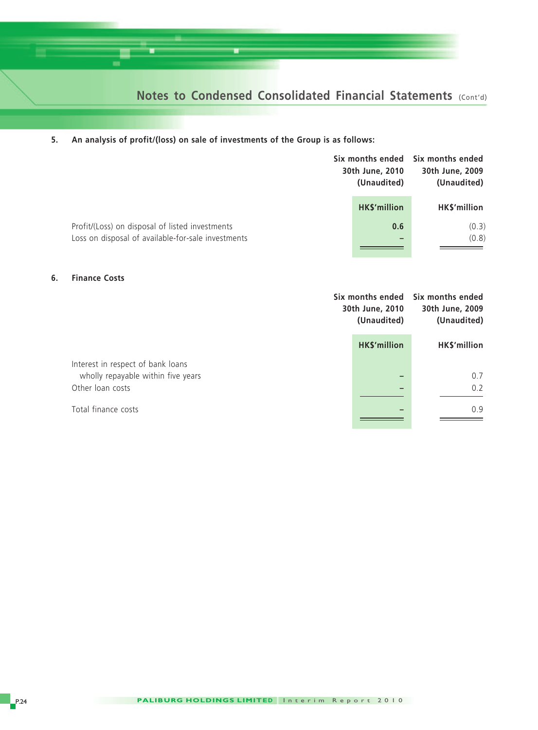5. **An analysis of profit/(loss) on sale of investments of the Group is as follows:**

| | Six months ended 30th June, 2010 (Unaudited) | Six months ended 30th June, 2009 (Unaudited) |
|---|---|---|
| | **HK$'million** | **HK$'million** |
| Profit/(Loss) on disposal of listed investments | **0.6** | (0.3) |
| Loss on disposal of available-for-sale investments | – | (0.8) |

6. **Finance Costs**

| | Six months ended 30th June, 2010 (Unaudited) | Six months ended 30th June, 2009 (Unaudited) |
|---|---|---|
| | **HK$'million** | **HK$'million** |
| Interest in respect of bank loans wholly repayable within five years | – | 0.7 |
| Other loan costs | – | 0.2 |
| Total finance costs | – | 0.9 |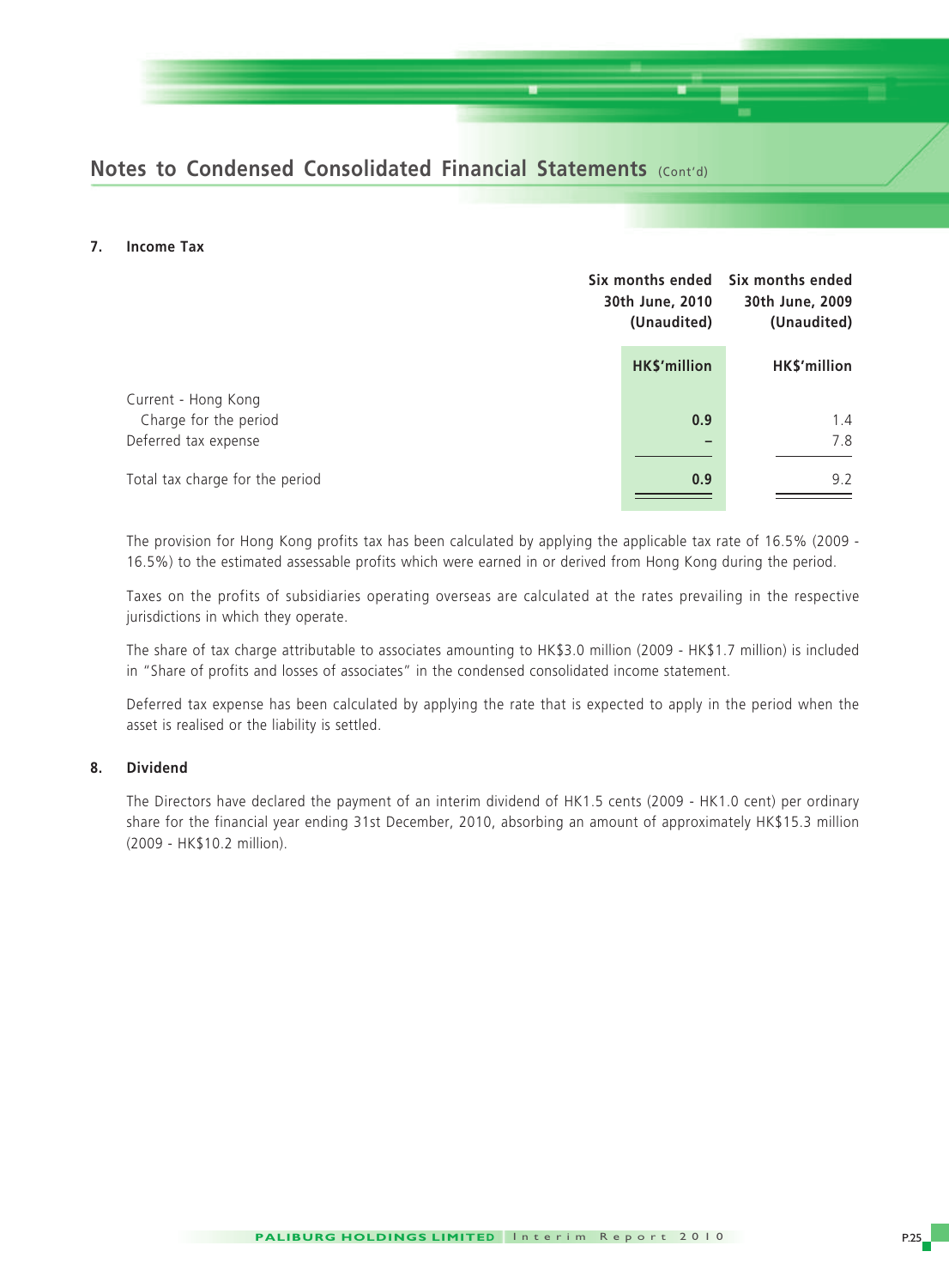## 7. Income Tax

| | Six months ended 30th June, 2010 (Unaudited) | Six months ended 30th June, 2009 (Unaudited) |
|---|---|---|
| | **HK$'million** | **HK$'million** |
| Current - Hong Kong | | |
| Charge for the period | **0.9** | 1.4 |
| Deferred tax expense | **–** | 7.8 |
| Total tax charge for the period | **0.9** | 9.2 |

The provision for Hong Kong profits tax has been calculated by applying the applicable tax rate of 16.5% (2009 - 16.5%) to the estimated assessable profits which were earned in or derived from Hong Kong during the period.

Taxes on the profits of subsidiaries operating overseas are calculated at the rates prevailing in the respective jurisdictions in which they operate.

The share of tax charge attributable to associates amounting to HK$3.0 million (2009 - HK$1.7 million) is included in "Share of profits and losses of associates" in the condensed consolidated income statement.

Deferred tax expense has been calculated by applying the rate that is expected to apply in the period when the asset is realised or the liability is settled.

## 8. Dividend

The Directors have declared the payment of an interim dividend of HK1.5 cents (2009 - HK1.0 cent) per ordinary share for the financial year ending 31st December, 2010, absorbing an amount of approximately HK$15.3 million (2009 - HK$10.2 million).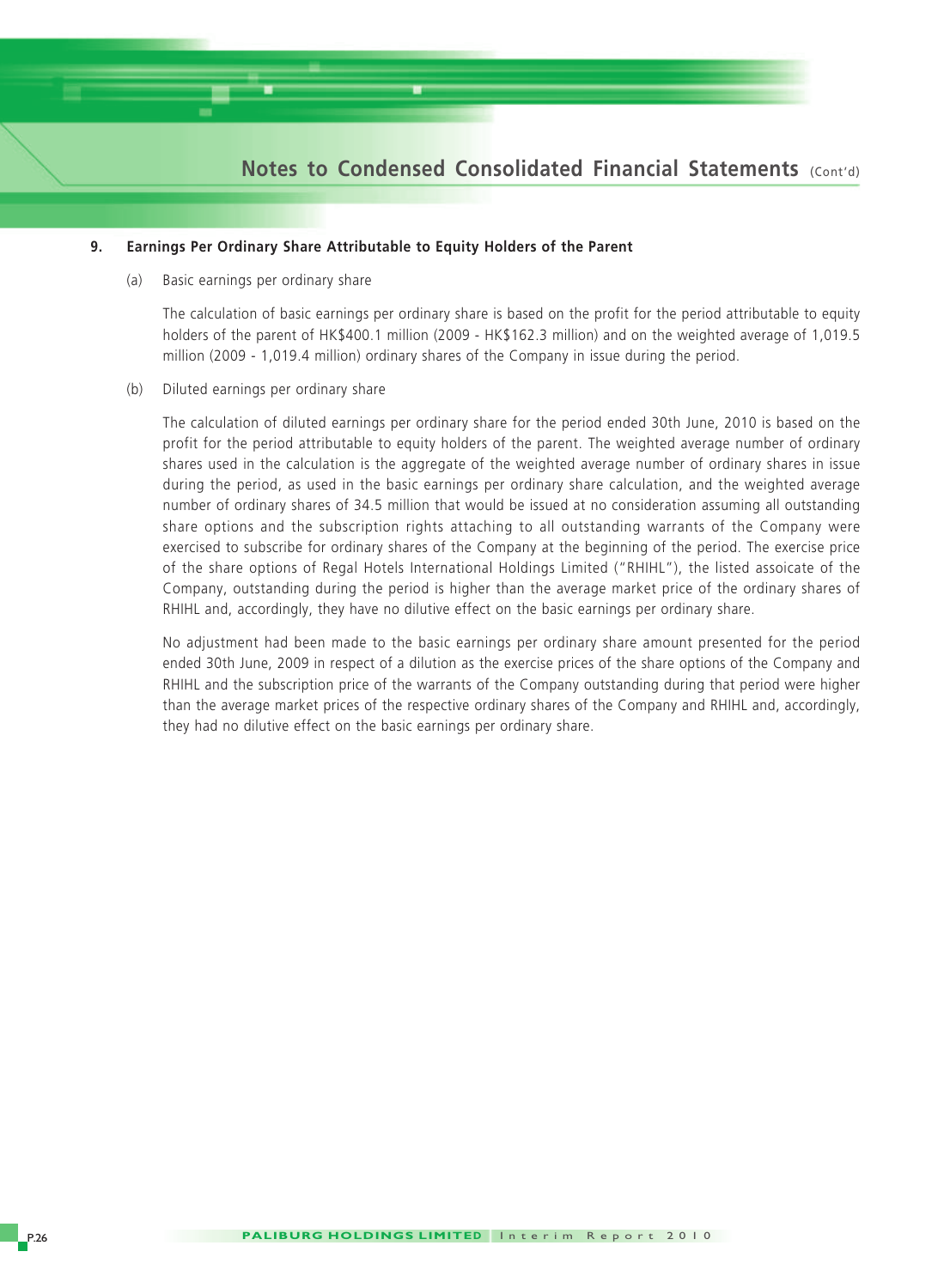## 9. Earnings Per Ordinary Share Attributable to Equity Holders of the Parent

(a) Basic earnings per ordinary share

The calculation of basic earnings per ordinary share is based on the profit for the period attributable to equity holders of the parent of HK$400.1 million (2009 - HK$162.3 million) and on the weighted average of 1,019.5 million (2009 - 1,019.4 million) ordinary shares of the Company in issue during the period.

(b) Diluted earnings per ordinary share

The calculation of diluted earnings per ordinary share for the period ended 30th June, 2010 is based on the profit for the period attributable to equity holders of the parent. The weighted average number of ordinary shares used in the calculation is the aggregate of the weighted average number of ordinary shares in issue during the period, as used in the basic earnings per ordinary share calculation, and the weighted average number of ordinary shares of 34.5 million that would be issued at no consideration assuming all outstanding share options and the subscription rights attaching to all outstanding warrants of the Company were exercised to subscribe for ordinary shares of the Company at the beginning of the period. The exercise price of the share options of Regal Hotels International Holdings Limited ("RHIHL"), the listed assoicate of the Company, outstanding during the period is higher than the average market price of the ordinary shares of RHIHL and, accordingly, they have no dilutive effect on the basic earnings per ordinary share.

No adjustment had been made to the basic earnings per ordinary share amount presented for the period ended 30th June, 2009 in respect of a dilution as the exercise prices of the share options of the Company and RHIHL and the subscription price of the warrants of the Company outstanding during that period were higher than the average market prices of the respective ordinary shares of the Company and RHIHL and, accordingly, they had no dilutive effect on the basic earnings per ordinary share.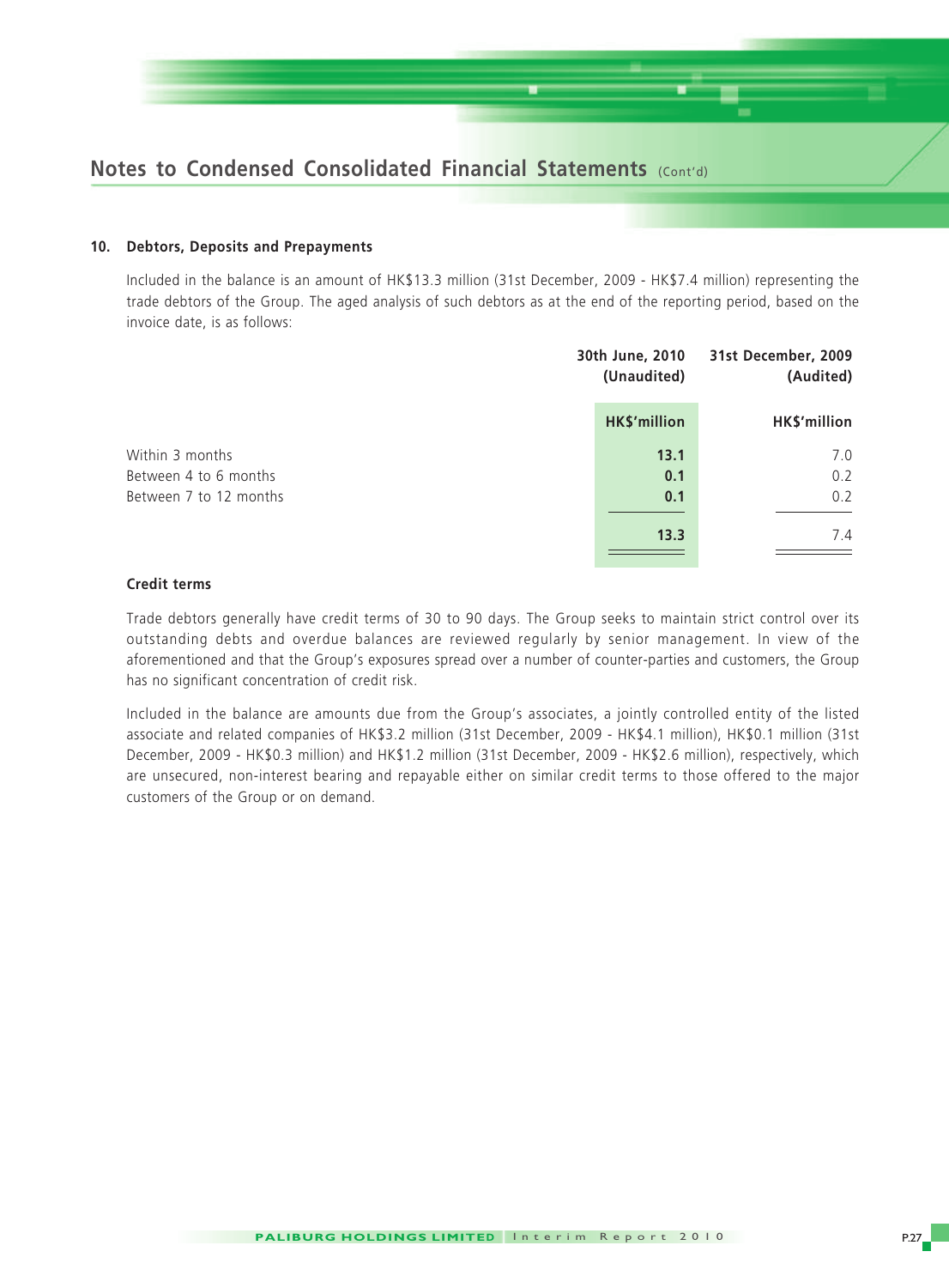## 10. Debtors, Deposits and Prepayments

Included in the balance is an amount of HK$13.3 million (31st December, 2009 - HK$7.4 million) representing the trade debtors of the Group. The aged analysis of such debtors as at the end of the reporting period, based on the invoice date, is as follows:

| | 30th June, 2010 (Unaudited) | 31st December, 2009 (Audited) |
|---|---|---|
| | **HK$'million** | **HK$'million** |
| Within 3 months | **13.1** | 7.0 |
| Between 4 to 6 months | **0.1** | 0.2 |
| Between 7 to 12 months | **0.1** | 0.2 |
| | **13.3** | 7.4 |

### Credit terms

Trade debtors generally have credit terms of 30 to 90 days. The Group seeks to maintain strict control over its outstanding debts and overdue balances are reviewed regularly by senior management. In view of the aforementioned and that the Group's exposures spread over a number of counter-parties and customers, the Group has no significant concentration of credit risk.

Included in the balance are amounts due from the Group's associates, a jointly controlled entity of the listed associate and related companies of HK$3.2 million (31st December, 2009 - HK$4.1 million), HK$0.1 million (31st December, 2009 - HK$0.3 million) and HK$1.2 million (31st December, 2009 - HK$2.6 million), respectively, which are unsecured, non-interest bearing and repayable either on similar credit terms to those offered to the major customers of the Group or on demand.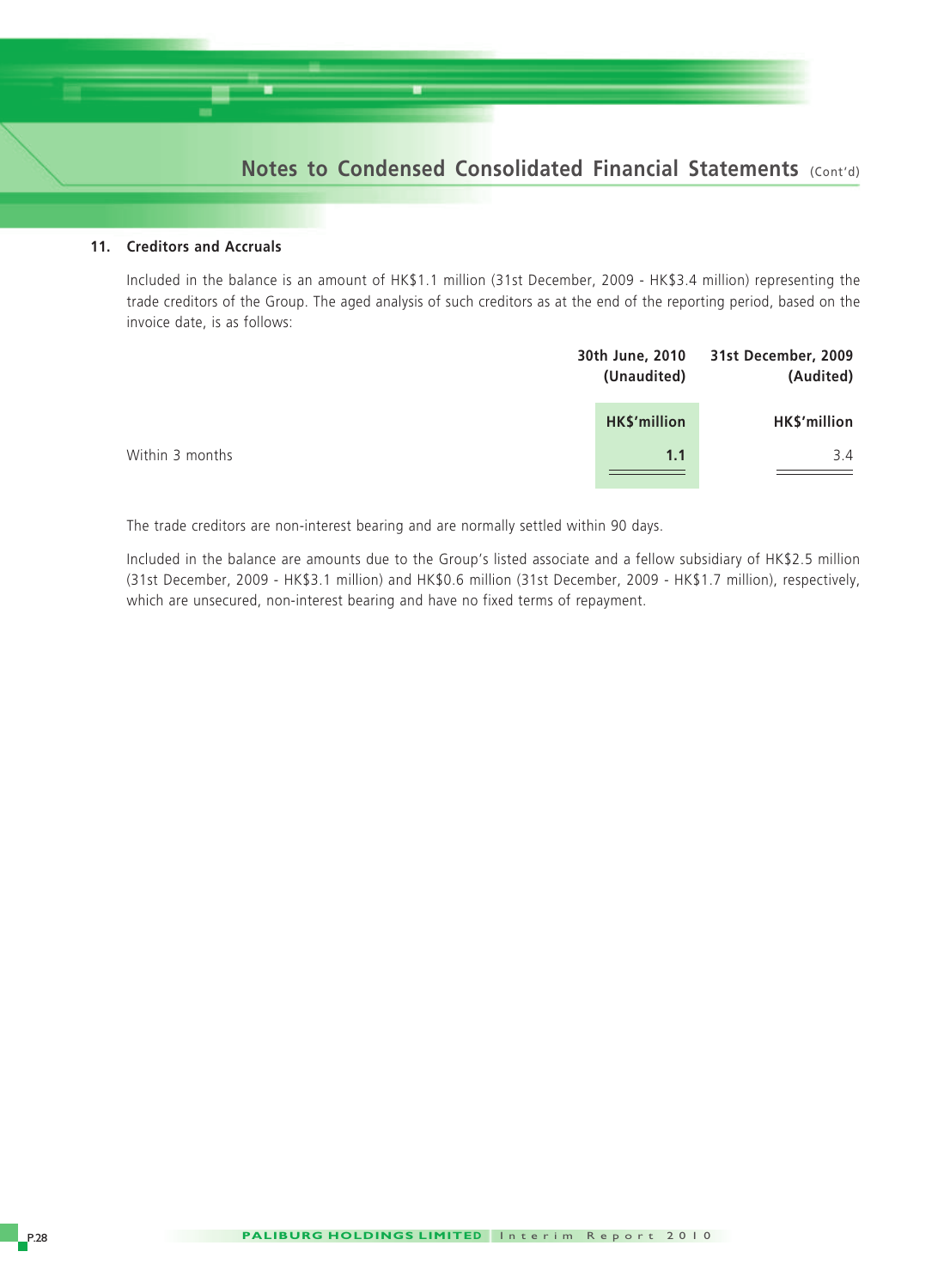## 11. Creditors and Accruals

Included in the balance is an amount of HK$1.1 million (31st December, 2009 - HK$3.4 million) representing the trade creditors of the Group. The aged analysis of such creditors as at the end of the reporting period, based on the invoice date, is as follows:

| | 30th June, 2010 (Unaudited) | 31st December, 2009 (Audited) |
|---|---|---|
| | **HK$'million** | **HK$'million** |
| Within 3 months | **1.1** | 3.4 |

The trade creditors are non-interest bearing and are normally settled within 90 days.

Included in the balance are amounts due to the Group's listed associate and a fellow subsidiary of HK$2.5 million (31st December, 2009 - HK$3.1 million) and HK$0.6 million (31st December, 2009 - HK$1.7 million), respectively, which are unsecured, non-interest bearing and have no fixed terms of repayment.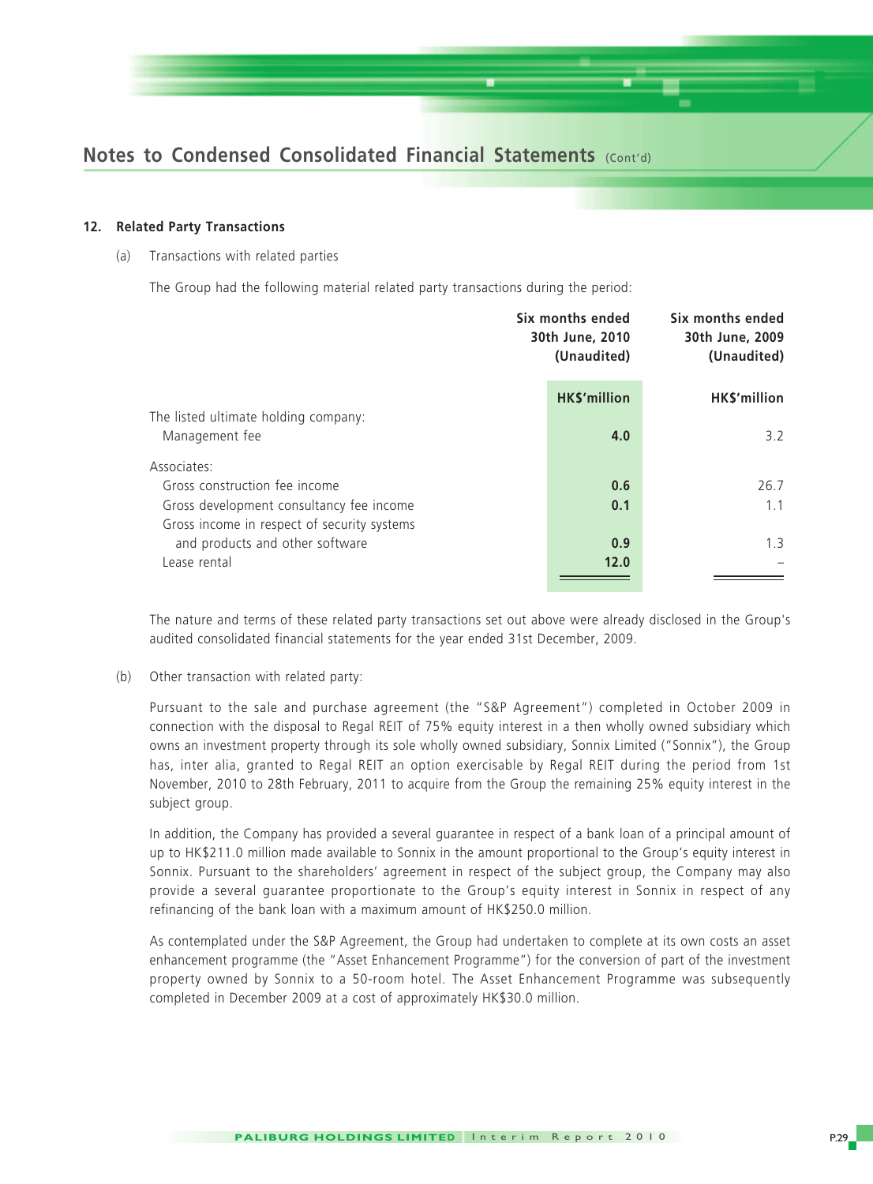## Notes to Condensed Consolidated Financial Statements (Cont'd)

### 12. Related Party Transactions

(a) Transactions with related parties

The Group had the following material related party transactions during the period:

| | Six months ended 30th June, 2010 (Unaudited) | Six months ended 30th June, 2009 (Unaudited) |
|---|---|---|
| | **HK$'million** | HK$'million |
| The listed ultimate holding company: | | |
| Management fee | **4.0** | 3.2 |
| Associates: | | |
| Gross construction fee income | **0.6** | 26.7 |
| Gross development consultancy fee income | **0.1** | 1.1 |
| Gross income in respect of security systems and products and other software | **0.9** | 1.3 |
| Lease rental | **12.0** | – |

The nature and terms of these related party transactions set out above were already disclosed in the Group's audited consolidated financial statements for the year ended 31st December, 2009.

(b) Other transaction with related party:

Pursuant to the sale and purchase agreement (the "S&P Agreement") completed in October 2009 in connection with the disposal to Regal REIT of 75% equity interest in a then wholly owned subsidiary which owns an investment property through its sole wholly owned subsidiary, Sonnix Limited ("Sonnix"), the Group has, inter alia, granted to Regal REIT an option exercisable by Regal REIT during the period from 1st November, 2010 to 28th February, 2011 to acquire from the Group the remaining 25% equity interest in the subject group.

In addition, the Company has provided a several guarantee in respect of a bank loan of a principal amount of up to HK$211.0 million made available to Sonnix in the amount proportional to the Group's equity interest in Sonnix. Pursuant to the shareholders' agreement in respect of the subject group, the Company may also provide a several guarantee proportionate to the Group's equity interest in Sonnix in respect of any refinancing of the bank loan with a maximum amount of HK$250.0 million.

As contemplated under the S&P Agreement, the Group had undertaken to complete at its own costs an asset enhancement programme (the "Asset Enhancement Programme") for the conversion of part of the investment property owned by Sonnix to a 50-room hotel. The Asset Enhancement Programme was subsequently completed in December 2009 at a cost of approximately HK$30.0 million.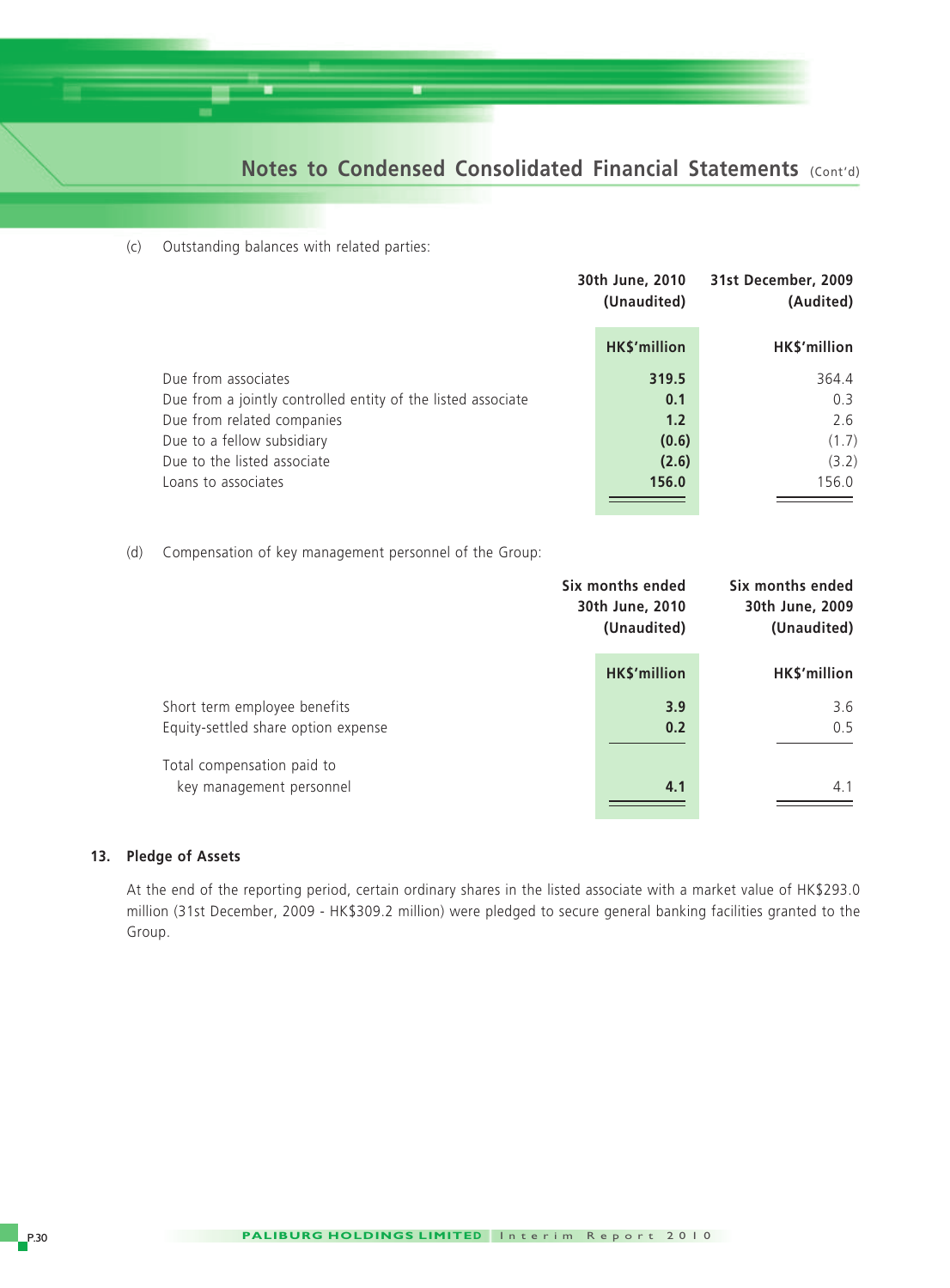(c) Outstanding balances with related parties:

| | 30th June, 2010 (Unaudited) | 31st December, 2009 (Audited) |
|---|---|---|
| | HK$'million | HK$'million |
| Due from associates | **319.5** | 364.4 |
| Due from a jointly controlled entity of the listed associate | **0.1** | 0.3 |
| Due from related companies | **1.2** | 2.6 |
| Due to a fellow subsidiary | **(0.6)** | (1.7) |
| Due to the listed associate | **(2.6)** | (3.2) |
| Loans to associates | **156.0** | 156.0 |

(d) Compensation of key management personnel of the Group:

| | Six months ended 30th June, 2010 (Unaudited) | Six months ended 30th June, 2009 (Unaudited) |
|---|---|---|
| | HK$'million | HK$'million |
| Short term employee benefits | **3.9** | 3.6 |
| Equity-settled share option expense | **0.2** | 0.5 |
| Total compensation paid to key management personnel | **4.1** | 4.1 |

## 13. Pledge of Assets

At the end of the reporting period, certain ordinary shares in the listed associate with a market value of HK$293.0 million (31st December, 2009 - HK$309.2 million) were pledged to secure general banking facilities granted to the Group.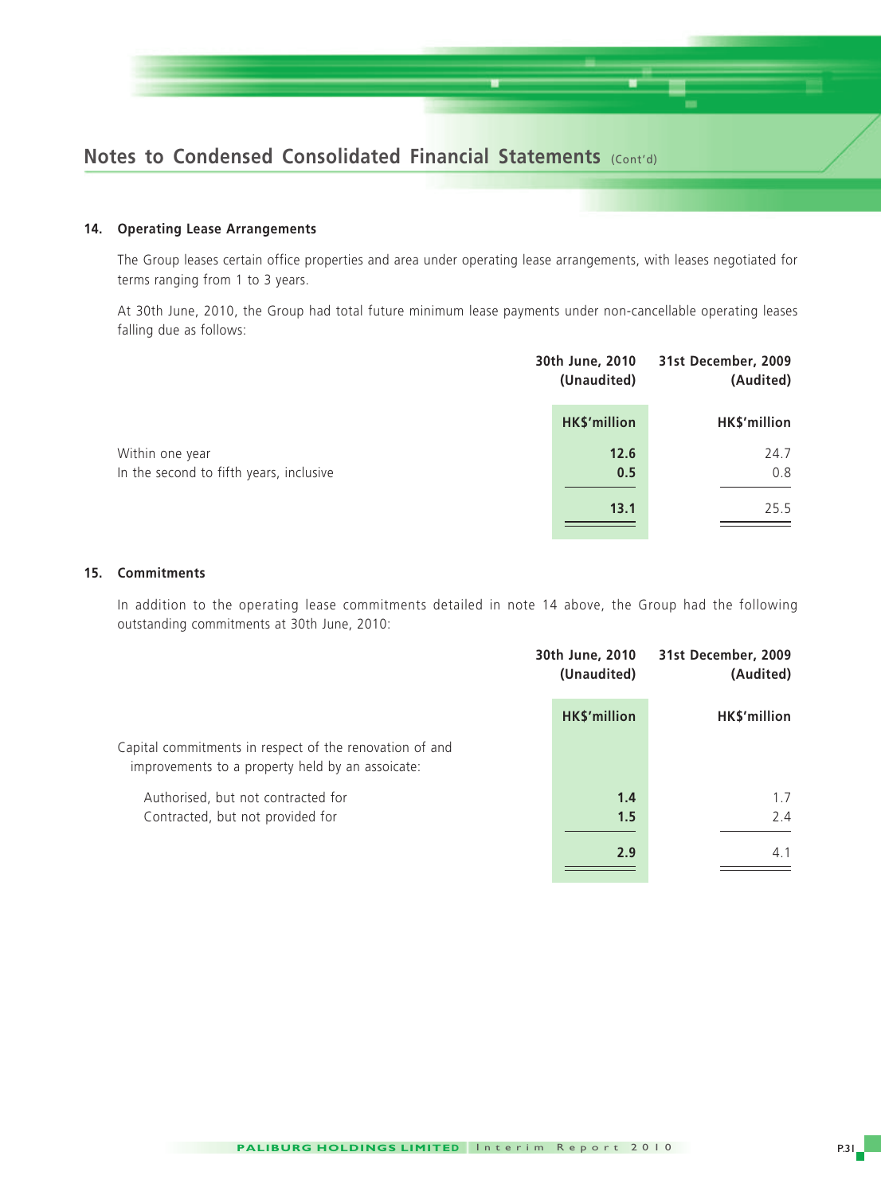## 14. Operating Lease Arrangements

The Group leases certain office properties and area under operating lease arrangements, with leases negotiated for terms ranging from 1 to 3 years.

At 30th June, 2010, the Group had total future minimum lease payments under non-cancellable operating leases falling due as follows:

| | 30th June, 2010 (Unaudited) | 31st December, 2009 (Audited) |
|---|---|---|
| | HK$'million | HK$'million |
| Within one year | **12.6** | 24.7 |
| In the second to fifth years, inclusive | **0.5** | 0.8 |
| | **13.1** | 25.5 |

## 15. Commitments

In addition to the operating lease commitments detailed in note 14 above, the Group had the following outstanding commitments at 30th June, 2010:

| | 30th June, 2010 (Unaudited) | 31st December, 2009 (Audited) |
|---|---|---|
| | HK$'million | HK$'million |
| Capital commitments in respect of the renovation of and improvements to a property held by an assoicate: | | |
| Authorised, but not contracted for | **1.4** | 1.7 |
| Contracted, but not provided for | **1.5** | 2.4 |
| | **2.9** | 4.1 |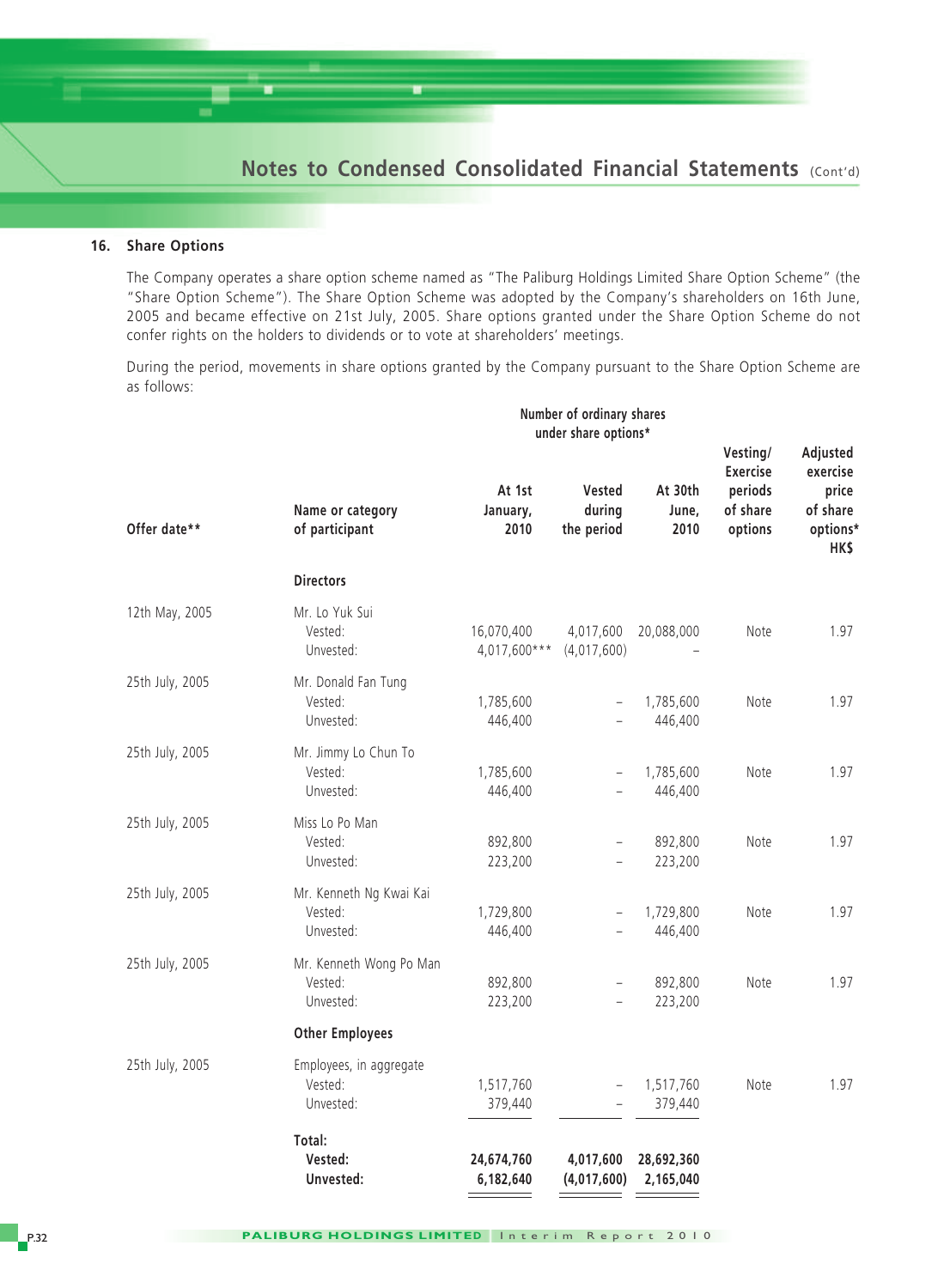## 16. Share Options

The Company operates a share option scheme named as "The Paliburg Holdings Limited Share Option Scheme" (the "Share Option Scheme"). The Share Option Scheme was adopted by the Company's shareholders on 16th June, 2005 and became effective on 21st July, 2005. Share options granted under the Share Option Scheme do not confer rights on the holders to dividends or to vote at shareholders' meetings.

During the period, movements in share options granted by the Company pursuant to the Share Option Scheme are as follows:

| Offer date** | Name or category of participant | Number of ordinary shares under share options* | | | Vesting/ Exercise periods of share options | Adjusted exercise price of share options* HK$ |
|---|---|---|---|---|---|---|
| | | At 1st January, 2010 | Vested during the period | At 30th June, 2010 | | |
| | **Directors** | | | | | |
| 12th May, 2005 | Mr. Lo Yuk Sui | | | | | |
| | Vested: | 16,070,400 | 4,017,600 | 20,088,000 | Note | 1.97 |
| | Unvested: | 4,017,600*** | (4,017,600) | – | | |
| 25th July, 2005 | Mr. Donald Fan Tung | | | | | |
| | Vested: | 1,785,600 | – | 1,785,600 | Note | 1.97 |
| | Unvested: | 446,400 | – | 446,400 | | |
| 25th July, 2005 | Mr. Jimmy Lo Chun To | | | | | |
| | Vested: | 1,785,600 | – | 1,785,600 | Note | 1.97 |
| | Unvested: | 446,400 | – | 446,400 | | |
| 25th July, 2005 | Miss Lo Po Man | | | | | |
| | Vested: | 892,800 | – | 892,800 | Note | 1.97 |
| | Unvested: | 223,200 | – | 223,200 | | |
| 25th July, 2005 | Mr. Kenneth Ng Kwai Kai | | | | | |
| | Vested: | 1,729,800 | – | 1,729,800 | Note | 1.97 |
| | Unvested: | 446,400 | – | 446,400 | | |
| 25th July, 2005 | Mr. Kenneth Wong Po Man | | | | | |
| | Vested: | 892,800 | – | 892,800 | Note | 1.97 |
| | Unvested: | 223,200 | – | 223,200 | | |
| | **Other Employees** | | | | | |
| 25th July, 2005 | Employees, in aggregate | | | | | |
| | Vested: | 1,517,760 | – | 1,517,760 | Note | 1.97 |
| | Unvested: | 379,440 | – | 379,440 | | |
| | **Total:** | | | | | |
| | **Vested:** | **24,674,760** | **4,017,600** | **28,692,360** | | |
| | **Unvested:** | **6,182,640** | **(4,017,600)** | **2,165,040** | | |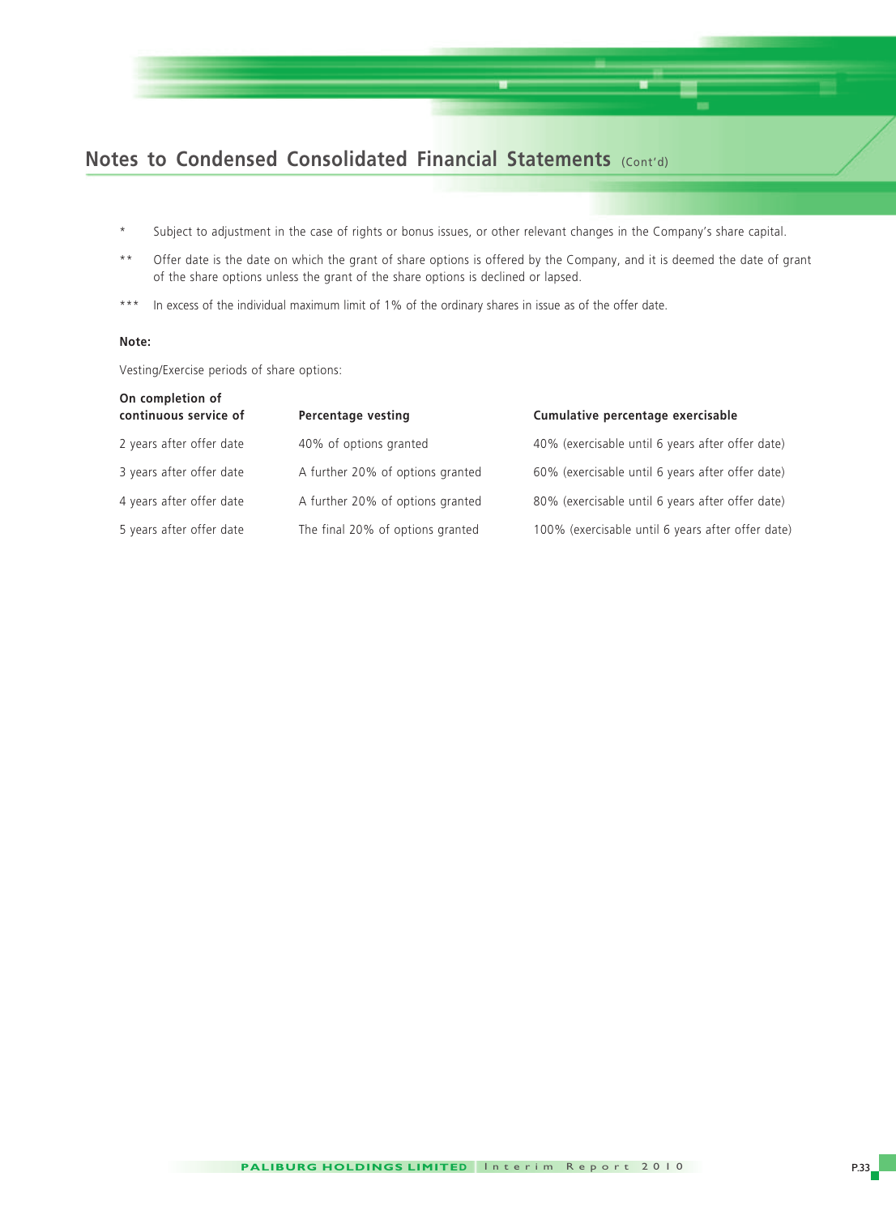## Notes to Condensed Consolidated Financial Statements (Cont'd)

\* Subject to adjustment in the case of rights or bonus issues, or other relevant changes in the Company's share capital.

\*\* Offer date is the date on which the grant of share options is offered by the Company, and it is deemed the date of grant of the share options unless the grant of the share options is declined or lapsed.

\*\*\* In excess of the individual maximum limit of 1% of the ordinary shares in issue as of the offer date.

**Note:**

Vesting/Exercise periods of share options:

| On completion of continuous service of | Percentage vesting | Cumulative percentage exercisable |
|---|---|---|
| 2 years after offer date | 40% of options granted | 40% (exercisable until 6 years after offer date) |
| 3 years after offer date | A further 20% of options granted | 60% (exercisable until 6 years after offer date) |
| 4 years after offer date | A further 20% of options granted | 80% (exercisable until 6 years after offer date) |
| 5 years after offer date | The final 20% of options granted | 100% (exercisable until 6 years after offer date) |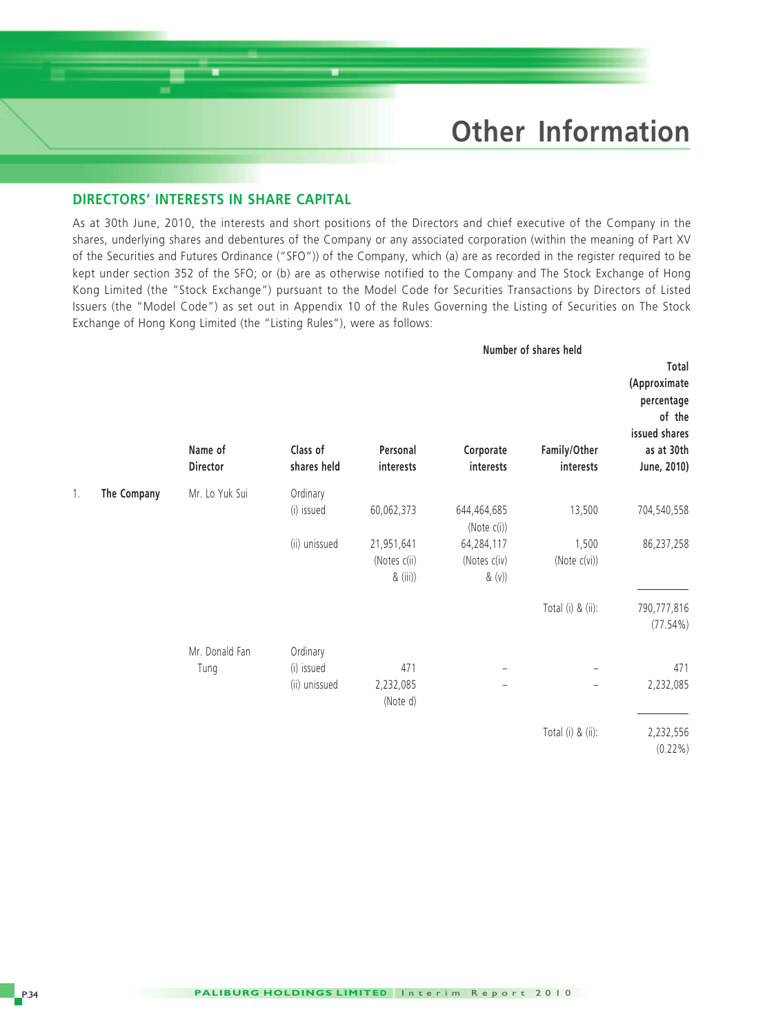# Other Information

## DIRECTORS' INTERESTS IN SHARE CAPITAL

As at 30th June, 2010, the interests and short positions of the Directors and chief executive of the Company in the shares, underlying shares and debentures of the Company or any associated corporation (within the meaning of Part XV of the Securities and Futures Ordinance ("SFO")) of the Company, which (a) are as recorded in the register required to be kept under section 352 of the SFO; or (b) are as otherwise notified to the Company and The Stock Exchange of Hong Kong Limited (the "Stock Exchange") pursuant to the Model Code for Securities Transactions by Directors of Listed Issuers (the "Model Code") as set out in Appendix 10 of the Rules Governing the Listing of Securities on The Stock Exchange of Hong Kong Limited (the "Listing Rules"), were as follows:

| | | Name of Director | Class of shares held | Number of shares held | | | |
|---|---|---|---|---|---|---|---|
| | | | | Personal interests | Corporate interests | Family/Other interests | Total (Approximate percentage of the issued shares as at 30th June, 2010) |
| 1. | The Company | Mr. Lo Yuk Sui | Ordinary | | | | |
| | | | (i) issued | 60,062,373 | 644,464,685 (Note c(i)) | 13,500 | 704,540,558 |
| | | | (ii) unissued | 21,951,641 (Notes c(ii) & (iii)) | 64,284,117 (Notes c(iv) & (v)) | 1,500 (Note c(vi)) | 86,237,258 |
| | | | | | | Total (i) & (ii): | 790,777,816 (77.54%) |
| | | Mr. Donald Fan Tung | Ordinary | | | | |
| | | | (i) issued | 471 | – | – | 471 |
| | | | (ii) unissued | 2,232,085 (Note d) | – | – | 2,232,085 |
| | | | | | | Total (i) & (ii): | 2,232,556 (0.22%) |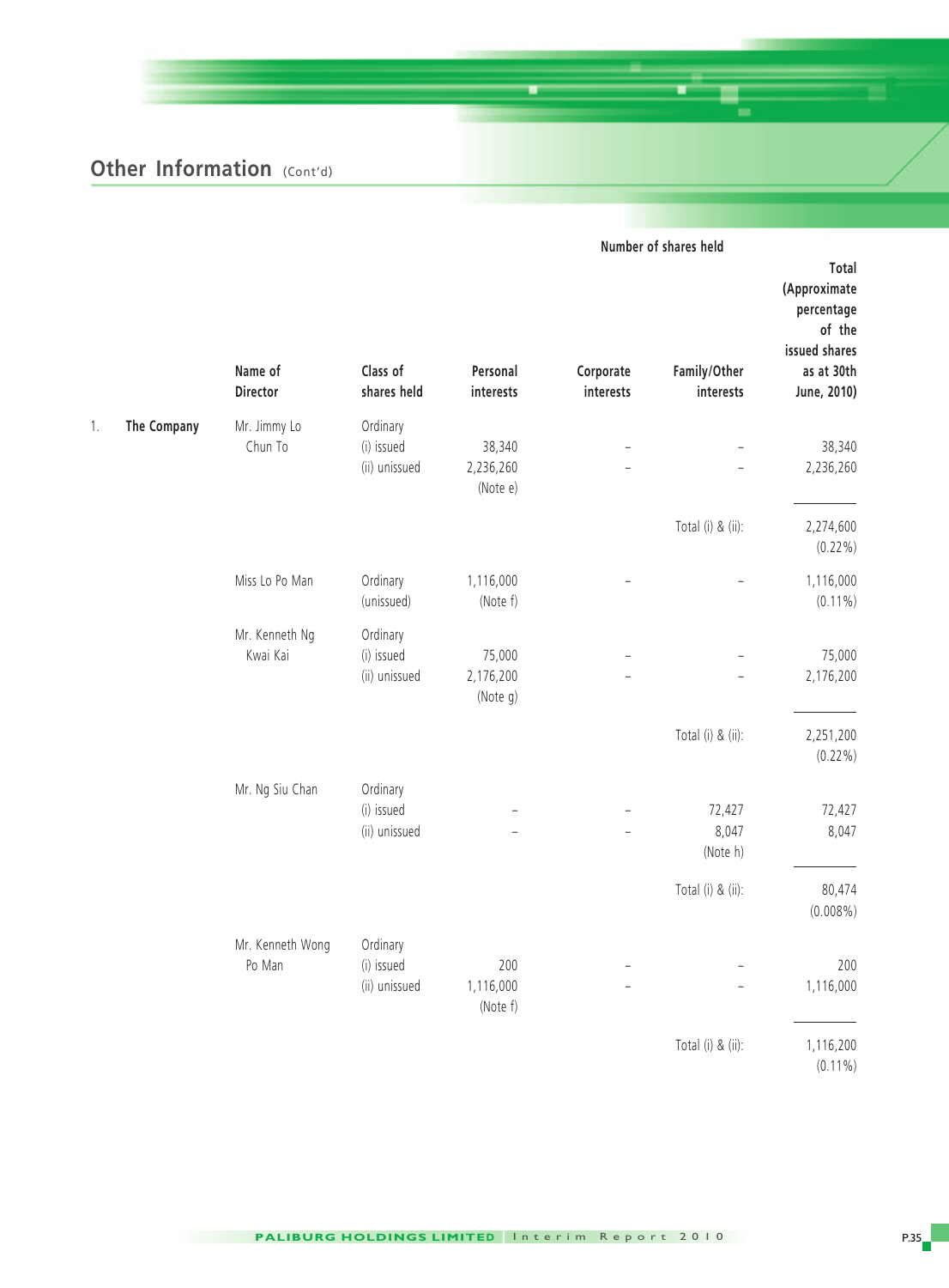## Other Information (Cont'd)

| | | Name of Director | Class of shares held | Number of shares held: Personal interests | Corporate interests | Family/Other interests | Total (Approximate percentage of the issued shares as at 30th June, 2010) |
|---|---|---|---|---|---|---|---|
| 1. | The Company | Mr. Jimmy Lo Chun To | Ordinary | | | | |
| | | | (i) issued | 38,340 | – | – | 38,340 |
| | | | (ii) unissued | 2,236,260 (Note e) | – | – | 2,236,260 |
| | | | | | | Total (i) & (ii): | 2,274,600 (0.22%) |
| | | Miss Lo Po Man | Ordinary (unissued) | 1,116,000 (Note f) | – | – | 1,116,000 (0.11%) |
| | | Mr. Kenneth Ng Kwai Kai | Ordinary | | | | |
| | | | (i) issued | 75,000 | – | – | 75,000 |
| | | | (ii) unissued | 2,176,200 (Note g) | – | – | 2,176,200 |
| | | | | | | Total (i) & (ii): | 2,251,200 (0.22%) |
| | | Mr. Ng Siu Chan | Ordinary | | | | |
| | | | (i) issued | – | – | 72,427 | 72,427 |
| | | | (ii) unissued | – | – | 8,047 (Note h) | 8,047 |
| | | | | | | Total (i) & (ii): | 80,474 (0.008%) |
| | | Mr. Kenneth Wong Po Man | Ordinary | | | | |
| | | | (i) issued | 200 | – | – | 200 |
| | | | (ii) unissued | 1,116,000 (Note f) | – | – | 1,116,000 |
| | | | | | | Total (i) & (ii): | 1,116,200 (0.11%) |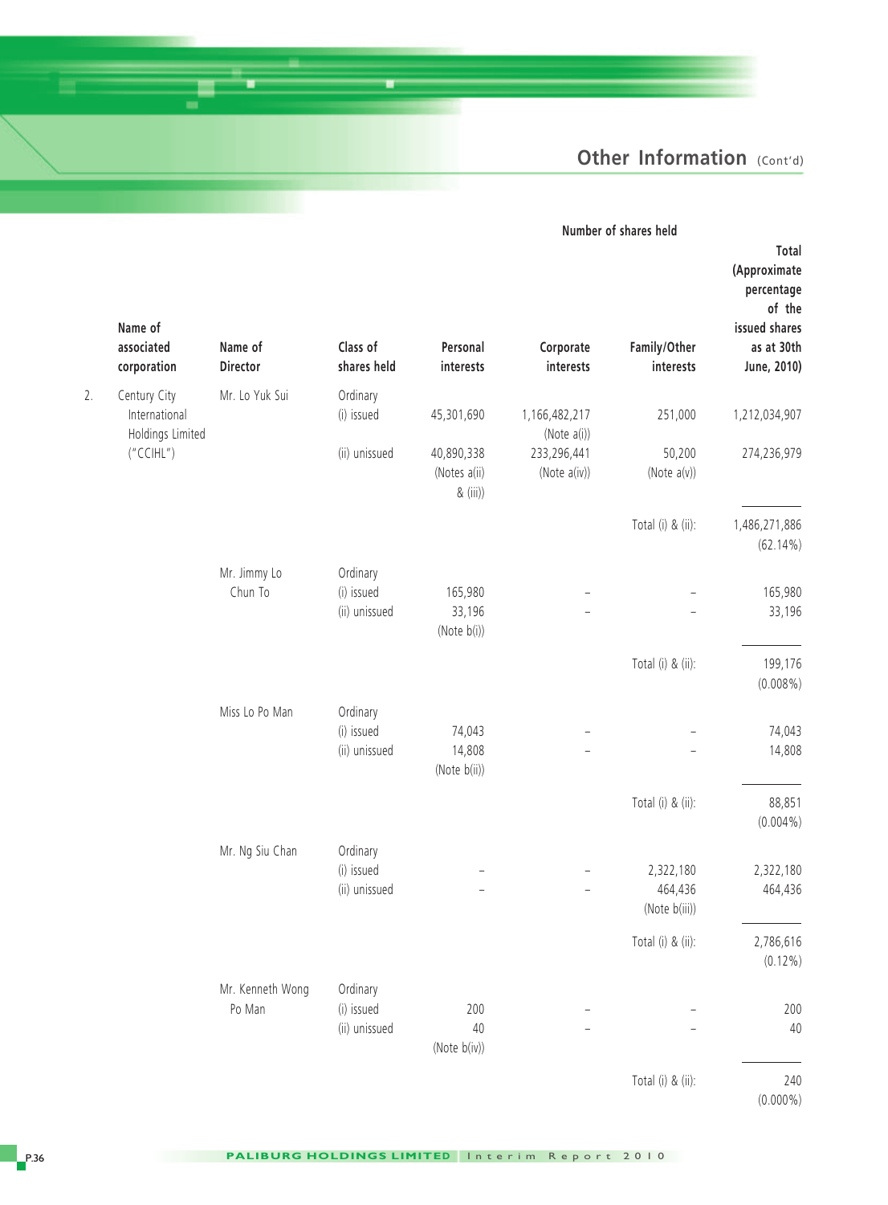## Other Information (Cont'd)

| | Name of associated corporation | Name of Director | Class of shares held | Personal interests | Corporate interests | Family/Other interests | Total (Approximate percentage of the issued shares as at 30th June, 2010) |
|---|---|---|---|---|---|---|---|
| | | | | Number of shares held | | | |
| 2. | Century City International Holdings Limited ("CCIHL") | Mr. Lo Yuk Sui | Ordinary | | | | |
| | | | (i) issued | 45,301,690 | 1,166,482,217 (Note a(i)) | 251,000 | 1,212,034,907 |
| | | | (ii) unissued | 40,890,338 (Notes a(ii) & (iii)) | 233,296,441 (Note a(iv)) | 50,200 (Note a(v)) | 274,236,979 |
| | | | | | | Total (i) & (ii): | 1,486,271,886 (62.14%) |
| | | Mr. Jimmy Lo Chun To | Ordinary | | | | |
| | | | (i) issued | 165,980 | – | – | 165,980 |
| | | | (ii) unissued | 33,196 (Note b(i)) | – | – | 33,196 |
| | | | | | | Total (i) & (ii): | 199,176 (0.008%) |
| | | Miss Lo Po Man | Ordinary | | | | |
| | | | (i) issued | 74,043 | – | – | 74,043 |
| | | | (ii) unissued | 14,808 (Note b(ii)) | – | – | 14,808 |
| | | | | | | Total (i) & (ii): | 88,851 (0.004%) |
| | | Mr. Ng Siu Chan | Ordinary | | | | |
| | | | (i) issued | – | – | 2,322,180 | 2,322,180 |
| | | | (ii) unissued | – | – | 464,436 (Note b(iii)) | 464,436 |
| | | | | | | Total (i) & (ii): | 2,786,616 (0.12%) |
| | | Mr. Kenneth Wong Po Man | Ordinary | | | | |
| | | | (i) issued | 200 | – | – | 200 |
| | | | (ii) unissued | 40 (Note b(iv)) | – | – | 40 |
| | | | | | | Total (i) & (ii): | 240 (0.000%) |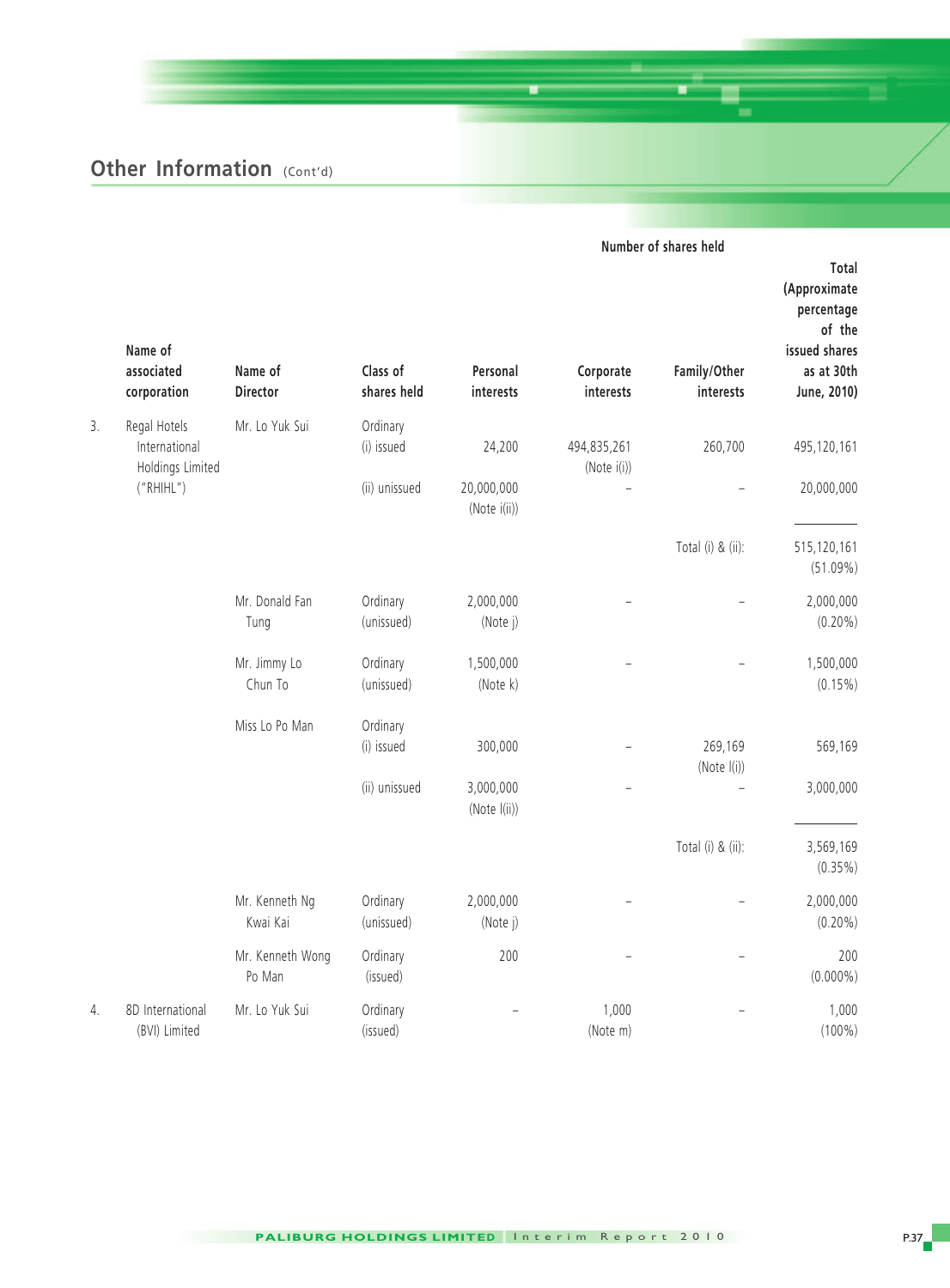## Other Information (Cont'd)

| | Name of associated corporation | Name of Director | Class of shares held | Number of shares held | | | |
|---|---|---|---|---|---|---|---|
| | | | | Personal interests | Corporate interests | Family/Other interests | Total (Approximate percentage of the issued shares as at 30th June, 2010) |
| 3. | Regal Hotels International Holdings Limited ("RHIHL") | Mr. Lo Yuk Sui | Ordinary (i) issued | 24,200 | 494,835,261 (Note i(i)) | 260,700 | 495,120,161 |
| | | | (ii) unissued | 20,000,000 (Note i(ii)) | – | – | 20,000,000 |
| | | | | | | Total (i) & (ii): | 515,120,161 (51.09%) |
| | | Mr. Donald Fan Tung | Ordinary (unissued) | 2,000,000 (Note j) | – | – | 2,000,000 (0.20%) |
| | | Mr. Jimmy Lo Chun To | Ordinary (unissued) | 1,500,000 (Note k) | – | – | 1,500,000 (0.15%) |
| | | Miss Lo Po Man | Ordinary (i) issued | 300,000 | – | 269,169 (Note l(i)) | 569,169 |
| | | | (ii) unissued | 3,000,000 (Note l(ii)) | – | – | 3,000,000 |
| | | | | | | Total (i) & (ii): | 3,569,169 (0.35%) |
| | | Mr. Kenneth Ng Kwai Kai | Ordinary (unissued) | 2,000,000 (Note j) | – | – | 2,000,000 (0.20%) |
| | | Mr. Kenneth Wong Po Man | Ordinary (issued) | 200 | – | – | 200 (0.000%) |
| 4. | 8D International (BVI) Limited | Mr. Lo Yuk Sui | Ordinary (issued) | – | 1,000 (Note m) | – | 1,000 (100%) |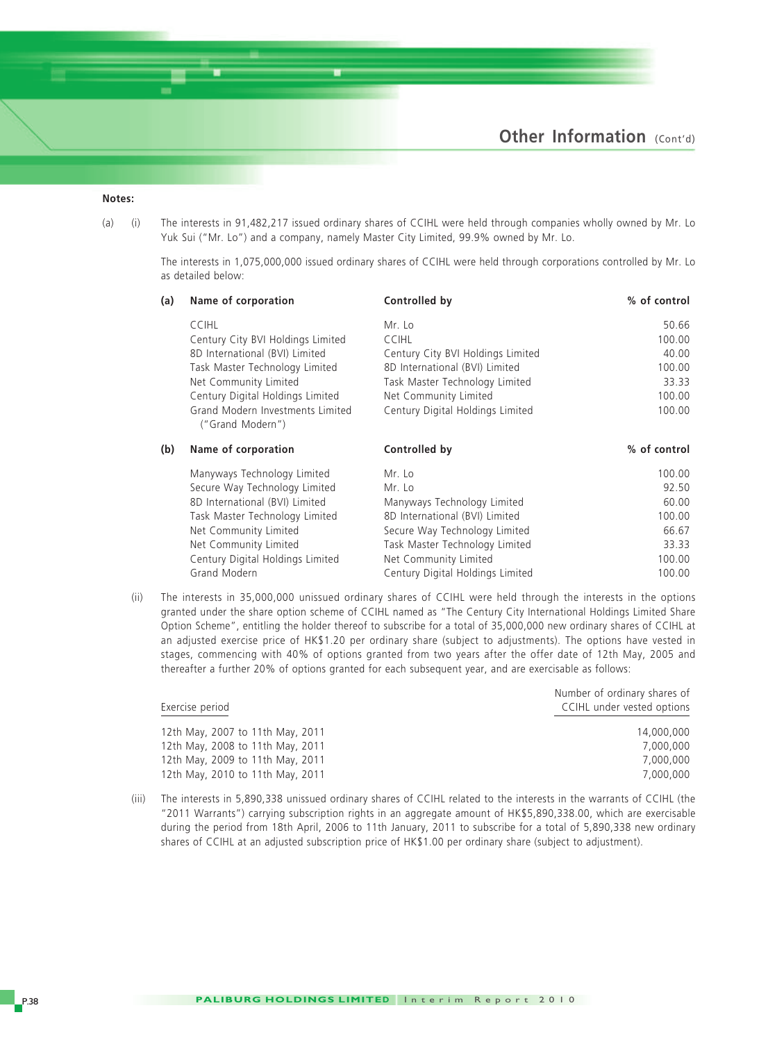**Notes:**

(a) (i) The interests in 91,482,217 issued ordinary shares of CCIHL were held through companies wholly owned by Mr. Lo Yuk Sui ("Mr. Lo") and a company, namely Master City Limited, 99.9% owned by Mr. Lo.

The interests in 1,075,000,000 issued ordinary shares of CCIHL were held through corporations controlled by Mr. Lo as detailed below:

**(a)**

| Name of corporation | Controlled by | % of control |
|---|---|---|
| CCIHL | Mr. Lo | 50.66 |
| Century City BVI Holdings Limited | CCIHL | 100.00 |
| 8D International (BVI) Limited | Century City BVI Holdings Limited | 40.00 |
| Task Master Technology Limited | 8D International (BVI) Limited | 100.00 |
| Net Community Limited | Task Master Technology Limited | 33.33 |
| Century Digital Holdings Limited | Net Community Limited | 100.00 |
| Grand Modern Investments Limited ("Grand Modern") | Century Digital Holdings Limited | 100.00 |

**(b)**

| Name of corporation | Controlled by | % of control |
|---|---|---|
| Manyways Technology Limited | Mr. Lo | 100.00 |
| Secure Way Technology Limited | Mr. Lo | 92.50 |
| 8D International (BVI) Limited | Manyways Technology Limited | 60.00 |
| Task Master Technology Limited | 8D International (BVI) Limited | 100.00 |
| Net Community Limited | Secure Way Technology Limited | 66.67 |
| Net Community Limited | Task Master Technology Limited | 33.33 |
| Century Digital Holdings Limited | Net Community Limited | 100.00 |
| Grand Modern | Century Digital Holdings Limited | 100.00 |

(ii) The interests in 35,000,000 unissued ordinary shares of CCIHL were held through the interests in the options granted under the share option scheme of CCIHL named as "The Century City International Holdings Limited Share Option Scheme", entitling the holder thereof to subscribe for a total of 35,000,000 new ordinary shares of CCIHL at an adjusted exercise price of HK$1.20 per ordinary share (subject to adjustments). The options have vested in stages, commencing with 40% of options granted from two years after the offer date of 12th May, 2005 and thereafter a further 20% of options granted for each subsequent year, and are exercisable as follows:

| Exercise period | Number of ordinary shares of CCIHL under vested options |
|---|---|
| 12th May, 2007 to 11th May, 2011 | 14,000,000 |
| 12th May, 2008 to 11th May, 2011 | 7,000,000 |
| 12th May, 2009 to 11th May, 2011 | 7,000,000 |
| 12th May, 2010 to 11th May, 2011 | 7,000,000 |

(iii) The interests in 5,890,338 unissued ordinary shares of CCIHL related to the interests in the warrants of CCIHL (the "2011 Warrants") carrying subscription rights in an aggregate amount of HK$5,890,338.00, which are exercisable during the period from 18th April, 2006 to 11th January, 2011 to subscribe for a total of 5,890,338 new ordinary shares of CCIHL at an adjusted subscription price of HK$1.00 per ordinary share (subject to adjustment).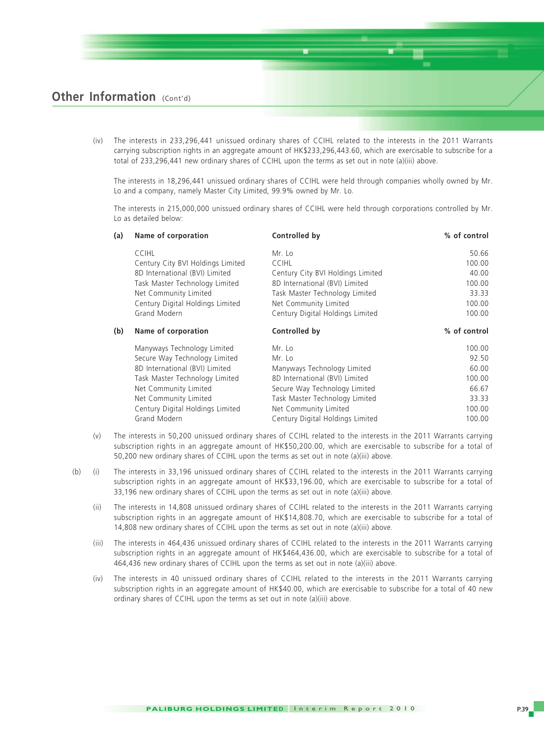## Other Information (Cont'd)

(iv) The interests in 233,296,441 unissued ordinary shares of CCIHL related to the interests in the 2011 Warrants carrying subscription rights in an aggregate amount of HK$233,296,443.60, which are exercisable to subscribe for a total of 233,296,441 new ordinary shares of CCIHL upon the terms as set out in note (a)(iii) above.

The interests in 18,296,441 unissued ordinary shares of CCIHL were held through companies wholly owned by Mr. Lo and a company, namely Master City Limited, 99.9% owned by Mr. Lo.

The interests in 215,000,000 unissued ordinary shares of CCIHL were held through corporations controlled by Mr. Lo as detailed below:

| (a) | Name of corporation | Controlled by | % of control |
|---|---|---|---|
| | CCIHL | Mr. Lo | 50.66 |
| | Century City BVI Holdings Limited | CCIHL | 100.00 |
| | 8D International (BVI) Limited | Century City BVI Holdings Limited | 40.00 |
| | Task Master Technology Limited | 8D International (BVI) Limited | 100.00 |
| | Net Community Limited | Task Master Technology Limited | 33.33 |
| | Century Digital Holdings Limited | Net Community Limited | 100.00 |
| | Grand Modern | Century Digital Holdings Limited | 100.00 |

| (b) | Name of corporation | Controlled by | % of control |
|---|---|---|---|
| | Manyways Technology Limited | Mr. Lo | 100.00 |
| | Secure Way Technology Limited | Mr. Lo | 92.50 |
| | 8D International (BVI) Limited | Manyways Technology Limited | 60.00 |
| | Task Master Technology Limited | 8D International (BVI) Limited | 100.00 |
| | Net Community Limited | Secure Way Technology Limited | 66.67 |
| | Net Community Limited | Task Master Technology Limited | 33.33 |
| | Century Digital Holdings Limited | Net Community Limited | 100.00 |
| | Grand Modern | Century Digital Holdings Limited | 100.00 |

(v) The interests in 50,200 unissued ordinary shares of CCIHL related to the interests in the 2011 Warrants carrying subscription rights in an aggregate amount of HK$50,200.00, which are exercisable to subscribe for a total of 50,200 new ordinary shares of CCIHL upon the terms as set out in note (a)(iii) above.

(b) (i) The interests in 33,196 unissued ordinary shares of CCIHL related to the interests in the 2011 Warrants carrying subscription rights in an aggregate amount of HK$33,196.00, which are exercisable to subscribe for a total of 33,196 new ordinary shares of CCIHL upon the terms as set out in note (a)(iii) above.

(ii) The interests in 14,808 unissued ordinary shares of CCIHL related to the interests in the 2011 Warrants carrying subscription rights in an aggregate amount of HK$14,808.70, which are exercisable to subscribe for a total of 14,808 new ordinary shares of CCIHL upon the terms as set out in note (a)(iii) above.

(iii) The interests in 464,436 unissued ordinary shares of CCIHL related to the interests in the 2011 Warrants carrying subscription rights in an aggregate amount of HK$464,436.00, which are exercisable to subscribe for a total of 464,436 new ordinary shares of CCIHL upon the terms as set out in note (a)(iii) above.

(iv) The interests in 40 unissued ordinary shares of CCIHL related to the interests in the 2011 Warrants carrying subscription rights in an aggregate amount of HK$40.00, which are exercisable to subscribe for a total of 40 new ordinary shares of CCIHL upon the terms as set out in note (a)(iii) above.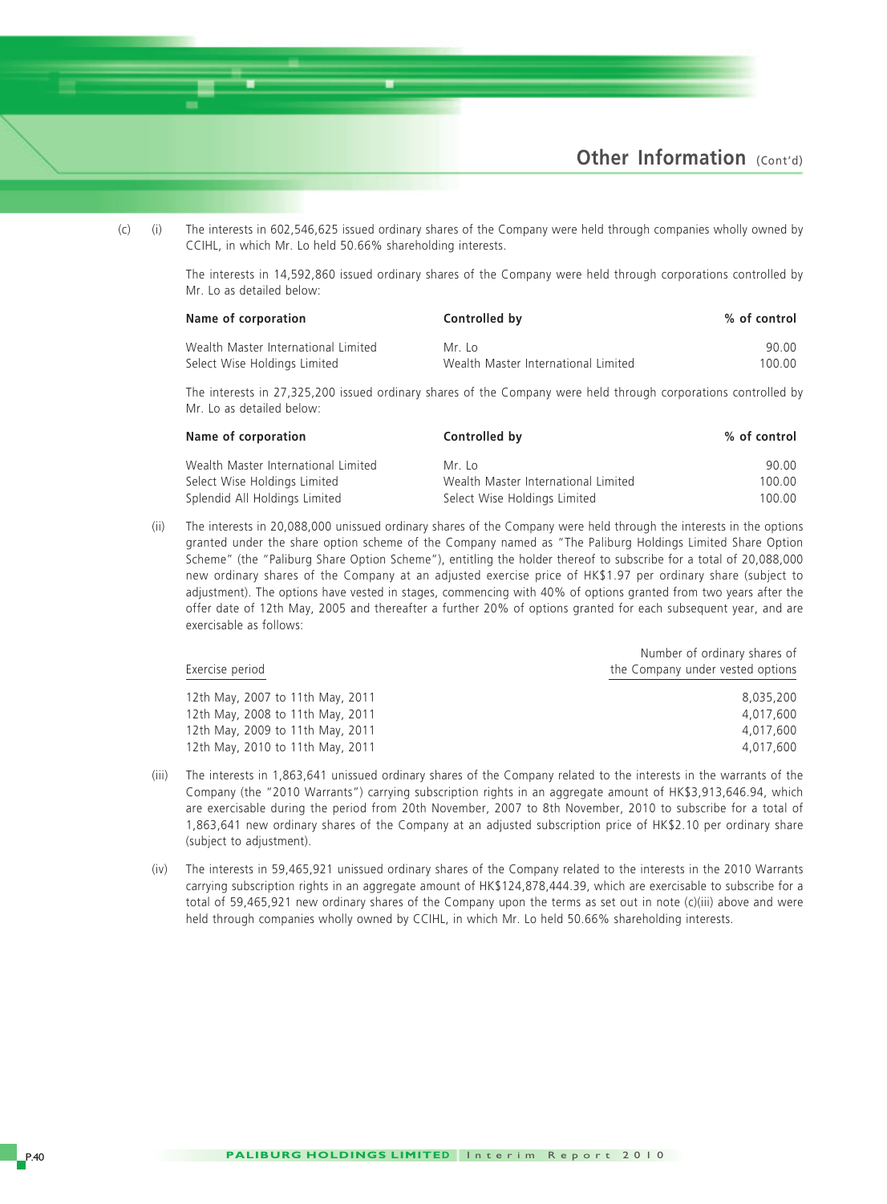(c) (i) The interests in 602,546,625 issued ordinary shares of the Company were held through companies wholly owned by CCIHL, in which Mr. Lo held 50.66% shareholding interests.

The interests in 14,592,860 issued ordinary shares of the Company were held through corporations controlled by Mr. Lo as detailed below:

| Name of corporation | Controlled by | % of control |
|---|---|---|
| Wealth Master International Limited | Mr. Lo | 90.00 |
| Select Wise Holdings Limited | Wealth Master International Limited | 100.00 |

The interests in 27,325,200 issued ordinary shares of the Company were held through corporations controlled by Mr. Lo as detailed below:

| Name of corporation | Controlled by | % of control |
|---|---|---|
| Wealth Master International Limited | Mr. Lo | 90.00 |
| Select Wise Holdings Limited | Wealth Master International Limited | 100.00 |
| Splendid All Holdings Limited | Select Wise Holdings Limited | 100.00 |

(ii) The interests in 20,088,000 unissued ordinary shares of the Company were held through the interests in the options granted under the share option scheme of the Company named as "The Paliburg Holdings Limited Share Option Scheme" (the "Paliburg Share Option Scheme"), entitling the holder thereof to subscribe for a total of 20,088,000 new ordinary shares of the Company at an adjusted exercise price of HK$1.97 per ordinary share (subject to adjustment). The options have vested in stages, commencing with 40% of options granted from two years after the offer date of 12th May, 2005 and thereafter a further 20% of options granted for each subsequent year, and are exercisable as follows:

| Exercise period | Number of ordinary shares of the Company under vested options |
|---|---|
| 12th May, 2007 to 11th May, 2011 | 8,035,200 |
| 12th May, 2008 to 11th May, 2011 | 4,017,600 |
| 12th May, 2009 to 11th May, 2011 | 4,017,600 |
| 12th May, 2010 to 11th May, 2011 | 4,017,600 |

(iii) The interests in 1,863,641 unissued ordinary shares of the Company related to the interests in the warrants of the Company (the "2010 Warrants") carrying subscription rights in an aggregate amount of HK$3,913,646.94, which are exercisable during the period from 20th November, 2007 to 8th November, 2010 to subscribe for a total of 1,863,641 new ordinary shares of the Company at an adjusted subscription price of HK$2.10 per ordinary share (subject to adjustment).

(iv) The interests in 59,465,921 unissued ordinary shares of the Company related to the interests in the 2010 Warrants carrying subscription rights in an aggregate amount of HK$124,878,444.39, which are exercisable to subscribe for a total of 59,465,921 new ordinary shares of the Company upon the terms as set out in note (c)(iii) above and were held through companies wholly owned by CCIHL, in which Mr. Lo held 50.66% shareholding interests.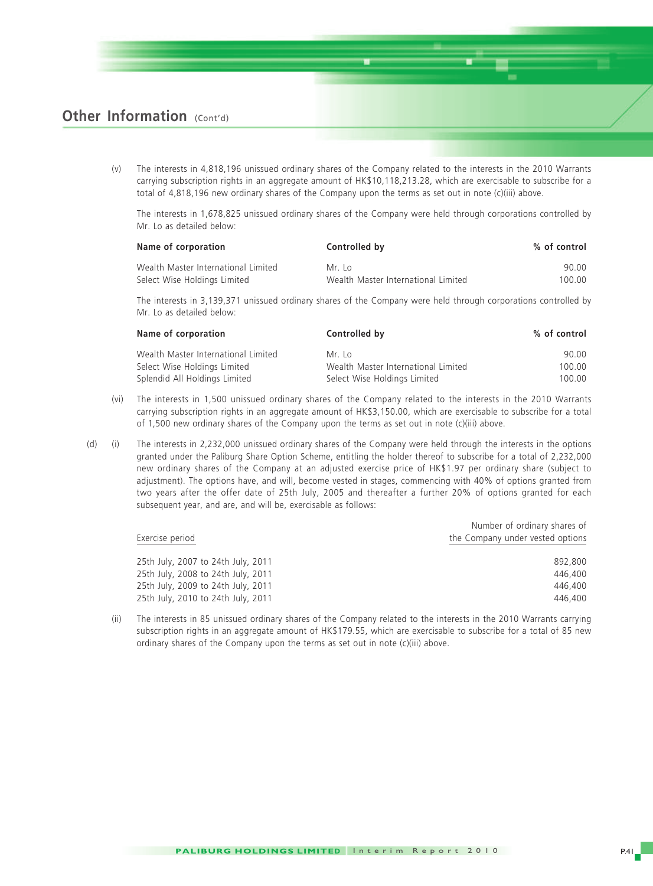## Other Information (Cont'd)

(v) The interests in 4,818,196 unissued ordinary shares of the Company related to the interests in the 2010 Warrants carrying subscription rights in an aggregate amount of HK$10,118,213.28, which are exercisable to subscribe for a total of 4,818,196 new ordinary shares of the Company upon the terms as set out in note (c)(iii) above.

The interests in 1,678,825 unissued ordinary shares of the Company were held through corporations controlled by Mr. Lo as detailed below:

| Name of corporation | Controlled by | % of control |
|---|---|---|
| Wealth Master International Limited | Mr. Lo | 90.00 |
| Select Wise Holdings Limited | Wealth Master International Limited | 100.00 |

The interests in 3,139,371 unissued ordinary shares of the Company were held through corporations controlled by Mr. Lo as detailed below:

| Name of corporation | Controlled by | % of control |
|---|---|---|
| Wealth Master International Limited | Mr. Lo | 90.00 |
| Select Wise Holdings Limited | Wealth Master International Limited | 100.00 |
| Splendid All Holdings Limited | Select Wise Holdings Limited | 100.00 |

(vi) The interests in 1,500 unissued ordinary shares of the Company related to the interests in the 2010 Warrants carrying subscription rights in an aggregate amount of HK$3,150.00, which are exercisable to subscribe for a total of 1,500 new ordinary shares of the Company upon the terms as set out in note (c)(iii) above.

(d) (i) The interests in 2,232,000 unissued ordinary shares of the Company were held through the interests in the options granted under the Paliburg Share Option Scheme, entitling the holder thereof to subscribe for a total of 2,232,000 new ordinary shares of the Company at an adjusted exercise price of HK$1.97 per ordinary share (subject to adjustment). The options have, and will, become vested in stages, commencing with 40% of options granted from two years after the offer date of 25th July, 2005 and thereafter a further 20% of options granted for each subsequent year, and are, and will be, exercisable as follows:

| Exercise period | Number of ordinary shares of the Company under vested options |
|---|---|
| 25th July, 2007 to 24th July, 2011 | 892,800 |
| 25th July, 2008 to 24th July, 2011 | 446,400 |
| 25th July, 2009 to 24th July, 2011 | 446,400 |
| 25th July, 2010 to 24th July, 2011 | 446,400 |

(ii) The interests in 85 unissued ordinary shares of the Company related to the interests in the 2010 Warrants carrying subscription rights in an aggregate amount of HK$179.55, which are exercisable to subscribe for a total of 85 new ordinary shares of the Company upon the terms as set out in note (c)(iii) above.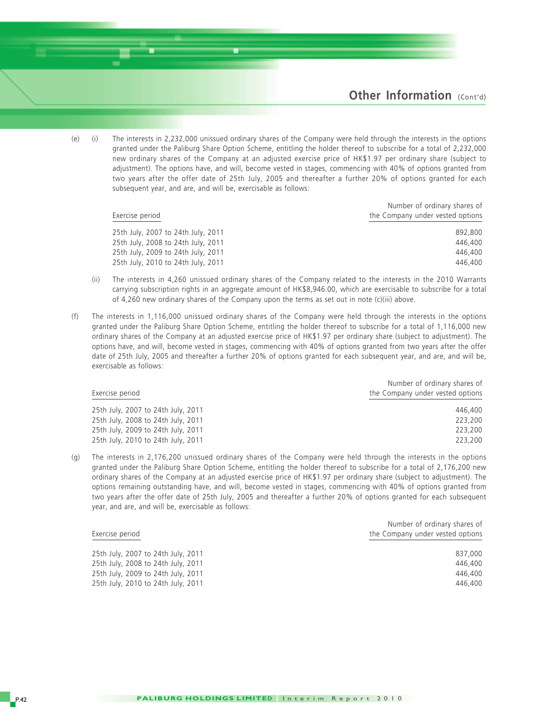(e) (i) The interests in 2,232,000 unissued ordinary shares of the Company were held through the interests in the options granted under the Paliburg Share Option Scheme, entitling the holder thereof to subscribe for a total of 2,232,000 new ordinary shares of the Company at an adjusted exercise price of HK$1.97 per ordinary share (subject to adjustment). The options have, and will, become vested in stages, commencing with 40% of options granted from two years after the offer date of 25th July, 2005 and thereafter a further 20% of options granted for each subsequent year, and are, and will be, exercisable as follows:

| Exercise period | Number of ordinary shares of the Company under vested options |
|---|---|
| 25th July, 2007 to 24th July, 2011 | 892,800 |
| 25th July, 2008 to 24th July, 2011 | 446,400 |
| 25th July, 2009 to 24th July, 2011 | 446,400 |
| 25th July, 2010 to 24th July, 2011 | 446,400 |

(ii) The interests in 4,260 unissued ordinary shares of the Company related to the interests in the 2010 Warrants carrying subscription rights in an aggregate amount of HK$8,946.00, which are exercisable to subscribe for a total of 4,260 new ordinary shares of the Company upon the terms as set out in note (c)(iii) above.

(f) The interests in 1,116,000 unissued ordinary shares of the Company were held through the interests in the options granted under the Paliburg Share Option Scheme, entitling the holder thereof to subscribe for a total of 1,116,000 new ordinary shares of the Company at an adjusted exercise price of HK$1.97 per ordinary share (subject to adjustment). The options have, and will, become vested in stages, commencing with 40% of options granted from two years after the offer date of 25th July, 2005 and thereafter a further 20% of options granted for each subsequent year, and are, and will be, exercisable as follows:

| Exercise period | Number of ordinary shares of the Company under vested options |
|---|---|
| 25th July, 2007 to 24th July, 2011 | 446,400 |
| 25th July, 2008 to 24th July, 2011 | 223,200 |
| 25th July, 2009 to 24th July, 2011 | 223,200 |
| 25th July, 2010 to 24th July, 2011 | 223,200 |

(g) The interests in 2,176,200 unissued ordinary shares of the Company were held through the interests in the options granted under the Paliburg Share Option Scheme, entitling the holder thereof to subscribe for a total of 2,176,200 new ordinary shares of the Company at an adjusted exercise price of HK$1.97 per ordinary share (subject to adjustment). The options remaining outstanding have, and will, become vested in stages, commencing with 40% of options granted from two years after the offer date of 25th July, 2005 and thereafter a further 20% of options granted for each subsequent year, and are, and will be, exercisable as follows:

| Exercise period | Number of ordinary shares of the Company under vested options |
|---|---|
| 25th July, 2007 to 24th July, 2011 | 837,000 |
| 25th July, 2008 to 24th July, 2011 | 446,400 |
| 25th July, 2009 to 24th July, 2011 | 446,400 |
| 25th July, 2010 to 24th July, 2011 | 446,400 |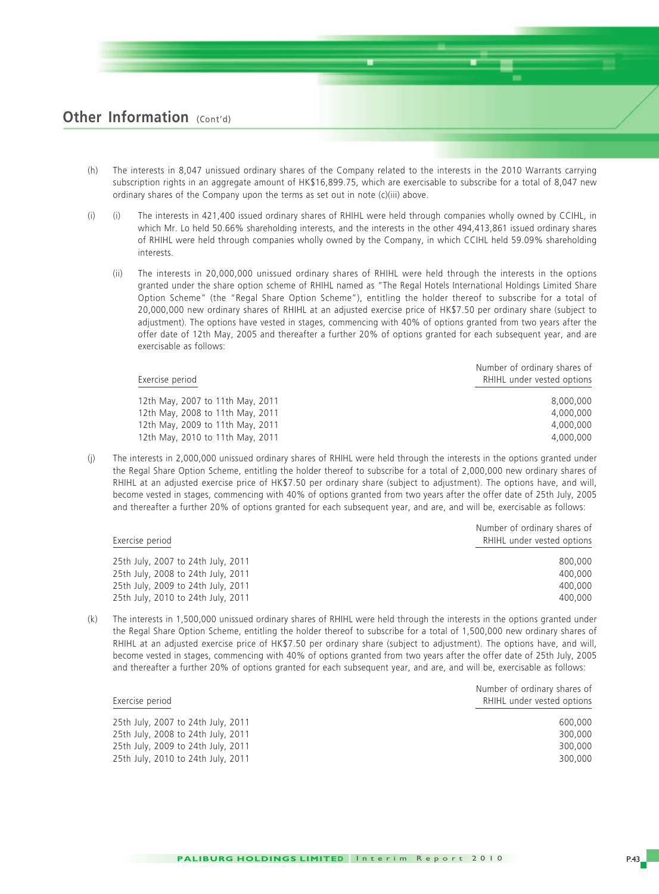## Other Information (Cont'd)

(h) The interests in 8,047 unissued ordinary shares of the Company related to the interests in the 2010 Warrants carrying subscription rights in an aggregate amount of HK$16,899.75, which are exercisable to subscribe for a total of 8,047 new ordinary shares of the Company upon the terms as set out in note (c)(iii) above.

(i) (i) The interests in 421,400 issued ordinary shares of RHIHL were held through companies wholly owned by CCIHL, in which Mr. Lo held 50.66% shareholding interests, and the interests in the other 494,413,861 issued ordinary shares of RHIHL were held through companies wholly owned by the Company, in which CCIHL held 59.09% shareholding interests.

(ii) The interests in 20,000,000 unissued ordinary shares of RHIHL were held through the interests in the options granted under the share option scheme of RHIHL named as "The Regal Hotels International Holdings Limited Share Option Scheme" (the "Regal Share Option Scheme"), entitling the holder thereof to subscribe for a total of 20,000,000 new ordinary shares of RHIHL at an adjusted exercise price of HK$7.50 per ordinary share (subject to adjustment). The options have vested in stages, commencing with 40% of options granted from two years after the offer date of 12th May, 2005 and thereafter a further 20% of options granted for each subsequent year, and are exercisable as follows:

| Exercise period | Number of ordinary shares of RHIHL under vested options |
|---|---|
| 12th May, 2007 to 11th May, 2011 | 8,000,000 |
| 12th May, 2008 to 11th May, 2011 | 4,000,000 |
| 12th May, 2009 to 11th May, 2011 | 4,000,000 |
| 12th May, 2010 to 11th May, 2011 | 4,000,000 |

(j) The interests in 2,000,000 unissued ordinary shares of RHIHL were held through the interests in the options granted under the Regal Share Option Scheme, entitling the holder thereof to subscribe for a total of 2,000,000 new ordinary shares of RHIHL at an adjusted exercise price of HK$7.50 per ordinary share (subject to adjustment). The options have, and will, become vested in stages, commencing with 40% of options granted from two years after the offer date of 25th July, 2005 and thereafter a further 20% of options granted for each subsequent year, and are, and will be, exercisable as follows:

| Exercise period | Number of ordinary shares of RHIHL under vested options |
|---|---|
| 25th July, 2007 to 24th July, 2011 | 800,000 |
| 25th July, 2008 to 24th July, 2011 | 400,000 |
| 25th July, 2009 to 24th July, 2011 | 400,000 |
| 25th July, 2010 to 24th July, 2011 | 400,000 |

(k) The interests in 1,500,000 unissued ordinary shares of RHIHL were held through the interests in the options granted under the Regal Share Option Scheme, entitling the holder thereof to subscribe for a total of 1,500,000 new ordinary shares of RHIHL at an adjusted exercise price of HK$7.50 per ordinary share (subject to adjustment). The options have, and will, become vested in stages, commencing with 40% of options granted from two years after the offer date of 25th July, 2005 and thereafter a further 20% of options granted for each subsequent year, and are, and will be, exercisable as follows:

| Exercise period | Number of ordinary shares of RHIHL under vested options |
|---|---|
| 25th July, 2007 to 24th July, 2011 | 600,000 |
| 25th July, 2008 to 24th July, 2011 | 300,000 |
| 25th July, 2009 to 24th July, 2011 | 300,000 |
| 25th July, 2010 to 24th July, 2011 | 300,000 |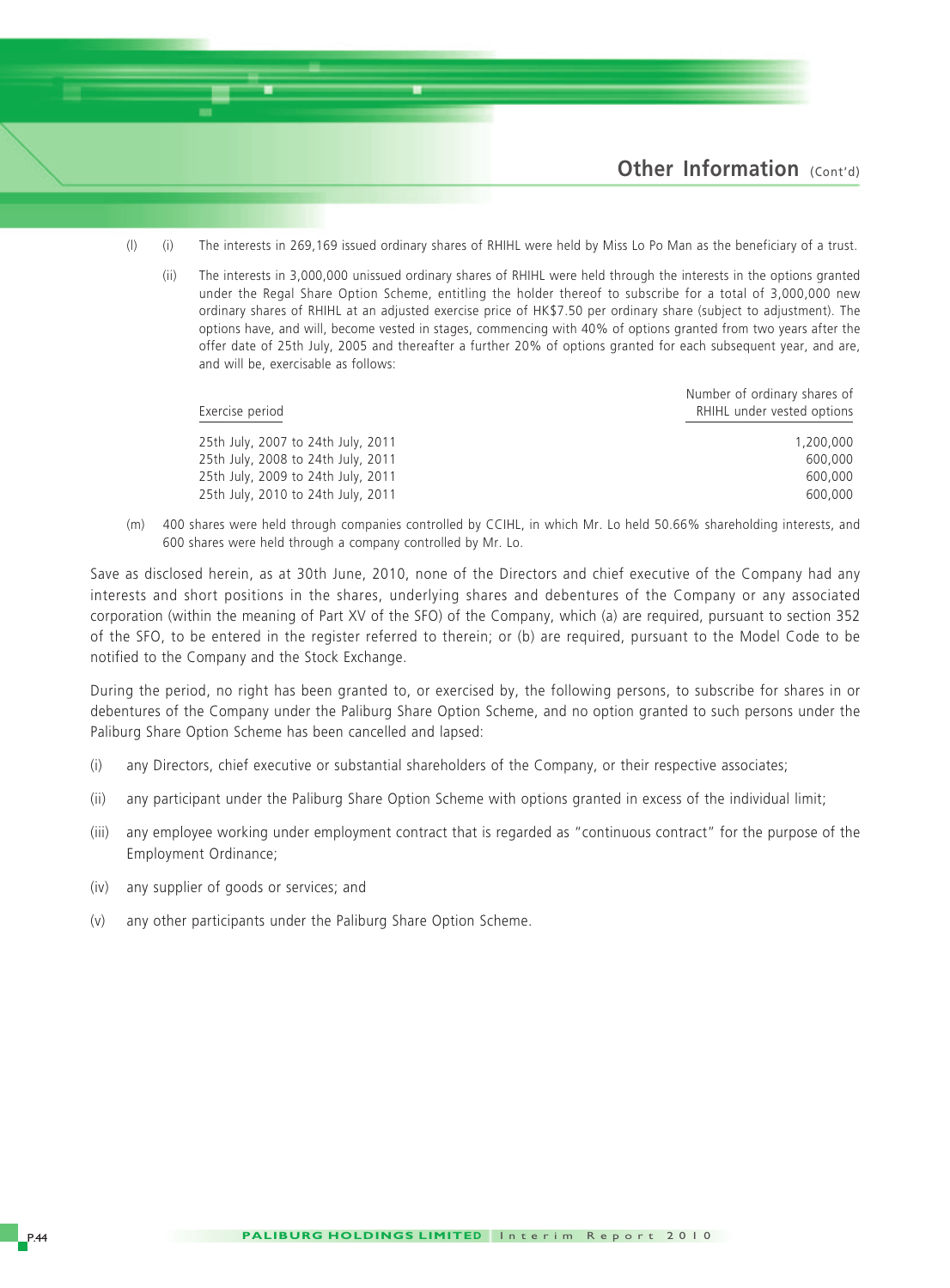(l) (i) The interests in 269,169 issued ordinary shares of RHIHL were held by Miss Lo Po Man as the beneficiary of a trust.

(ii) The interests in 3,000,000 unissued ordinary shares of RHIHL were held through the interests in the options granted under the Regal Share Option Scheme, entitling the holder thereof to subscribe for a total of 3,000,000 new ordinary shares of RHIHL at an adjusted exercise price of HK$7.50 per ordinary share (subject to adjustment). The options have, and will, become vested in stages, commencing with 40% of options granted from two years after the offer date of 25th July, 2005 and thereafter a further 20% of options granted for each subsequent year, and are, and will be, exercisable as follows:

| Exercise period | Number of ordinary shares of RHIHL under vested options |
|---|---|
| 25th July, 2007 to 24th July, 2011 | 1,200,000 |
| 25th July, 2008 to 24th July, 2011 | 600,000 |
| 25th July, 2009 to 24th July, 2011 | 600,000 |
| 25th July, 2010 to 24th July, 2011 | 600,000 |

(m) 400 shares were held through companies controlled by CCIHL, in which Mr. Lo held 50.66% shareholding interests, and 600 shares were held through a company controlled by Mr. Lo.

Save as disclosed herein, as at 30th June, 2010, none of the Directors and chief executive of the Company had any interests and short positions in the shares, underlying shares and debentures of the Company or any associated corporation (within the meaning of Part XV of the SFO) of the Company, which (a) are required, pursuant to section 352 of the SFO, to be entered in the register referred to therein; or (b) are required, pursuant to the Model Code to be notified to the Company and the Stock Exchange.

During the period, no right has been granted to, or exercised by, the following persons, to subscribe for shares in or debentures of the Company under the Paliburg Share Option Scheme, and no option granted to such persons under the Paliburg Share Option Scheme has been cancelled and lapsed:

(i) any Directors, chief executive or substantial shareholders of the Company, or their respective associates;

(ii) any participant under the Paliburg Share Option Scheme with options granted in excess of the individual limit;

(iii) any employee working under employment contract that is regarded as "continuous contract" for the purpose of the Employment Ordinance;

(iv) any supplier of goods or services; and

(v) any other participants under the Paliburg Share Option Scheme.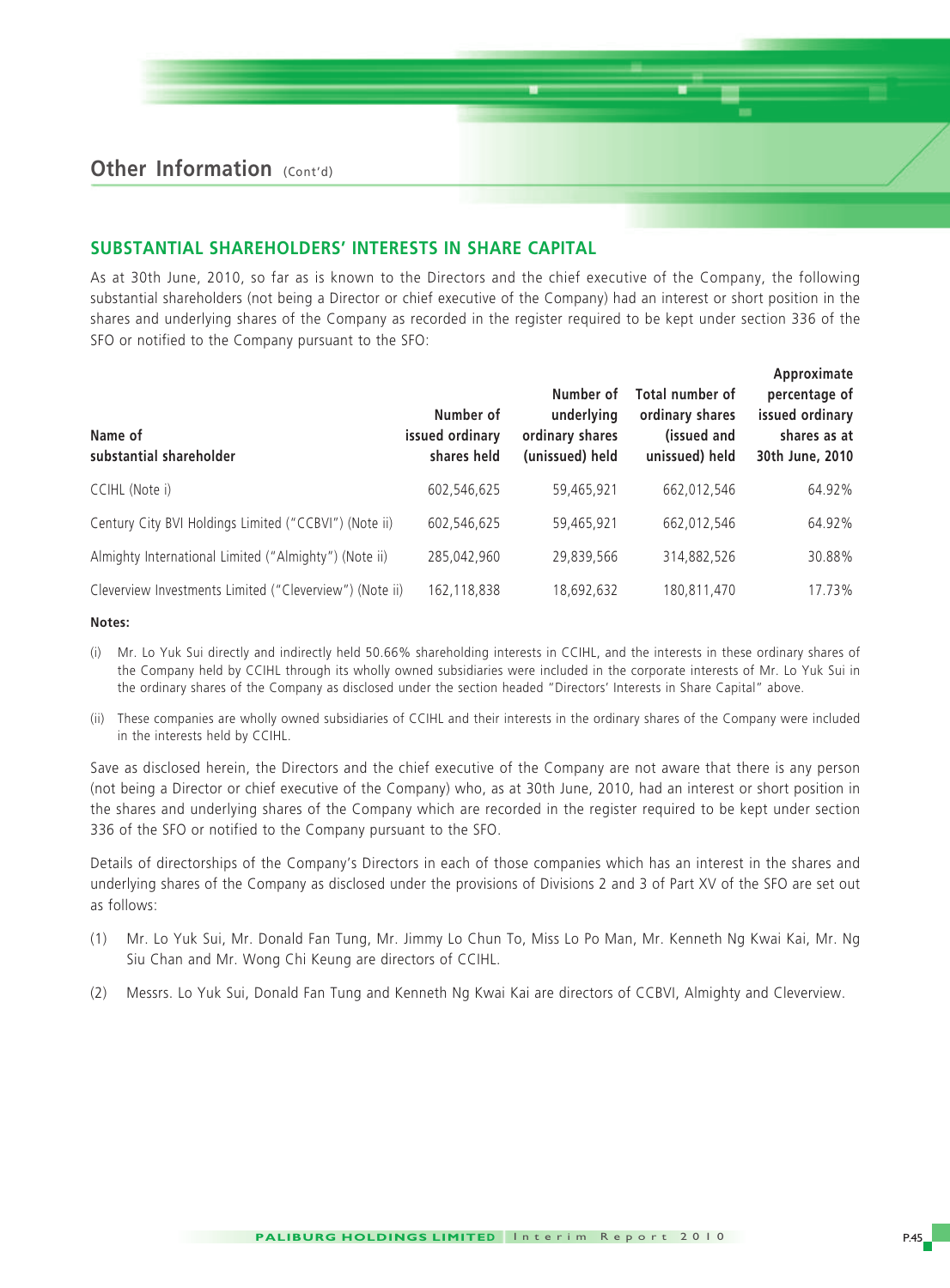## Other Information (Cont'd)

### SUBSTANTIAL SHAREHOLDERS' INTERESTS IN SHARE CAPITAL

As at 30th June, 2010, so far as is known to the Directors and the chief executive of the Company, the following substantial shareholders (not being a Director or chief executive of the Company) had an interest or short position in the shares and underlying shares of the Company as recorded in the register required to be kept under section 336 of the SFO or notified to the Company pursuant to the SFO:

| Name of substantial shareholder | Number of issued ordinary shares held | Number of underlying ordinary shares (unissued) held | Total number of ordinary shares (issued and unissued) held | Approximate percentage of issued ordinary shares as at 30th June, 2010 |
|---|---|---|---|---|
| CCIHL (Note i) | 602,546,625 | 59,465,921 | 662,012,546 | 64.92% |
| Century City BVI Holdings Limited ("CCBVI") (Note ii) | 602,546,625 | 59,465,921 | 662,012,546 | 64.92% |
| Almighty International Limited ("Almighty") (Note ii) | 285,042,960 | 29,839,566 | 314,882,526 | 30.88% |
| Cleverview Investments Limited ("Cleverview") (Note ii) | 162,118,838 | 18,692,632 | 180,811,470 | 17.73% |

**Notes:**

(i) Mr. Lo Yuk Sui directly and indirectly held 50.66% shareholding interests in CCIHL, and the interests in these ordinary shares of the Company held by CCIHL through its wholly owned subsidiaries were included in the corporate interests of Mr. Lo Yuk Sui in the ordinary shares of the Company as disclosed under the section headed "Directors' Interests in Share Capital" above.

(ii) These companies are wholly owned subsidiaries of CCIHL and their interests in the ordinary shares of the Company were included in the interests held by CCIHL.

Save as disclosed herein, the Directors and the chief executive of the Company are not aware that there is any person (not being a Director or chief executive of the Company) who, as at 30th June, 2010, had an interest or short position in the shares and underlying shares of the Company which are recorded in the register required to be kept under section 336 of the SFO or notified to the Company pursuant to the SFO.

Details of directorships of the Company's Directors in each of those companies which has an interest in the shares and underlying shares of the Company as disclosed under the provisions of Divisions 2 and 3 of Part XV of the SFO are set out as follows:

(1) Mr. Lo Yuk Sui, Mr. Donald Fan Tung, Mr. Jimmy Lo Chun To, Miss Lo Po Man, Mr. Kenneth Ng Kwai Kai, Mr. Ng Siu Chan and Mr. Wong Chi Keung are directors of CCIHL.

(2) Messrs. Lo Yuk Sui, Donald Fan Tung and Kenneth Ng Kwai Kai are directors of CCBVI, Almighty and Cleverview.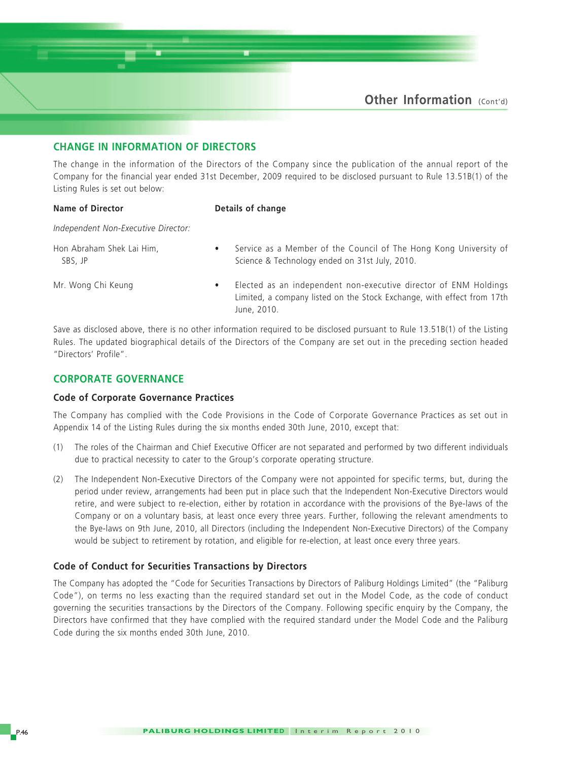## CHANGE IN INFORMATION OF DIRECTORS

The change in the information of the Directors of the Company since the publication of the annual report of the Company for the financial year ended 31st December, 2009 required to be disclosed pursuant to Rule 13.51B(1) of the Listing Rules is set out below:

| Name of Director | Details of change |
|---|---|
| *Independent Non-Executive Director:* | |
| Hon Abraham Shek Lai Him, SBS, JP | • Service as a Member of the Council of The Hong Kong University of Science & Technology ended on 31st July, 2010. |
| Mr. Wong Chi Keung | • Elected as an independent non-executive director of ENM Holdings Limited, a company listed on the Stock Exchange, with effect from 17th June, 2010. |

Save as disclosed above, there is no other information required to be disclosed pursuant to Rule 13.51B(1) of the Listing Rules. The updated biographical details of the Directors of the Company are set out in the preceding section headed "Directors' Profile".

## CORPORATE GOVERNANCE

### Code of Corporate Governance Practices

The Company has complied with the Code Provisions in the Code of Corporate Governance Practices as set out in Appendix 14 of the Listing Rules during the six months ended 30th June, 2010, except that:

(1) The roles of the Chairman and Chief Executive Officer are not separated and performed by two different individuals due to practical necessity to cater to the Group's corporate operating structure.

(2) The Independent Non-Executive Directors of the Company were not appointed for specific terms, but, during the period under review, arrangements had been put in place such that the Independent Non-Executive Directors would retire, and were subject to re-election, either by rotation in accordance with the provisions of the Bye-laws of the Company or on a voluntary basis, at least once every three years. Further, following the relevant amendments to the Bye-laws on 9th June, 2010, all Directors (including the Independent Non-Executive Directors) of the Company would be subject to retirement by rotation, and eligible for re-election, at least once every three years.

### Code of Conduct for Securities Transactions by Directors

The Company has adopted the "Code for Securities Transactions by Directors of Paliburg Holdings Limited" (the "Paliburg Code"), on terms no less exacting than the required standard set out in the Model Code, as the code of conduct governing the securities transactions by the Directors of the Company. Following specific enquiry by the Company, the Directors have confirmed that they have complied with the required standard under the Model Code and the Paliburg Code during the six months ended 30th June, 2010.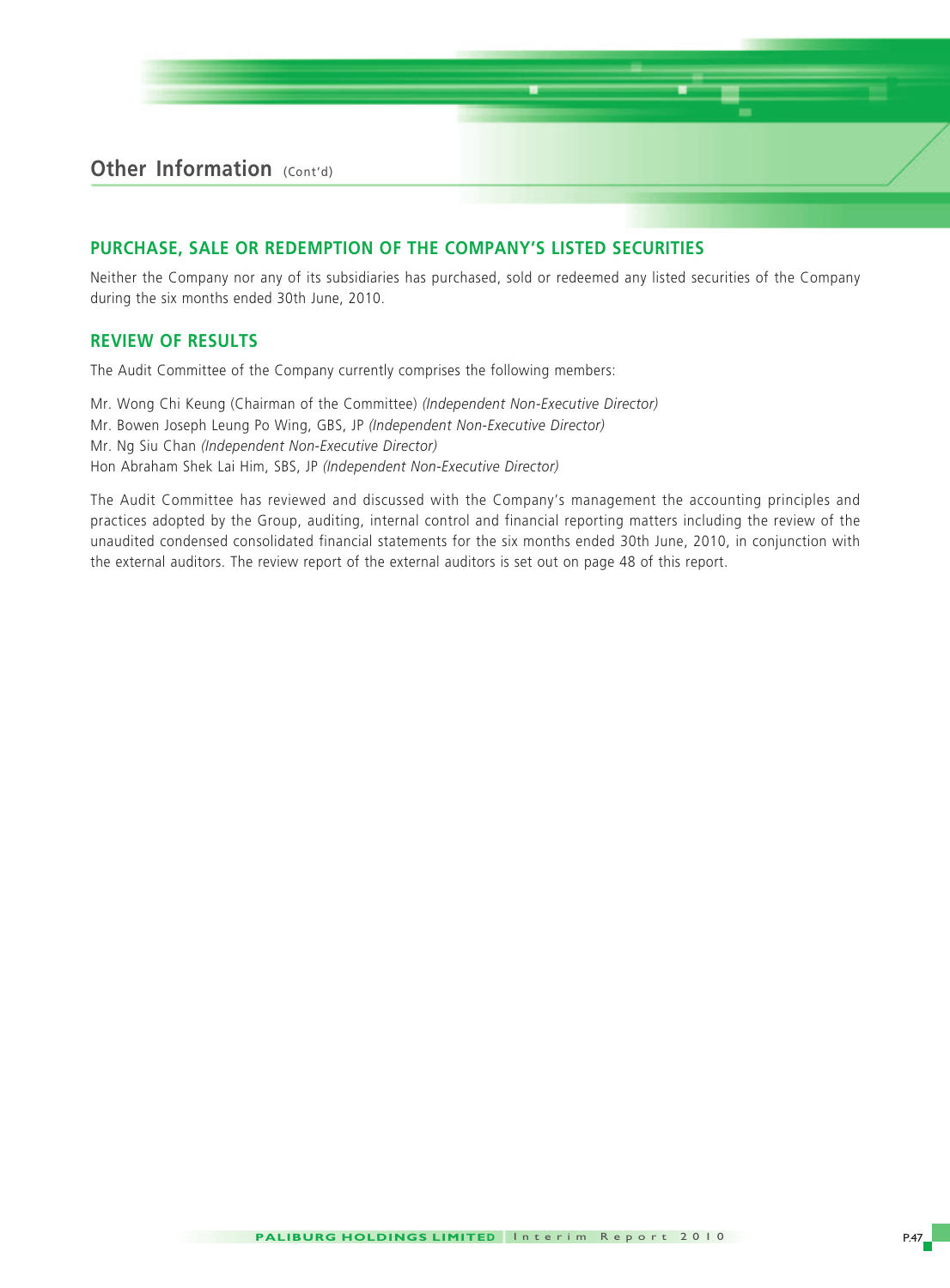## PURCHASE, SALE OR REDEMPTION OF THE COMPANY'S LISTED SECURITIES

Neither the Company nor any of its subsidiaries has purchased, sold or redeemed any listed securities of the Company during the six months ended 30th June, 2010.

## REVIEW OF RESULTS

The Audit Committee of the Company currently comprises the following members:

Mr. Wong Chi Keung (Chairman of the Committee) *(Independent Non-Executive Director)*
Mr. Bowen Joseph Leung Po Wing, GBS, JP *(Independent Non-Executive Director)*
Mr. Ng Siu Chan *(Independent Non-Executive Director)*
Hon Abraham Shek Lai Him, SBS, JP *(Independent Non-Executive Director)*

The Audit Committee has reviewed and discussed with the Company's management the accounting principles and practices adopted by the Group, auditing, internal control and financial reporting matters including the review of the unaudited condensed consolidated financial statements for the six months ended 30th June, 2010, in conjunction with the external auditors. The review report of the external auditors is set out on page 48 of this report.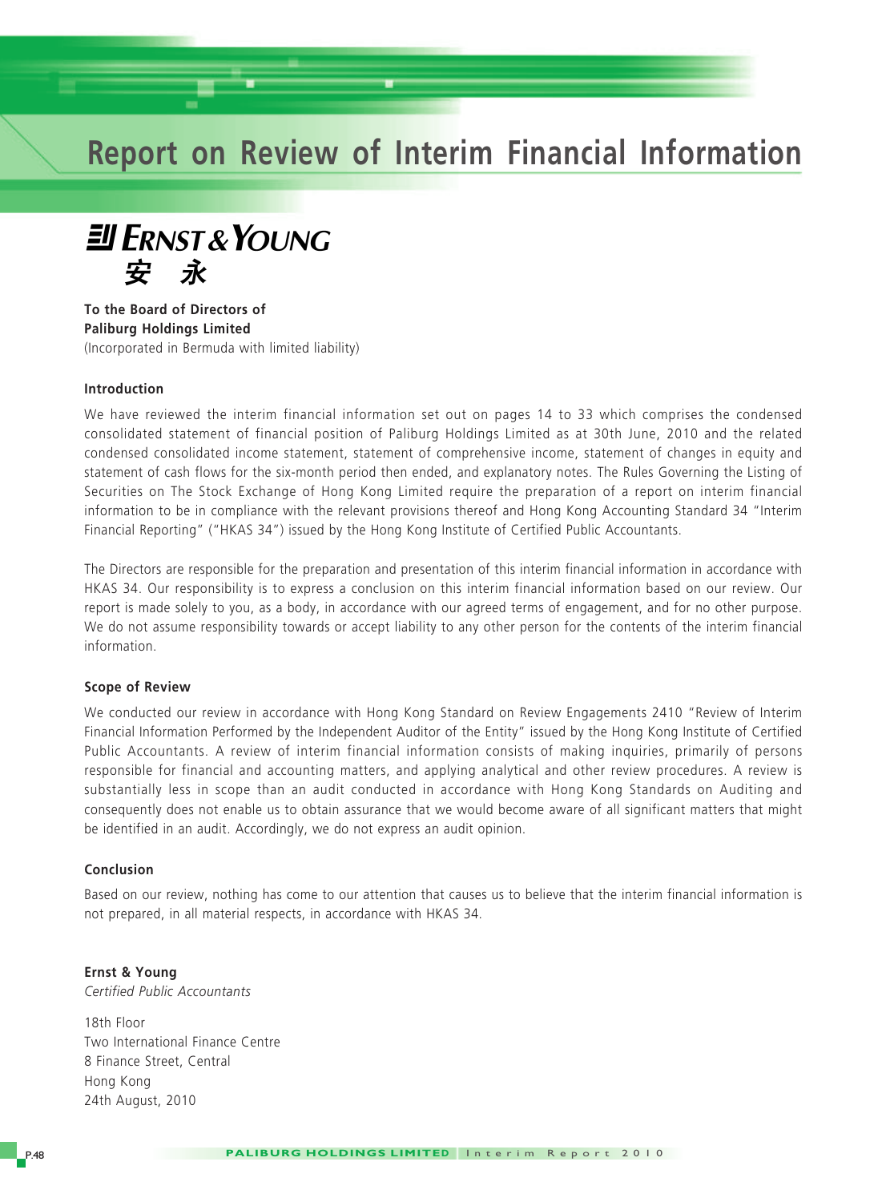# Report on Review of Interim Financial Information

ERNST & YOUNG
安 永

**To the Board of Directors of**
**Paliburg Holdings Limited**
(Incorporated in Bermuda with limited liability)

### Introduction

We have reviewed the interim financial information set out on pages 14 to 33 which comprises the condensed consolidated statement of financial position of Paliburg Holdings Limited as at 30th June, 2010 and the related condensed consolidated income statement, statement of comprehensive income, statement of changes in equity and statement of cash flows for the six-month period then ended, and explanatory notes. The Rules Governing the Listing of Securities on The Stock Exchange of Hong Kong Limited require the preparation of a report on interim financial information to be in compliance with the relevant provisions thereof and Hong Kong Accounting Standard 34 "Interim Financial Reporting" ("HKAS 34") issued by the Hong Kong Institute of Certified Public Accountants.

The Directors are responsible for the preparation and presentation of this interim financial information in accordance with HKAS 34. Our responsibility is to express a conclusion on this interim financial information based on our review. Our report is made solely to you, as a body, in accordance with our agreed terms of engagement, and for no other purpose. We do not assume responsibility towards or accept liability to any other person for the contents of the interim financial information.

### Scope of Review

We conducted our review in accordance with Hong Kong Standard on Review Engagements 2410 "Review of Interim Financial Information Performed by the Independent Auditor of the Entity" issued by the Hong Kong Institute of Certified Public Accountants. A review of interim financial information consists of making inquiries, primarily of persons responsible for financial and accounting matters, and applying analytical and other review procedures. A review is substantially less in scope than an audit conducted in accordance with Hong Kong Standards on Auditing and consequently does not enable us to obtain assurance that we would become aware of all significant matters that might be identified in an audit. Accordingly, we do not express an audit opinion.

### Conclusion

Based on our review, nothing has come to our attention that causes us to believe that the interim financial information is not prepared, in all material respects, in accordance with HKAS 34.

**Ernst & Young**
*Certified Public Accountants*

18th Floor
Two International Finance Centre
8 Finance Street, Central
Hong Kong
24th August, 2010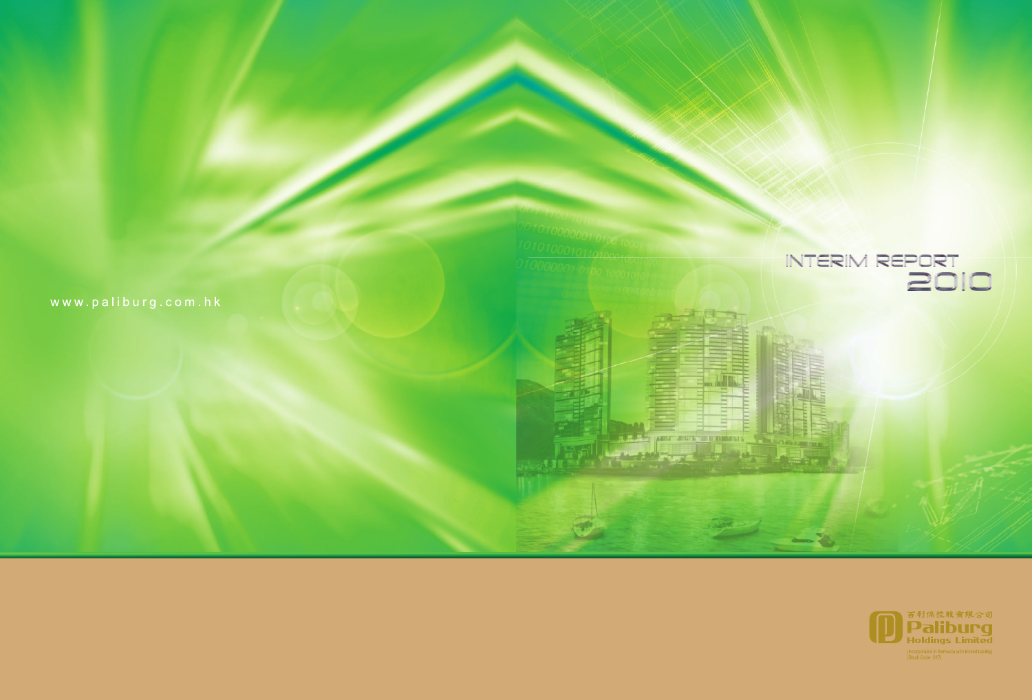www.paliburg.com.hk

INTERIM REPORT 2010

百利保控股有限公司
Paliburg Holdings Limited

(Incorporated in Bermuda with limited liability)
(Stock Code: 617)